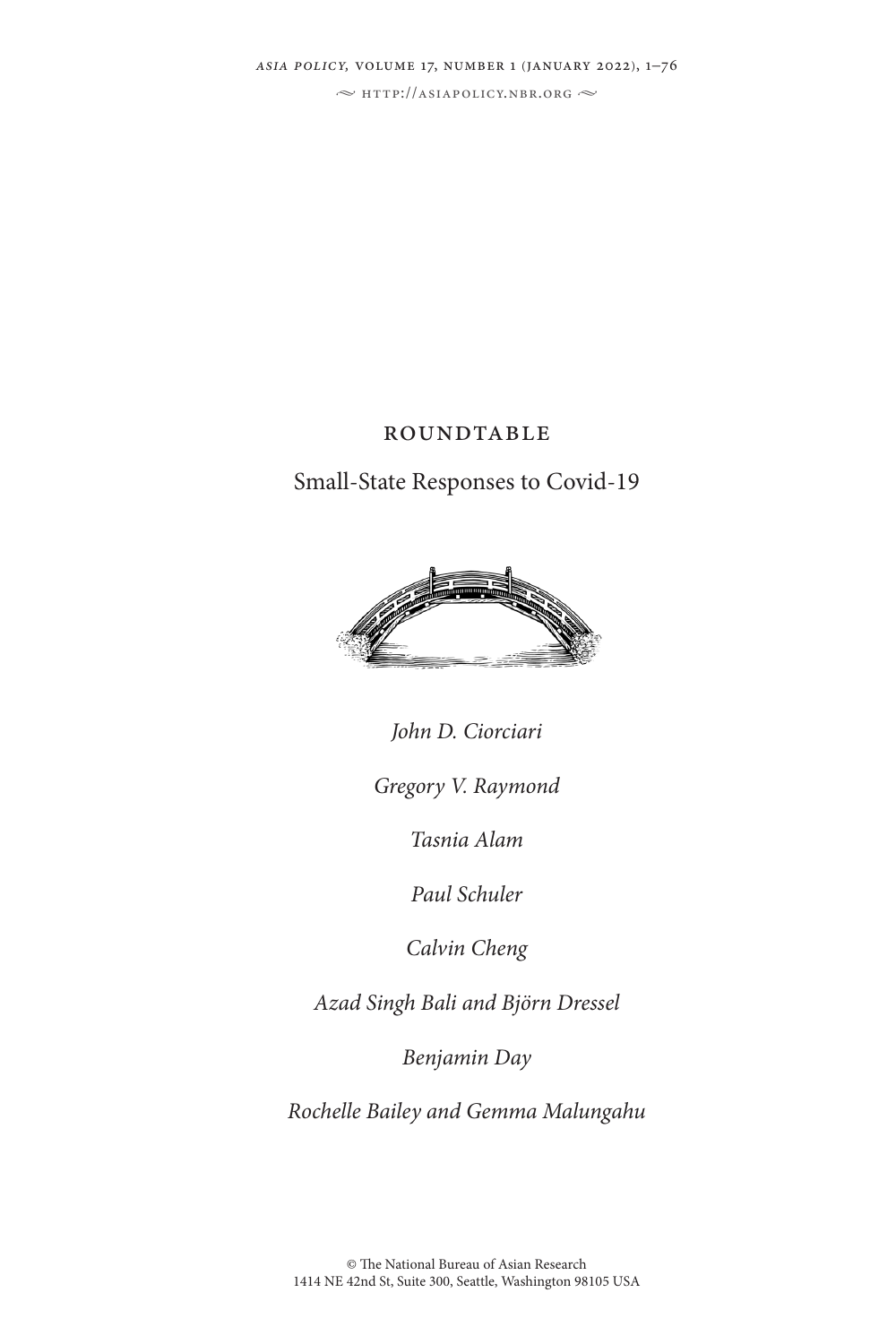# ROUNDTABLE

## Small-State Responses to Covid-19

*John D. Ciorciari*

*Gregory V. Raymond*

*Tasnia Alam*

*Paul Schuler*

*Calvin Cheng*

*Azad Singh Bali and Björn Dressel*

*Benjamin Day*

*Rochelle Bailey and Gemma Malungahu*

© The National Bureau of Asian Research
1414 NE 42nd St, Suite 300, Seattle, Washington 98105 USA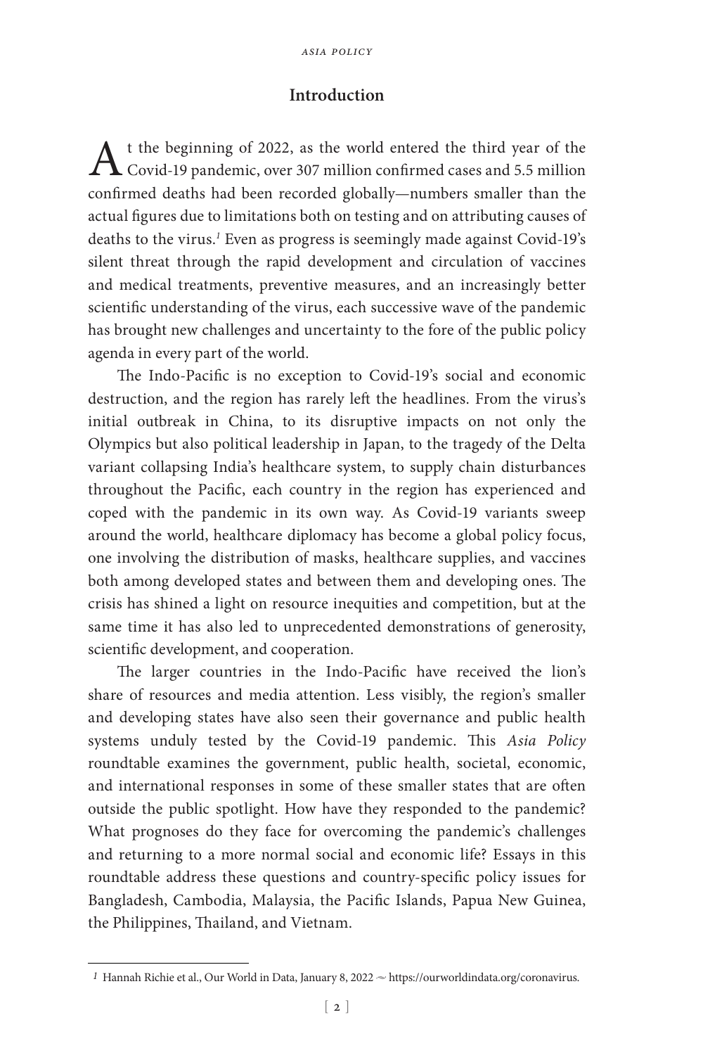## Introduction

At the beginning of 2022, as the world entered the third year of the Covid-19 pandemic, over 307 million confirmed cases and 5.5 million confirmed deaths had been recorded globally—numbers smaller than the actual figures due to limitations both on testing and on attributing causes of deaths to the virus.[1] Even as progress is seemingly made against Covid-19's silent threat through the rapid development and circulation of vaccines and medical treatments, preventive measures, and an increasingly better scientific understanding of the virus, each successive wave of the pandemic has brought new challenges and uncertainty to the fore of the public policy agenda in every part of the world.

The Indo-Pacific is no exception to Covid-19's social and economic destruction, and the region has rarely left the headlines. From the virus's initial outbreak in China, to its disruptive impacts on not only the Olympics but also political leadership in Japan, to the tragedy of the Delta variant collapsing India's healthcare system, to supply chain disturbances throughout the Pacific, each country in the region has experienced and coped with the pandemic in its own way. As Covid-19 variants sweep around the world, healthcare diplomacy has become a global policy focus, one involving the distribution of masks, healthcare supplies, and vaccines both among developed states and between them and developing ones. The crisis has shined a light on resource inequities and competition, but at the same time it has also led to unprecedented demonstrations of generosity, scientific development, and cooperation.

The larger countries in the Indo-Pacific have received the lion's share of resources and media attention. Less visibly, the region's smaller and developing states have also seen their governance and public health systems unduly tested by the Covid-19 pandemic. This *Asia Policy* roundtable examines the government, public health, societal, economic, and international responses in some of these smaller states that are often outside the public spotlight. How have they responded to the pandemic? What prognoses do they face for overcoming the pandemic's challenges and returning to a more normal social and economic life? Essays in this roundtable address these questions and country-specific policy issues for Bangladesh, Cambodia, Malaysia, the Pacific Islands, Papua New Guinea, the Philippines, Thailand, and Vietnam.

---

[1] Hannah Richie et al., Our World in Data, January 8, 2022 ~ https://ourworldindata.org/coronavirus.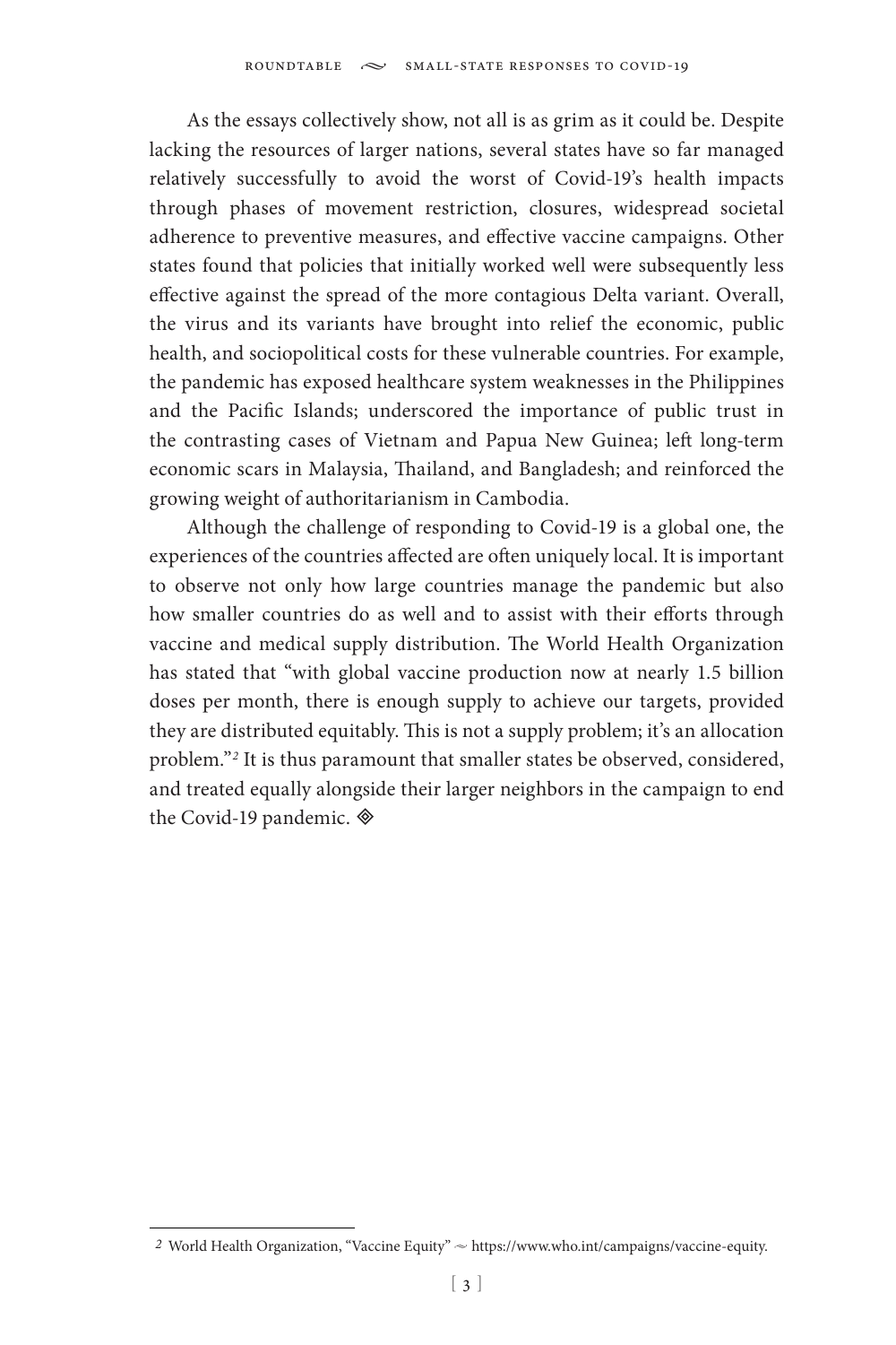As the essays collectively show, not all is as grim as it could be. Despite lacking the resources of larger nations, several states have so far managed relatively successfully to avoid the worst of Covid-19's health impacts through phases of movement restriction, closures, widespread societal adherence to preventive measures, and effective vaccine campaigns. Other states found that policies that initially worked well were subsequently less effective against the spread of the more contagious Delta variant. Overall, the virus and its variants have brought into relief the economic, public health, and sociopolitical costs for these vulnerable countries. For example, the pandemic has exposed healthcare system weaknesses in the Philippines and the Pacific Islands; underscored the importance of public trust in the contrasting cases of Vietnam and Papua New Guinea; left long-term economic scars in Malaysia, Thailand, and Bangladesh; and reinforced the growing weight of authoritarianism in Cambodia.

Although the challenge of responding to Covid-19 is a global one, the experiences of the countries affected are often uniquely local. It is important to observe not only how large countries manage the pandemic but also how smaller countries do as well and to assist with their efforts through vaccine and medical supply distribution. The World Health Organization has stated that "with global vaccine production now at nearly 1.5 billion doses per month, there is enough supply to achieve our targets, provided they are distributed equitably. This is not a supply problem; it's an allocation problem."[2] It is thus paramount that smaller states be observed, considered, and treated equally alongside their larger neighbors in the campaign to end the Covid-19 pandemic. ◈

---

[2] World Health Organization, "Vaccine Equity" ~ https://www.who.int/campaigns/vaccine-equity.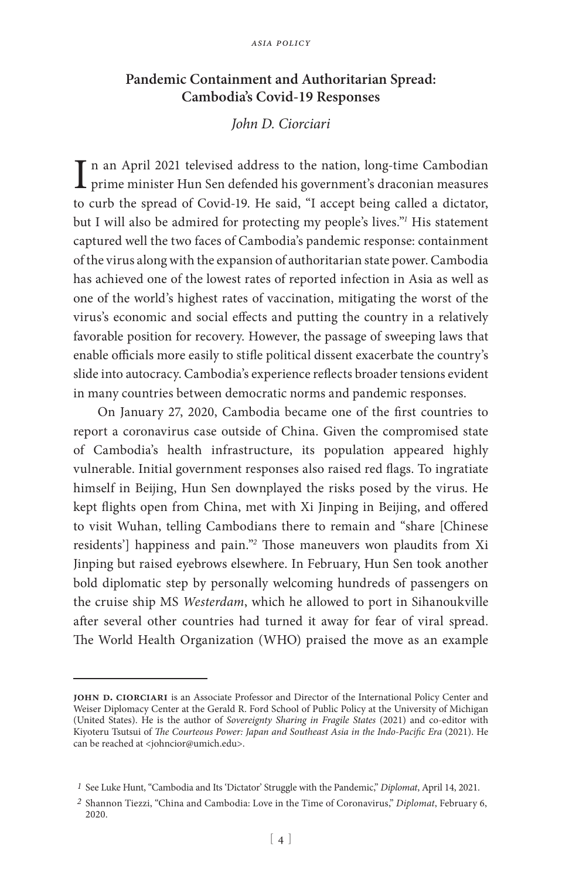## Pandemic Containment and Authoritarian Spread: Cambodia's Covid-19 Responses

*John D. Ciorciari*

In an April 2021 televised address to the nation, long-time Cambodian prime minister Hun Sen defended his government's draconian measures to curb the spread of Covid-19. He said, "I accept being called a dictator, but I will also be admired for protecting my people's lives."[1] His statement captured well the two faces of Cambodia's pandemic response: containment of the virus along with the expansion of authoritarian state power. Cambodia has achieved one of the lowest rates of reported infection in Asia as well as one of the world's highest rates of vaccination, mitigating the worst of the virus's economic and social effects and putting the country in a relatively favorable position for recovery. However, the passage of sweeping laws that enable officials more easily to stifle political dissent exacerbate the country's slide into autocracy. Cambodia's experience reflects broader tensions evident in many countries between democratic norms and pandemic responses.

On January 27, 2020, Cambodia became one of the first countries to report a coronavirus case outside of China. Given the compromised state of Cambodia's health infrastructure, its population appeared highly vulnerable. Initial government responses also raised red flags. To ingratiate himself in Beijing, Hun Sen downplayed the risks posed by the virus. He kept flights open from China, met with Xi Jinping in Beijing, and offered to visit Wuhan, telling Cambodians there to remain and "share [Chinese residents'] happiness and pain."[2] Those maneuvers won plaudits from Xi Jinping but raised eyebrows elsewhere. In February, Hun Sen took another bold diplomatic step by personally welcoming hundreds of passengers on the cruise ship MS *Westerdam*, which he allowed to port in Sihanoukville after several other countries had turned it away for fear of viral spread. The World Health Organization (WHO) praised the move as an example

---

**John D. Ciorciari** is an Associate Professor and Director of the International Policy Center and Weiser Diplomacy Center at the Gerald R. Ford School of Public Policy at the University of Michigan (United States). He is the author of *Sovereignty Sharing in Fragile States* (2021) and co-editor with Kiyoteru Tsutsui of *The Courteous Power: Japan and Southeast Asia in the Indo-Pacific Era* (2021). He can be reached at <johncior@umich.edu>.

[1] See Luke Hunt, "Cambodia and Its 'Dictator' Struggle with the Pandemic," *Diplomat*, April 14, 2021.

[2] Shannon Tiezzi, "China and Cambodia: Love in the Time of Coronavirus," *Diplomat*, February 6, 2020.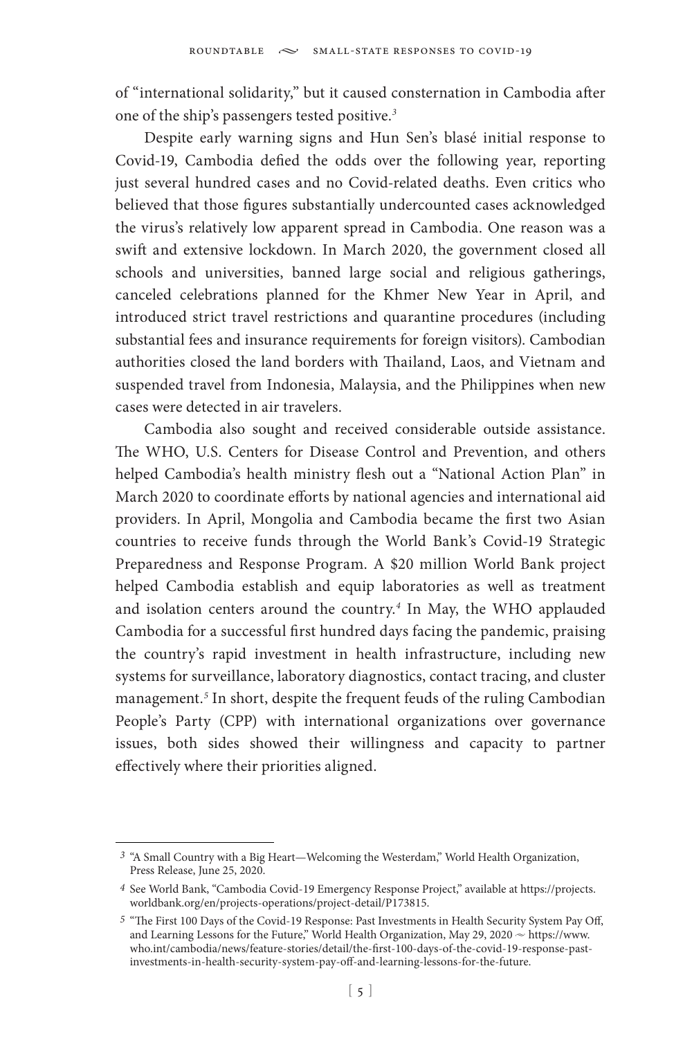of "international solidarity," but it caused consternation in Cambodia after one of the ship's passengers tested positive.[3]

Despite early warning signs and Hun Sen's blasé initial response to Covid-19, Cambodia defied the odds over the following year, reporting just several hundred cases and no Covid-related deaths. Even critics who believed that those figures substantially undercounted cases acknowledged the virus's relatively low apparent spread in Cambodia. One reason was a swift and extensive lockdown. In March 2020, the government closed all schools and universities, banned large social and religious gatherings, canceled celebrations planned for the Khmer New Year in April, and introduced strict travel restrictions and quarantine procedures (including substantial fees and insurance requirements for foreign visitors). Cambodian authorities closed the land borders with Thailand, Laos, and Vietnam and suspended travel from Indonesia, Malaysia, and the Philippines when new cases were detected in air travelers.

Cambodia also sought and received considerable outside assistance. The WHO, U.S. Centers for Disease Control and Prevention, and others helped Cambodia's health ministry flesh out a "National Action Plan" in March 2020 to coordinate efforts by national agencies and international aid providers. In April, Mongolia and Cambodia became the first two Asian countries to receive funds through the World Bank's Covid-19 Strategic Preparedness and Response Program. A $20 million World Bank project helped Cambodia establish and equip laboratories as well as treatment and isolation centers around the country.[4] In May, the WHO applauded Cambodia for a successful first hundred days facing the pandemic, praising the country's rapid investment in health infrastructure, including new systems for surveillance, laboratory diagnostics, contact tracing, and cluster management.[5] In short, despite the frequent feuds of the ruling Cambodian People's Party (CPP) with international organizations over governance issues, both sides showed their willingness and capacity to partner effectively where their priorities aligned.

---

[3] "A Small Country with a Big Heart—Welcoming the Westerdam," World Health Organization, Press Release, June 25, 2020.

[4] See World Bank, "Cambodia Covid-19 Emergency Response Project," available at https://projects.worldbank.org/en/projects-operations/project-detail/P173815.

[5] "The First 100 Days of the Covid-19 Response: Past Investments in Health Security System Pay Off, and Learning Lessons for the Future," World Health Organization, May 29, 2020 ~ https://www.who.int/cambodia/news/feature-stories/detail/the-first-100-days-of-the-covid-19-response-past-investments-in-health-security-system-pay-off-and-learning-lessons-for-the-future.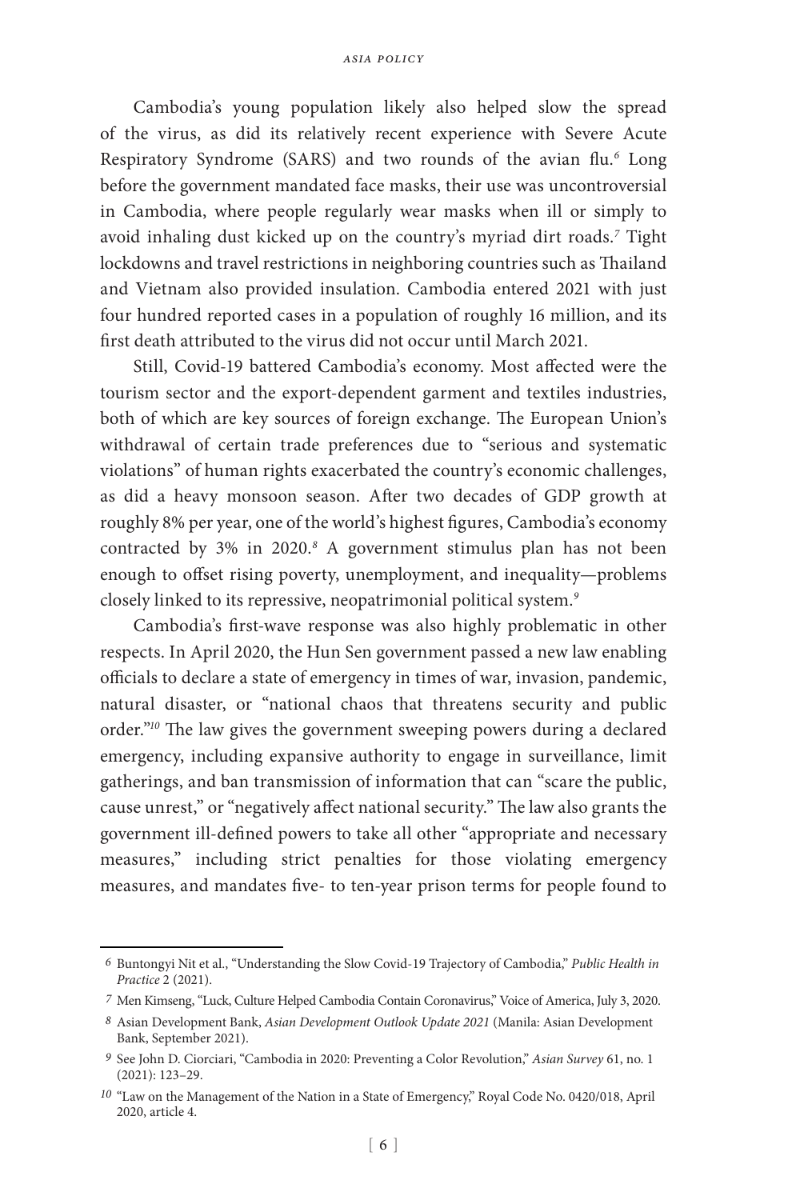Cambodia's young population likely also helped slow the spread of the virus, as did its relatively recent experience with Severe Acute Respiratory Syndrome (SARS) and two rounds of the avian flu.[6] Long before the government mandated face masks, their use was uncontroversial in Cambodia, where people regularly wear masks when ill or simply to avoid inhaling dust kicked up on the country's myriad dirt roads.[7] Tight lockdowns and travel restrictions in neighboring countries such as Thailand and Vietnam also provided insulation. Cambodia entered 2021 with just four hundred reported cases in a population of roughly 16 million, and its first death attributed to the virus did not occur until March 2021.

Still, Covid-19 battered Cambodia's economy. Most affected were the tourism sector and the export-dependent garment and textiles industries, both of which are key sources of foreign exchange. The European Union's withdrawal of certain trade preferences due to "serious and systematic violations" of human rights exacerbated the country's economic challenges, as did a heavy monsoon season. After two decades of GDP growth at roughly 8% per year, one of the world's highest figures, Cambodia's economy contracted by 3% in 2020.[8] A government stimulus plan has not been enough to offset rising poverty, unemployment, and inequality—problems closely linked to its repressive, neopatrimonial political system.[9]

Cambodia's first-wave response was also highly problematic in other respects. In April 2020, the Hun Sen government passed a new law enabling officials to declare a state of emergency in times of war, invasion, pandemic, natural disaster, or "national chaos that threatens security and public order."[10] The law gives the government sweeping powers during a declared emergency, including expansive authority to engage in surveillance, limit gatherings, and ban transmission of information that can "scare the public, cause unrest," or "negatively affect national security." The law also grants the government ill-defined powers to take all other "appropriate and necessary measures," including strict penalties for those violating emergency measures, and mandates five- to ten-year prison terms for people found to

---

[6] Buntongyi Nit et al., "Understanding the Slow Covid-19 Trajectory of Cambodia," *Public Health in Practice* 2 (2021).

[7] Men Kimseng, "Luck, Culture Helped Cambodia Contain Coronavirus," Voice of America, July 3, 2020.

[8] Asian Development Bank, *Asian Development Outlook Update 2021* (Manila: Asian Development Bank, September 2021).

[9] See John D. Ciorciari, "Cambodia in 2020: Preventing a Color Revolution," *Asian Survey* 61, no. 1 (2021): 123–29.

[10] "Law on the Management of the Nation in a State of Emergency," Royal Code No. 0420/018, April 2020, article 4.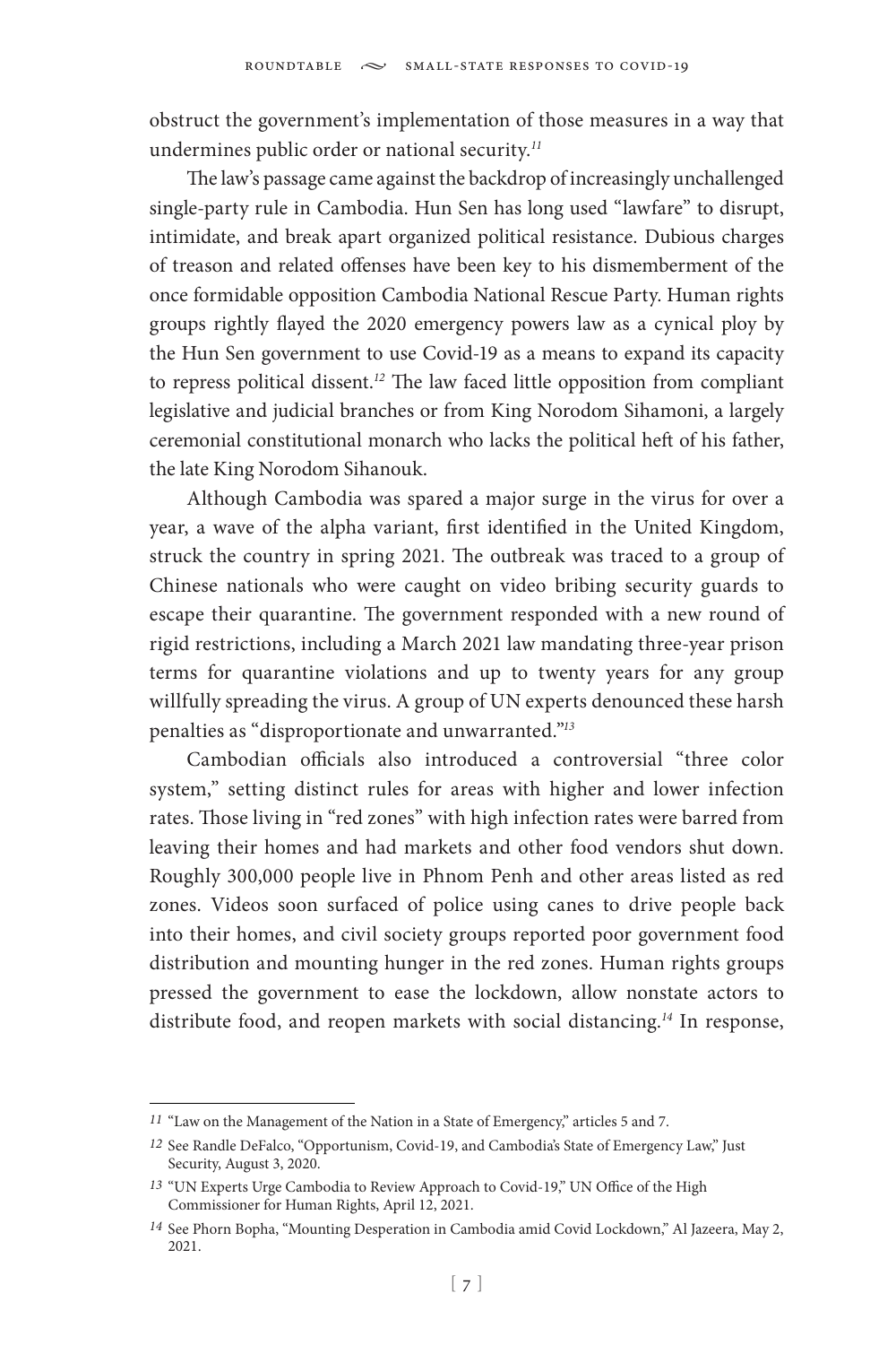obstruct the government's implementation of those measures in a way that undermines public order or national security.[11]

The law's passage came against the backdrop of increasingly unchallenged single-party rule in Cambodia. Hun Sen has long used "lawfare" to disrupt, intimidate, and break apart organized political resistance. Dubious charges of treason and related offenses have been key to his dismemberment of the once formidable opposition Cambodia National Rescue Party. Human rights groups rightly flayed the 2020 emergency powers law as a cynical ploy by the Hun Sen government to use Covid-19 as a means to expand its capacity to repress political dissent.[12] The law faced little opposition from compliant legislative and judicial branches or from King Norodom Sihamoni, a largely ceremonial constitutional monarch who lacks the political heft of his father, the late King Norodom Sihanouk.

Although Cambodia was spared a major surge in the virus for over a year, a wave of the alpha variant, first identified in the United Kingdom, struck the country in spring 2021. The outbreak was traced to a group of Chinese nationals who were caught on video bribing security guards to escape their quarantine. The government responded with a new round of rigid restrictions, including a March 2021 law mandating three-year prison terms for quarantine violations and up to twenty years for any group willfully spreading the virus. A group of UN experts denounced these harsh penalties as "disproportionate and unwarranted."[13]

Cambodian officials also introduced a controversial "three color system," setting distinct rules for areas with higher and lower infection rates. Those living in "red zones" with high infection rates were barred from leaving their homes and had markets and other food vendors shut down. Roughly 300,000 people live in Phnom Penh and other areas listed as red zones. Videos soon surfaced of police using canes to drive people back into their homes, and civil society groups reported poor government food distribution and mounting hunger in the red zones. Human rights groups pressed the government to ease the lockdown, allow nonstate actors to distribute food, and reopen markets with social distancing.[14] In response,

---

11 "Law on the Management of the Nation in a State of Emergency," articles 5 and 7.

12 See Randle DeFalco, "Opportunism, Covid-19, and Cambodia's State of Emergency Law," Just Security, August 3, 2020.

13 "UN Experts Urge Cambodia to Review Approach to Covid-19," UN Office of the High Commissioner for Human Rights, April 12, 2021.

14 See Phorn Bopha, "Mounting Desperation in Cambodia amid Covid Lockdown," Al Jazeera, May 2, 2021.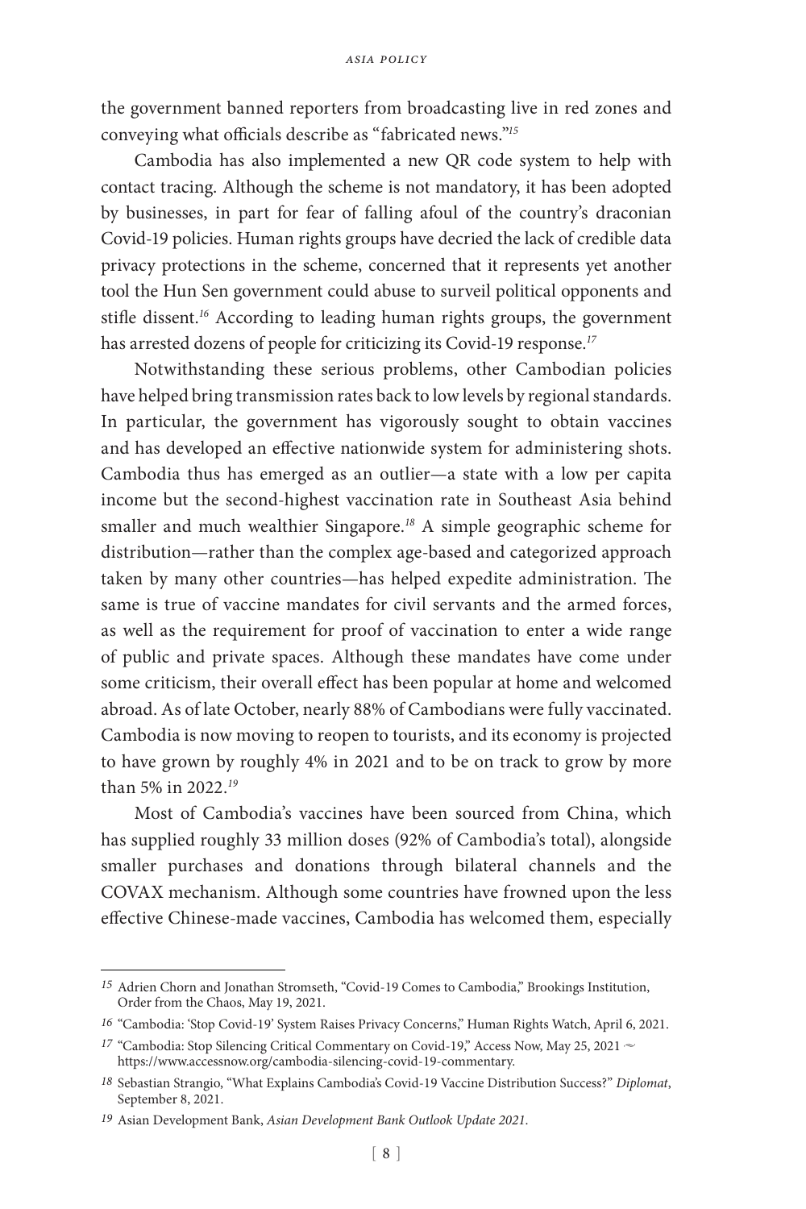the government banned reporters from broadcasting live in red zones and conveying what officials describe as "fabricated news."[15]

Cambodia has also implemented a new QR code system to help with contact tracing. Although the scheme is not mandatory, it has been adopted by businesses, in part for fear of falling afoul of the country's draconian Covid-19 policies. Human rights groups have decried the lack of credible data privacy protections in the scheme, concerned that it represents yet another tool the Hun Sen government could abuse to surveil political opponents and stifle dissent.[16] According to leading human rights groups, the government has arrested dozens of people for criticizing its Covid-19 response.[17]

Notwithstanding these serious problems, other Cambodian policies have helped bring transmission rates back to low levels by regional standards. In particular, the government has vigorously sought to obtain vaccines and has developed an effective nationwide system for administering shots. Cambodia thus has emerged as an outlier—a state with a low per capita income but the second-highest vaccination rate in Southeast Asia behind smaller and much wealthier Singapore.[18] A simple geographic scheme for distribution—rather than the complex age-based and categorized approach taken by many other countries—has helped expedite administration. The same is true of vaccine mandates for civil servants and the armed forces, as well as the requirement for proof of vaccination to enter a wide range of public and private spaces. Although these mandates have come under some criticism, their overall effect has been popular at home and welcomed abroad. As of late October, nearly 88% of Cambodians were fully vaccinated. Cambodia is now moving to reopen to tourists, and its economy is projected to have grown by roughly 4% in 2021 and to be on track to grow by more than 5% in 2022.[19]

Most of Cambodia's vaccines have been sourced from China, which has supplied roughly 33 million doses (92% of Cambodia's total), alongside smaller purchases and donations through bilateral channels and the COVAX mechanism. Although some countries have frowned upon the less effective Chinese-made vaccines, Cambodia has welcomed them, especially

---

15 Adrien Chorn and Jonathan Stromseth, "Covid-19 Comes to Cambodia," Brookings Institution, Order from the Chaos, May 19, 2021.

16 "Cambodia: 'Stop Covid-19' System Raises Privacy Concerns," Human Rights Watch, April 6, 2021.

17 "Cambodia: Stop Silencing Critical Commentary on Covid-19," Access Now, May 25, 2021 ~ https://www.accessnow.org/cambodia-silencing-covid-19-commentary.

18 Sebastian Strangio, "What Explains Cambodia's Covid-19 Vaccine Distribution Success?" *Diplomat*, September 8, 2021.

19 Asian Development Bank, *Asian Development Bank Outlook Update 2021*.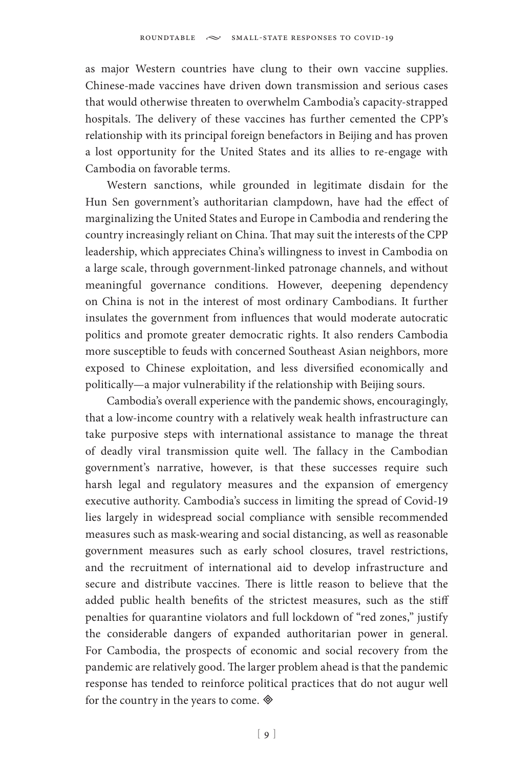as major Western countries have clung to their own vaccine supplies. Chinese-made vaccines have driven down transmission and serious cases that would otherwise threaten to overwhelm Cambodia's capacity-strapped hospitals. The delivery of these vaccines has further cemented the CPP's relationship with its principal foreign benefactors in Beijing and has proven a lost opportunity for the United States and its allies to re-engage with Cambodia on favorable terms.

Western sanctions, while grounded in legitimate disdain for the Hun Sen government's authoritarian clampdown, have had the effect of marginalizing the United States and Europe in Cambodia and rendering the country increasingly reliant on China. That may suit the interests of the CPP leadership, which appreciates China's willingness to invest in Cambodia on a large scale, through government-linked patronage channels, and without meaningful governance conditions. However, deepening dependency on China is not in the interest of most ordinary Cambodians. It further insulates the government from influences that would moderate autocratic politics and promote greater democratic rights. It also renders Cambodia more susceptible to feuds with concerned Southeast Asian neighbors, more exposed to Chinese exploitation, and less diversified economically and politically—a major vulnerability if the relationship with Beijing sours.

Cambodia's overall experience with the pandemic shows, encouragingly, that a low-income country with a relatively weak health infrastructure can take purposive steps with international assistance to manage the threat of deadly viral transmission quite well. The fallacy in the Cambodian government's narrative, however, is that these successes require such harsh legal and regulatory measures and the expansion of emergency executive authority. Cambodia's success in limiting the spread of Covid-19 lies largely in widespread social compliance with sensible recommended measures such as mask-wearing and social distancing, as well as reasonable government measures such as early school closures, travel restrictions, and the recruitment of international aid to develop infrastructure and secure and distribute vaccines. There is little reason to believe that the added public health benefits of the strictest measures, such as the stiff penalties for quarantine violators and full lockdown of "red zones," justify the considerable dangers of expanded authoritarian power in general. For Cambodia, the prospects of economic and social recovery from the pandemic are relatively good. The larger problem ahead is that the pandemic response has tended to reinforce political practices that do not augur well for the country in the years to come. ◈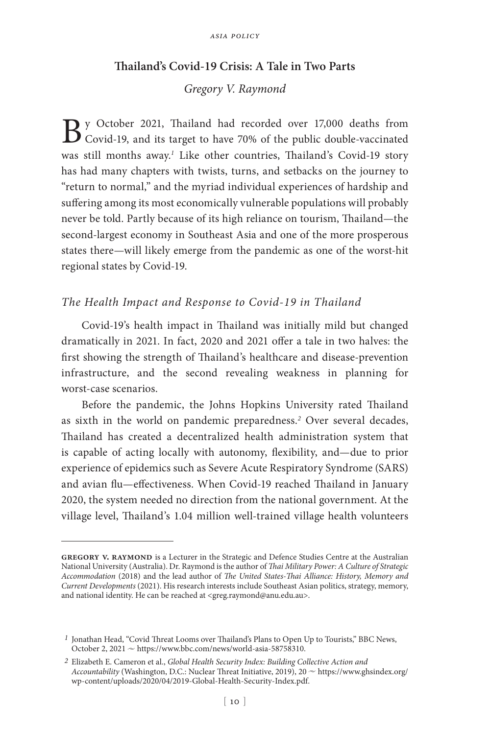## Thailand's Covid-19 Crisis: A Tale in Two Parts

*Gregory V. Raymond*

By October 2021, Thailand had recorded over 17,000 deaths from Covid-19, and its target to have 70% of the public double-vaccinated was still months away.[1] Like other countries, Thailand's Covid-19 story has had many chapters with twists, turns, and setbacks on the journey to "return to normal," and the myriad individual experiences of hardship and suffering among its most economically vulnerable populations will probably never be told. Partly because of its high reliance on tourism, Thailand—the second-largest economy in Southeast Asia and one of the more prosperous states there—will likely emerge from the pandemic as one of the worst-hit regional states by Covid-19.

### *The Health Impact and Response to Covid-19 in Thailand*

Covid-19's health impact in Thailand was initially mild but changed dramatically in 2021. In fact, 2020 and 2021 offer a tale in two halves: the first showing the strength of Thailand's healthcare and disease-prevention infrastructure, and the second revealing weakness in planning for worst-case scenarios.

Before the pandemic, the Johns Hopkins University rated Thailand as sixth in the world on pandemic preparedness.[2] Over several decades, Thailand has created a decentralized health administration system that is capable of acting locally with autonomy, flexibility, and—due to prior experience of epidemics such as Severe Acute Respiratory Syndrome (SARS) and avian flu—effectiveness. When Covid-19 reached Thailand in January 2020, the system needed no direction from the national government. At the village level, Thailand's 1.04 million well-trained village health volunteers

---

**Gregory V. Raymond** is a Lecturer in the Strategic and Defence Studies Centre at the Australian National University (Australia). Dr. Raymond is the author of *Thai Military Power: A Culture of Strategic Accommodation* (2018) and the lead author of *The United States-Thai Alliance: History, Memory and Current Developments* (2021). His research interests include Southeast Asian politics, strategy, memory, and national identity. He can be reached at <greg.raymond@anu.edu.au>.

[1] Jonathan Head, "Covid Threat Looms over Thailand's Plans to Open Up to Tourists," BBC News, October 2, 2021 ~ https://www.bbc.com/news/world-asia-58758310.

[2] Elizabeth E. Cameron et al., *Global Health Security Index: Building Collective Action and Accountability* (Washington, D.C.: Nuclear Threat Initiative, 2019), 20 ~ https://www.ghsindex.org/wp-content/uploads/2020/04/2019-Global-Health-Security-Index.pdf.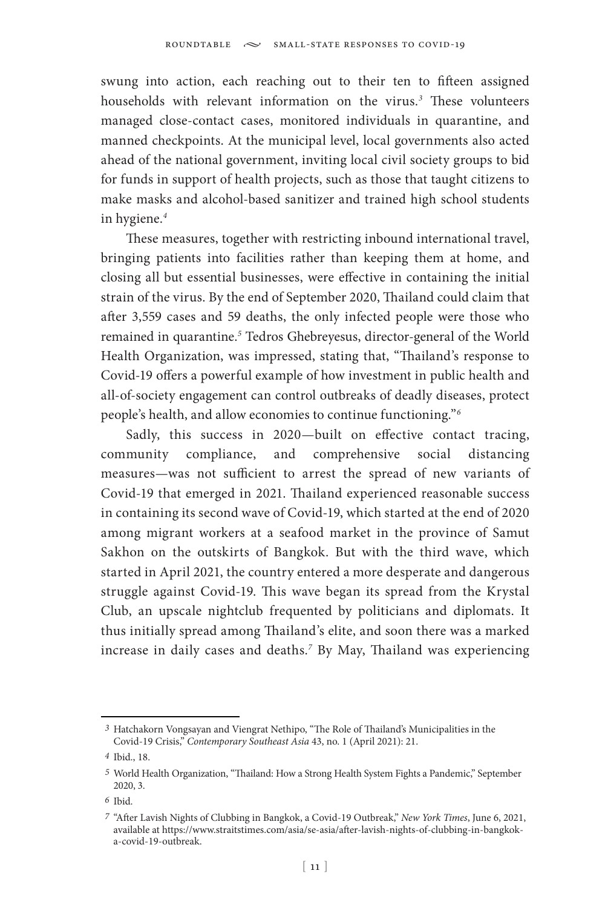swung into action, each reaching out to their ten to fifteen assigned households with relevant information on the virus.[3] These volunteers managed close-contact cases, monitored individuals in quarantine, and manned checkpoints. At the municipal level, local governments also acted ahead of the national government, inviting local civil society groups to bid for funds in support of health projects, such as those that taught citizens to make masks and alcohol-based sanitizer and trained high school students in hygiene.[4]

These measures, together with restricting inbound international travel, bringing patients into facilities rather than keeping them at home, and closing all but essential businesses, were effective in containing the initial strain of the virus. By the end of September 2020, Thailand could claim that after 3,559 cases and 59 deaths, the only infected people were those who remained in quarantine.[5] Tedros Ghebreyesus, director-general of the World Health Organization, was impressed, stating that, "Thailand's response to Covid-19 offers a powerful example of how investment in public health and all-of-society engagement can control outbreaks of deadly diseases, protect people's health, and allow economies to continue functioning."[6]

Sadly, this success in 2020—built on effective contact tracing, community compliance, and comprehensive social distancing measures—was not sufficient to arrest the spread of new variants of Covid-19 that emerged in 2021. Thailand experienced reasonable success in containing its second wave of Covid-19, which started at the end of 2020 among migrant workers at a seafood market in the province of Samut Sakhon on the outskirts of Bangkok. But with the third wave, which started in April 2021, the country entered a more desperate and dangerous struggle against Covid-19. This wave began its spread from the Krystal Club, an upscale nightclub frequented by politicians and diplomats. It thus initially spread among Thailand's elite, and soon there was a marked increase in daily cases and deaths.[7] By May, Thailand was experiencing

---

[3] Hatchakorn Vongsayan and Viengrat Nethipo, "The Role of Thailand's Municipalities in the Covid-19 Crisis," *Contemporary Southeast Asia* 43, no. 1 (April 2021): 21.

[4] Ibid., 18.

[5] World Health Organization, "Thailand: How a Strong Health System Fights a Pandemic," September 2020, 3.

[6] Ibid.

[7] "After Lavish Nights of Clubbing in Bangkok, a Covid-19 Outbreak," *New York Times*, June 6, 2021, available at https://www.straitstimes.com/asia/se-asia/after-lavish-nights-of-clubbing-in-bangkok-a-covid-19-outbreak.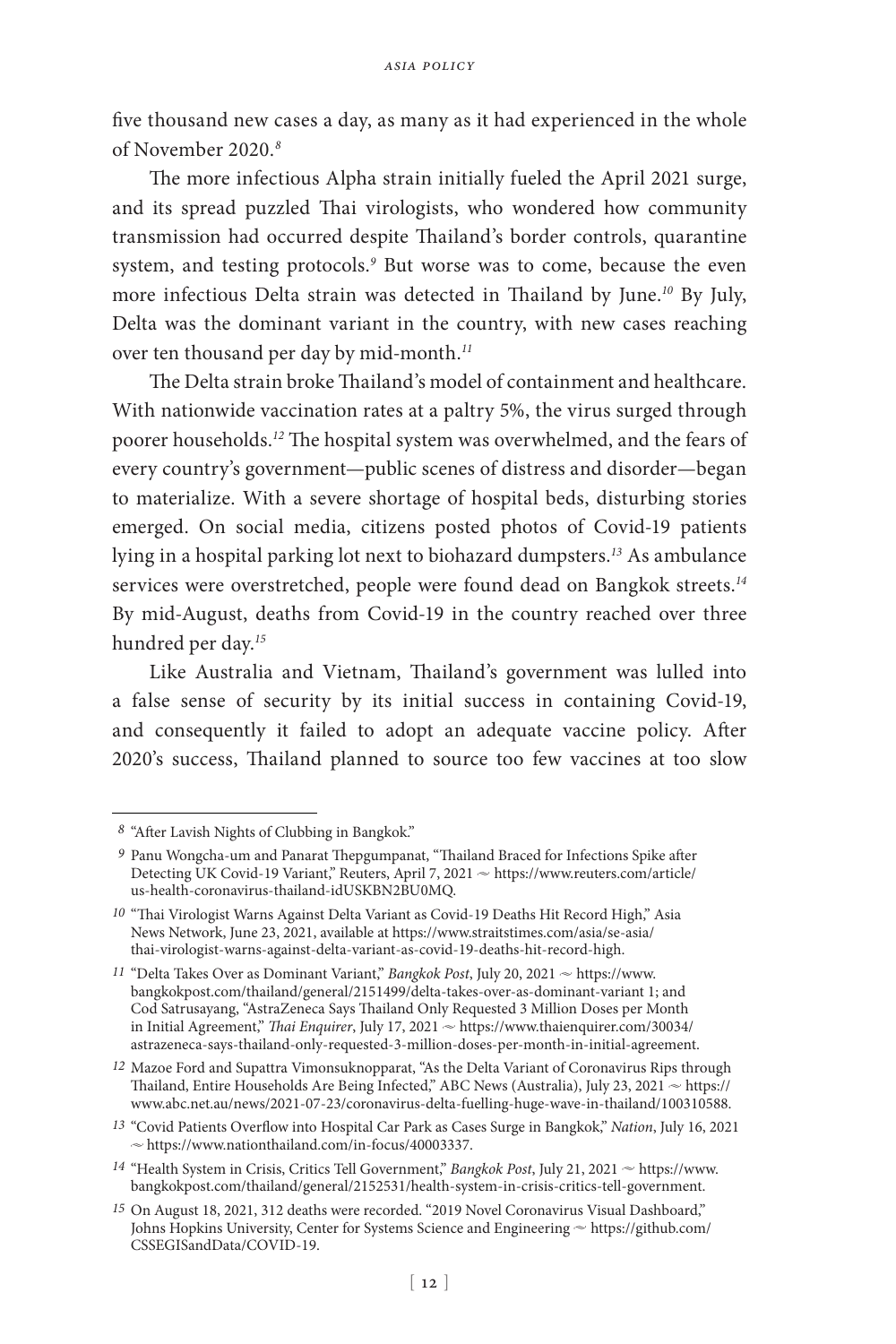five thousand new cases a day, as many as it had experienced in the whole of November 2020.[8]

The more infectious Alpha strain initially fueled the April 2021 surge, and its spread puzzled Thai virologists, who wondered how community transmission had occurred despite Thailand's border controls, quarantine system, and testing protocols.[9] But worse was to come, because the even more infectious Delta strain was detected in Thailand by June.[10] By July, Delta was the dominant variant in the country, with new cases reaching over ten thousand per day by mid-month.[11]

The Delta strain broke Thailand's model of containment and healthcare. With nationwide vaccination rates at a paltry 5%, the virus surged through poorer households.[12] The hospital system was overwhelmed, and the fears of every country's government—public scenes of distress and disorder—began to materialize. With a severe shortage of hospital beds, disturbing stories emerged. On social media, citizens posted photos of Covid-19 patients lying in a hospital parking lot next to biohazard dumpsters.[13] As ambulance services were overstretched, people were found dead on Bangkok streets.[14] By mid-August, deaths from Covid-19 in the country reached over three hundred per day.[15]

Like Australia and Vietnam, Thailand's government was lulled into a false sense of security by its initial success in containing Covid-19, and consequently it failed to adopt an adequate vaccine policy. After 2020's success, Thailand planned to source too few vaccines at too slow

---

8 "After Lavish Nights of Clubbing in Bangkok."

9 Panu Wongcha-um and Panarat Thepgumpanat, "Thailand Braced for Infections Spike after Detecting UK Covid-19 Variant," Reuters, April 7, 2021 ~ https://www.reuters.com/article/us-health-coronavirus-thailand-idUSKBN2BU0MQ.

10 "Thai Virologist Warns Against Delta Variant as Covid-19 Deaths Hit Record High," Asia News Network, June 23, 2021, available at https://www.straitstimes.com/asia/se-asia/thai-virologist-warns-against-delta-variant-as-covid-19-deaths-hit-record-high.

11 "Delta Takes Over as Dominant Variant," *Bangkok Post*, July 20, 2021 ~ https://www.bangkokpost.com/thailand/general/2151499/delta-takes-over-as-dominant-variant 1; and Cod Satrusayang, "AstraZeneca Says Thailand Only Requested 3 Million Doses per Month in Initial Agreement," *Thai Enquirer*, July 17, 2021 ~ https://www.thaienquirer.com/30034/astrazeneca-says-thailand-only-requested-3-million-doses-per-month-in-initial-agreement.

12 Mazoe Ford and Supattra Vimonsuknopparat, "As the Delta Variant of Coronavirus Rips through Thailand, Entire Households Are Being Infected," ABC News (Australia), July 23, 2021 ~ https://www.abc.net.au/news/2021-07-23/coronavirus-delta-fuelling-huge-wave-in-thailand/100310588.

13 "Covid Patients Overflow into Hospital Car Park as Cases Surge in Bangkok," *Nation*, July 16, 2021 ~ https://www.nationthailand.com/in-focus/40003337.

14 "Health System in Crisis, Critics Tell Government," *Bangkok Post*, July 21, 2021 ~ https://www.bangkokpost.com/thailand/general/2152531/health-system-in-crisis-critics-tell-government.

15 On August 18, 2021, 312 deaths were recorded. "2019 Novel Coronavirus Visual Dashboard," Johns Hopkins University, Center for Systems Science and Engineering ~ https://github.com/CSSEGISandData/COVID-19.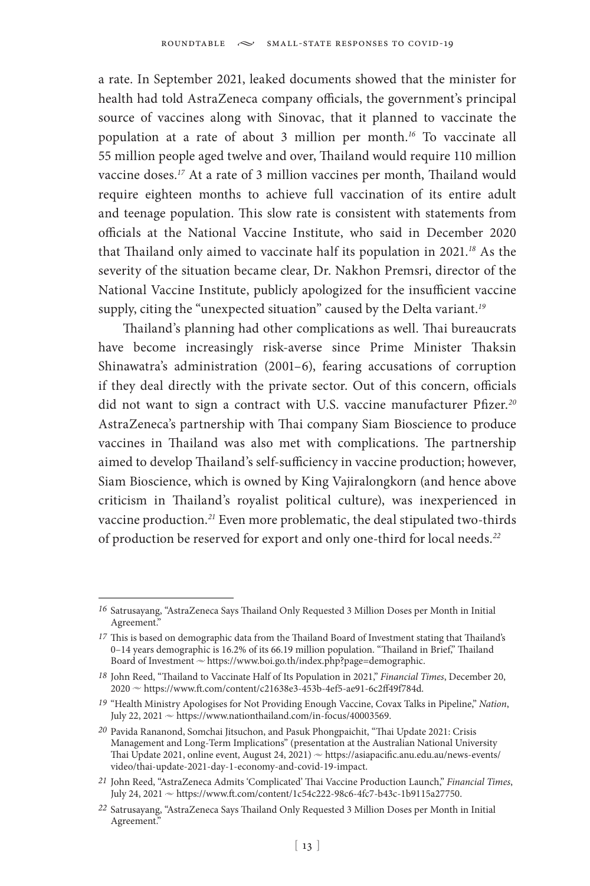a rate. In September 2021, leaked documents showed that the minister for health had told AstraZeneca company officials, the government's principal source of vaccines along with Sinovac, that it planned to vaccinate the population at a rate of about 3 million per month.[16] To vaccinate all 55 million people aged twelve and over, Thailand would require 110 million vaccine doses.[17] At a rate of 3 million vaccines per month, Thailand would require eighteen months to achieve full vaccination of its entire adult and teenage population. This slow rate is consistent with statements from officials at the National Vaccine Institute, who said in December 2020 that Thailand only aimed to vaccinate half its population in 2021.[18] As the severity of the situation became clear, Dr. Nakhon Premsri, director of the National Vaccine Institute, publicly apologized for the insufficient vaccine supply, citing the "unexpected situation" caused by the Delta variant.[19]

Thailand's planning had other complications as well. Thai bureaucrats have become increasingly risk-averse since Prime Minister Thaksin Shinawatra's administration (2001–6), fearing accusations of corruption if they deal directly with the private sector. Out of this concern, officials did not want to sign a contract with U.S. vaccine manufacturer Pfizer.[20] AstraZeneca's partnership with Thai company Siam Bioscience to produce vaccines in Thailand was also met with complications. The partnership aimed to develop Thailand's self-sufficiency in vaccine production; however, Siam Bioscience, which is owned by King Vajiralongkorn (and hence above criticism in Thailand's royalist political culture), was inexperienced in vaccine production.[21] Even more problematic, the deal stipulated two-thirds of production be reserved for export and only one-third for local needs.[22]

---

16 Satrusayang, "AstraZeneca Says Thailand Only Requested 3 Million Doses per Month in Initial Agreement."

17 This is based on demographic data from the Thailand Board of Investment stating that Thailand's 0–14 years demographic is 16.2% of its 66.19 million population. "Thailand in Brief," Thailand Board of Investment ~ https://www.boi.go.th/index.php?page=demographic.

18 John Reed, "Thailand to Vaccinate Half of Its Population in 2021," *Financial Times*, December 20, 2020 ~ https://www.ft.com/content/c21638e3-453b-4ef5-ae91-6c2ff49f784d.

19 "Health Ministry Apologises for Not Providing Enough Vaccine, Covax Talks in Pipeline," *Nation*, July 22, 2021 ~ https://www.nationthailand.com/in-focus/40003569.

20 Pavida Rananond, Somchai Jitsuchon, and Pasuk Phongpaichit, "Thai Update 2021: Crisis Management and Long-Term Implications" (presentation at the Australian National University Thai Update 2021, online event, August 24, 2021) ~ https://asiapacific.anu.edu.au/news-events/video/thai-update-2021-day-1-economy-and-covid-19-impact.

21 John Reed, "AstraZeneca Admits 'Complicated' Thai Vaccine Production Launch," *Financial Times*, July 24, 2021 ~ https://www.ft.com/content/1c54c222-98c6-4fc7-b43c-1b9115a27750.

22 Satrusayang, "AstraZeneca Says Thailand Only Requested 3 Million Doses per Month in Initial Agreement."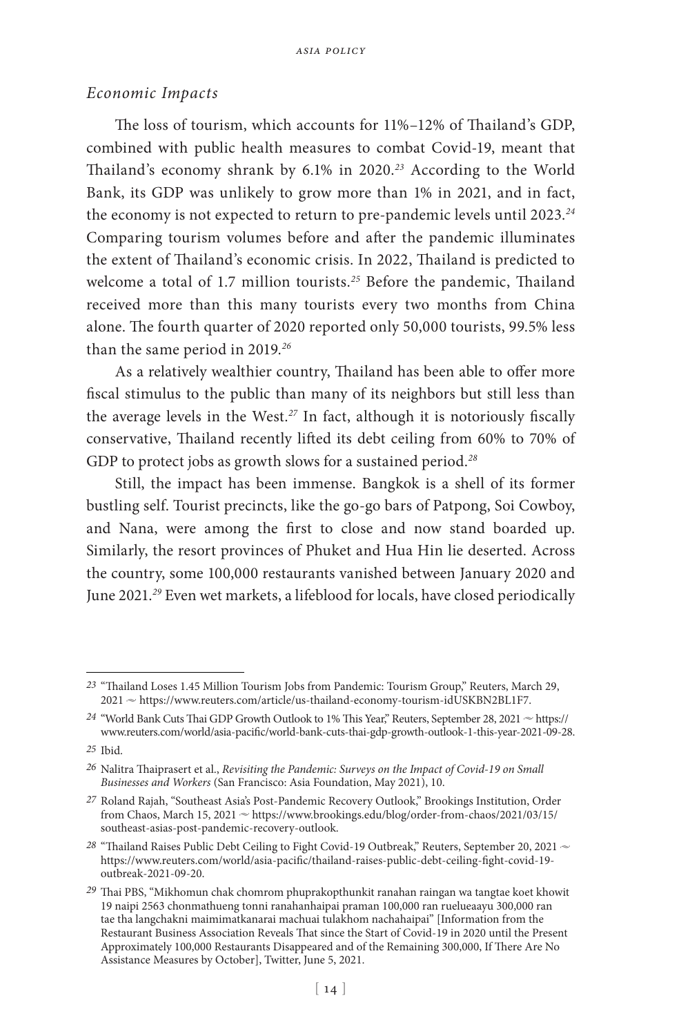### *Economic Impacts*

The loss of tourism, which accounts for 11%–12% of Thailand's GDP, combined with public health measures to combat Covid-19, meant that Thailand's economy shrank by 6.1% in 2020.[23] According to the World Bank, its GDP was unlikely to grow more than 1% in 2021, and in fact, the economy is not expected to return to pre-pandemic levels until 2023.[24] Comparing tourism volumes before and after the pandemic illuminates the extent of Thailand's economic crisis. In 2022, Thailand is predicted to welcome a total of 1.7 million tourists.[25] Before the pandemic, Thailand received more than this many tourists every two months from China alone. The fourth quarter of 2020 reported only 50,000 tourists, 99.5% less than the same period in 2019.[26]

As a relatively wealthier country, Thailand has been able to offer more fiscal stimulus to the public than many of its neighbors but still less than the average levels in the West.[27] In fact, although it is notoriously fiscally conservative, Thailand recently lifted its debt ceiling from 60% to 70% of GDP to protect jobs as growth slows for a sustained period.[28]

Still, the impact has been immense. Bangkok is a shell of its former bustling self. Tourist precincts, like the go-go bars of Patpong, Soi Cowboy, and Nana, were among the first to close and now stand boarded up. Similarly, the resort provinces of Phuket and Hua Hin lie deserted. Across the country, some 100,000 restaurants vanished between January 2020 and June 2021.[29] Even wet markets, a lifeblood for locals, have closed periodically

---

23 "Thailand Loses 1.45 Million Tourism Jobs from Pandemic: Tourism Group," Reuters, March 29, 2021 ~ https://www.reuters.com/article/us-thailand-economy-tourism-idUSKBN2BL1F7.

24 "World Bank Cuts Thai GDP Growth Outlook to 1% This Year," Reuters, September 28, 2021 ~ https://www.reuters.com/world/asia-pacific/world-bank-cuts-thai-gdp-growth-outlook-1-this-year-2021-09-28.

25 Ibid.

26 Nalitra Thaiprasert et al., *Revisiting the Pandemic: Surveys on the Impact of Covid-19 on Small Businesses and Workers* (San Francisco: Asia Foundation, May 2021), 10.

27 Roland Rajah, "Southeast Asia's Post-Pandemic Recovery Outlook," Brookings Institution, Order from Chaos, March 15, 2021 ~ https://www.brookings.edu/blog/order-from-chaos/2021/03/15/southeast-asias-post-pandemic-recovery-outlook.

28 "Thailand Raises Public Debt Ceiling to Fight Covid-19 Outbreak," Reuters, September 20, 2021 ~ https://www.reuters.com/world/asia-pacific/thailand-raises-public-debt-ceiling-fight-covid-19-outbreak-2021-09-20.

29 Thai PBS, "Mikhomun chak chomrom phuprakopthunkit ranahan raingan wa tangtae koet khowit 19 naipi 2563 chonmathueng tonni ranahanhaipai praman 100,000 ran ruelueaayu 300,000 ran tae tha langchakni maimimatkanarai machuai tulakhom nachahaipai" [Information from the Restaurant Business Association Reveals That since the Start of Covid-19 in 2020 until the Present Approximately 100,000 Restaurants Disappeared and of the Remaining 300,000, If There Are No Assistance Measures by October], Twitter, June 5, 2021.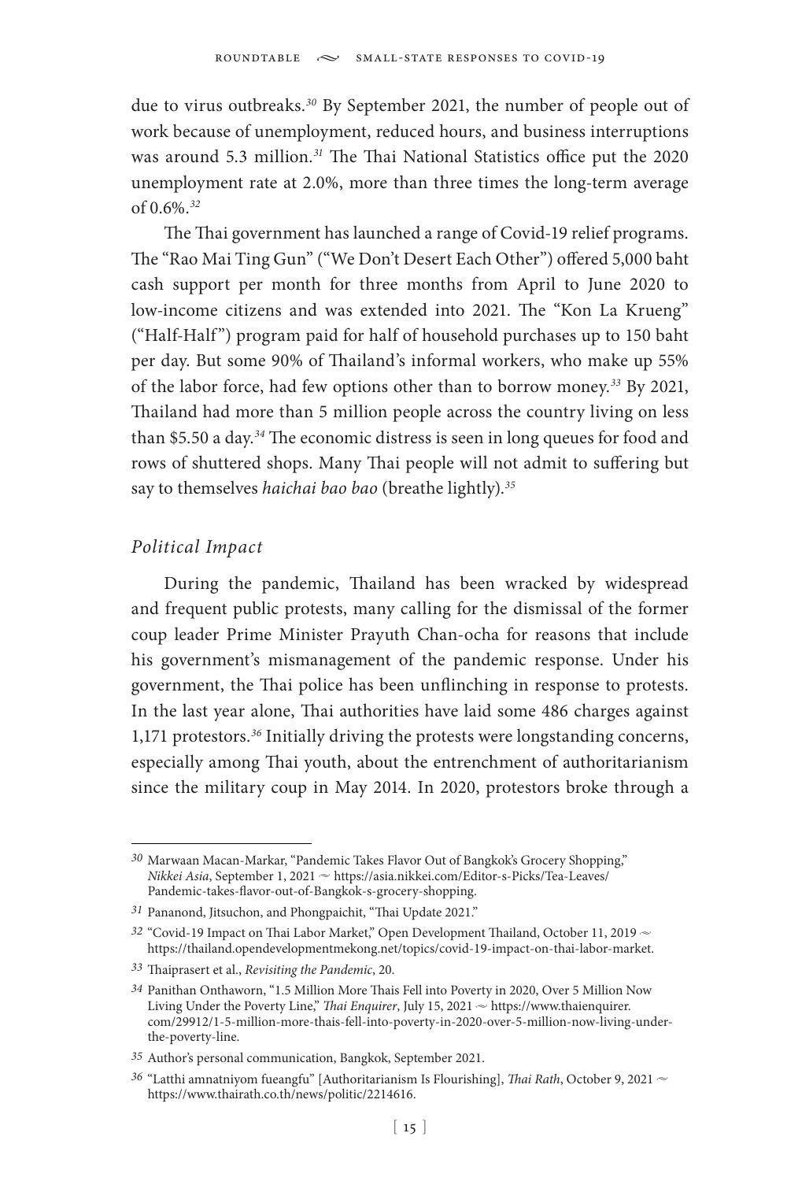due to virus outbreaks.[30] By September 2021, the number of people out of work because of unemployment, reduced hours, and business interruptions was around 5.3 million.[31] The Thai National Statistics office put the 2020 unemployment rate at 2.0%, more than three times the long-term average of 0.6%.[32]

The Thai government has launched a range of Covid-19 relief programs. The "Rao Mai Ting Gun" ("We Don't Desert Each Other") offered 5,000 baht cash support per month for three months from April to June 2020 to low-income citizens and was extended into 2021. The "Kon La Krueng" ("Half-Half") program paid for half of household purchases up to 150 baht per day. But some 90% of Thailand's informal workers, who make up 55% of the labor force, had few options other than to borrow money.[33] By 2021, Thailand had more than 5 million people across the country living on less than $5.50 a day.[34] The economic distress is seen in long queues for food and rows of shuttered shops. Many Thai people will not admit to suffering but say to themselves *haichai bao bao* (breathe lightly).[35]

### *Political Impact*

During the pandemic, Thailand has been wracked by widespread and frequent public protests, many calling for the dismissal of the former coup leader Prime Minister Prayuth Chan-ocha for reasons that include his government's mismanagement of the pandemic response. Under his government, the Thai police has been unflinching in response to protests. In the last year alone, Thai authorities have laid some 486 charges against 1,171 protestors.[36] Initially driving the protests were longstanding concerns, especially among Thai youth, about the entrenchment of authoritarianism since the military coup in May 2014. In 2020, protestors broke through a

---

30 Marwaan Macan-Markar, "Pandemic Takes Flavor Out of Bangkok's Grocery Shopping," *Nikkei Asia*, September 1, 2021 ~ https://asia.nikkei.com/Editor-s-Picks/Tea-Leaves/Pandemic-takes-flavor-out-of-Bangkok-s-grocery-shopping.

31 Pananond, Jitsuchon, and Phongpaichit, "Thai Update 2021."

32 "Covid-19 Impact on Thai Labor Market," Open Development Thailand, October 11, 2019 ~ https://thailand.opendevelopmentmekong.net/topics/covid-19-impact-on-thai-labor-market.

33 Thaiprasert et al., *Revisiting the Pandemic*, 20.

34 Panithan Onthaworn, "1.5 Million More Thais Fell into Poverty in 2020, Over 5 Million Now Living Under the Poverty Line," *Thai Enquirer*, July 15, 2021 ~ https://www.thaienquirer.com/29912/1-5-million-more-thais-fell-into-poverty-in-2020-over-5-million-now-living-under-the-poverty-line.

35 Author's personal communication, Bangkok, September 2021.

36 "Latthi amnatniyom fueangfu" [Authoritarianism Is Flourishing], *Thai Rath*, October 9, 2021 ~ https://www.thairath.co.th/news/politic/2214616.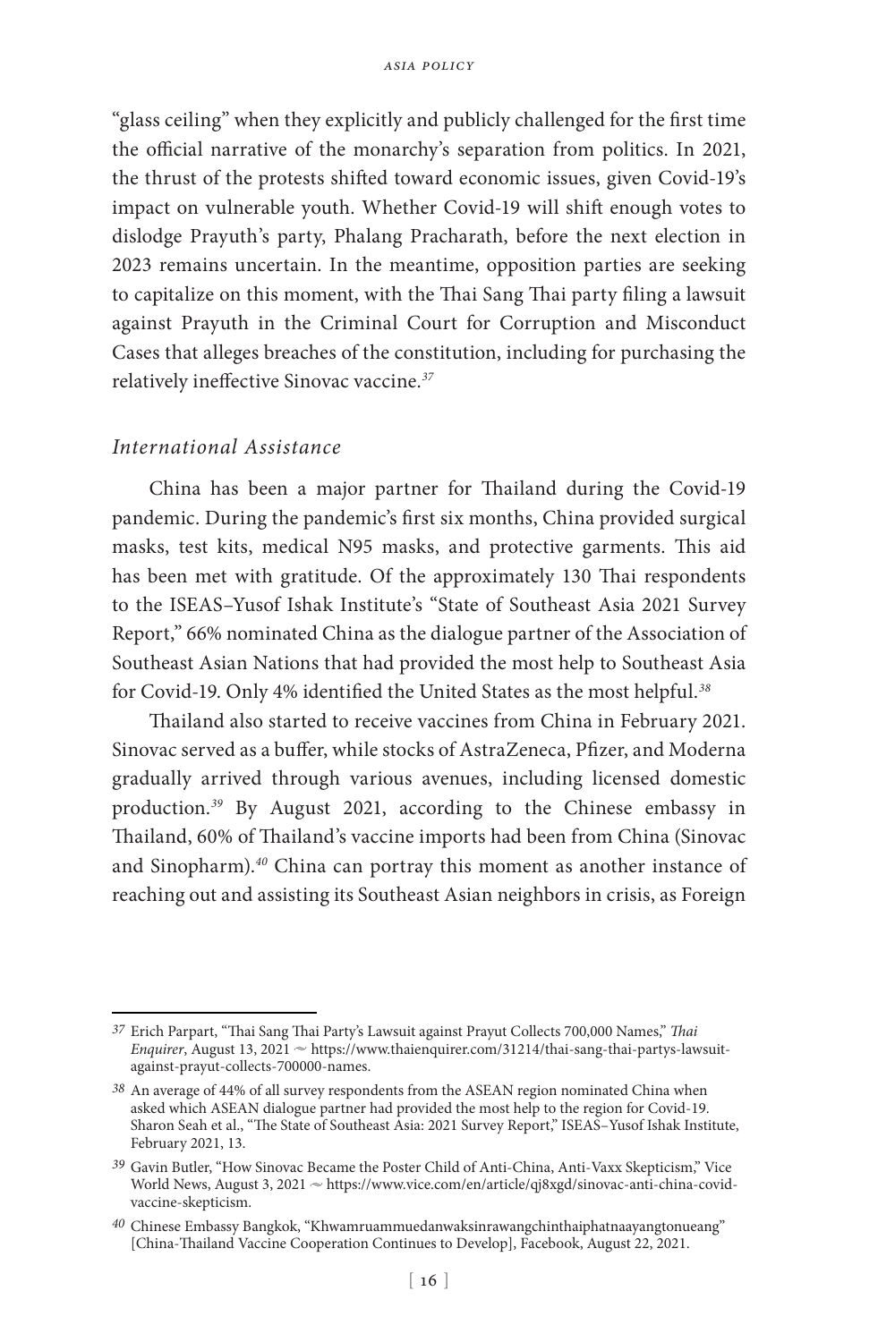"glass ceiling" when they explicitly and publicly challenged for the first time the official narrative of the monarchy's separation from politics. In 2021, the thrust of the protests shifted toward economic issues, given Covid-19's impact on vulnerable youth. Whether Covid-19 will shift enough votes to dislodge Prayuth's party, Phalang Pracharath, before the next election in 2023 remains uncertain. In the meantime, opposition parties are seeking to capitalize on this moment, with the Thai Sang Thai party filing a lawsuit against Prayuth in the Criminal Court for Corruption and Misconduct Cases that alleges breaches of the constitution, including for purchasing the relatively ineffective Sinovac vaccine.[37]

### *International Assistance*

China has been a major partner for Thailand during the Covid-19 pandemic. During the pandemic's first six months, China provided surgical masks, test kits, medical N95 masks, and protective garments. This aid has been met with gratitude. Of the approximately 130 Thai respondents to the ISEAS–Yusof Ishak Institute's "State of Southeast Asia 2021 Survey Report," 66% nominated China as the dialogue partner of the Association of Southeast Asian Nations that had provided the most help to Southeast Asia for Covid-19. Only 4% identified the United States as the most helpful.[38]

Thailand also started to receive vaccines from China in February 2021. Sinovac served as a buffer, while stocks of AstraZeneca, Pfizer, and Moderna gradually arrived through various avenues, including licensed domestic production.[39] By August 2021, according to the Chinese embassy in Thailand, 60% of Thailand's vaccine imports had been from China (Sinovac and Sinopharm).[40] China can portray this moment as another instance of reaching out and assisting its Southeast Asian neighbors in crisis, as Foreign

---

37 Erich Parpart, "Thai Sang Thai Party's Lawsuit against Prayut Collects 700,000 Names," *Thai Enquirer*, August 13, 2021 ~ https://www.thaienquirer.com/31214/thai-sang-thai-partys-lawsuit-against-prayut-collects-700000-names.

38 An average of 44% of all survey respondents from the ASEAN region nominated China when asked which ASEAN dialogue partner had provided the most help to the region for Covid-19. Sharon Seah et al., "The State of Southeast Asia: 2021 Survey Report," ISEAS–Yusof Ishak Institute, February 2021, 13.

39 Gavin Butler, "How Sinovac Became the Poster Child of Anti-China, Anti-Vaxx Skepticism," Vice World News, August 3, 2021 ~ https://www.vice.com/en/article/qj8xgd/sinovac-anti-china-covid-vaccine-skepticism.

40 Chinese Embassy Bangkok, "Khwamruammuedanwaksinrawangchinthaiphatnaayangtonueang" [China-Thailand Vaccine Cooperation Continues to Develop], Facebook, August 22, 2021.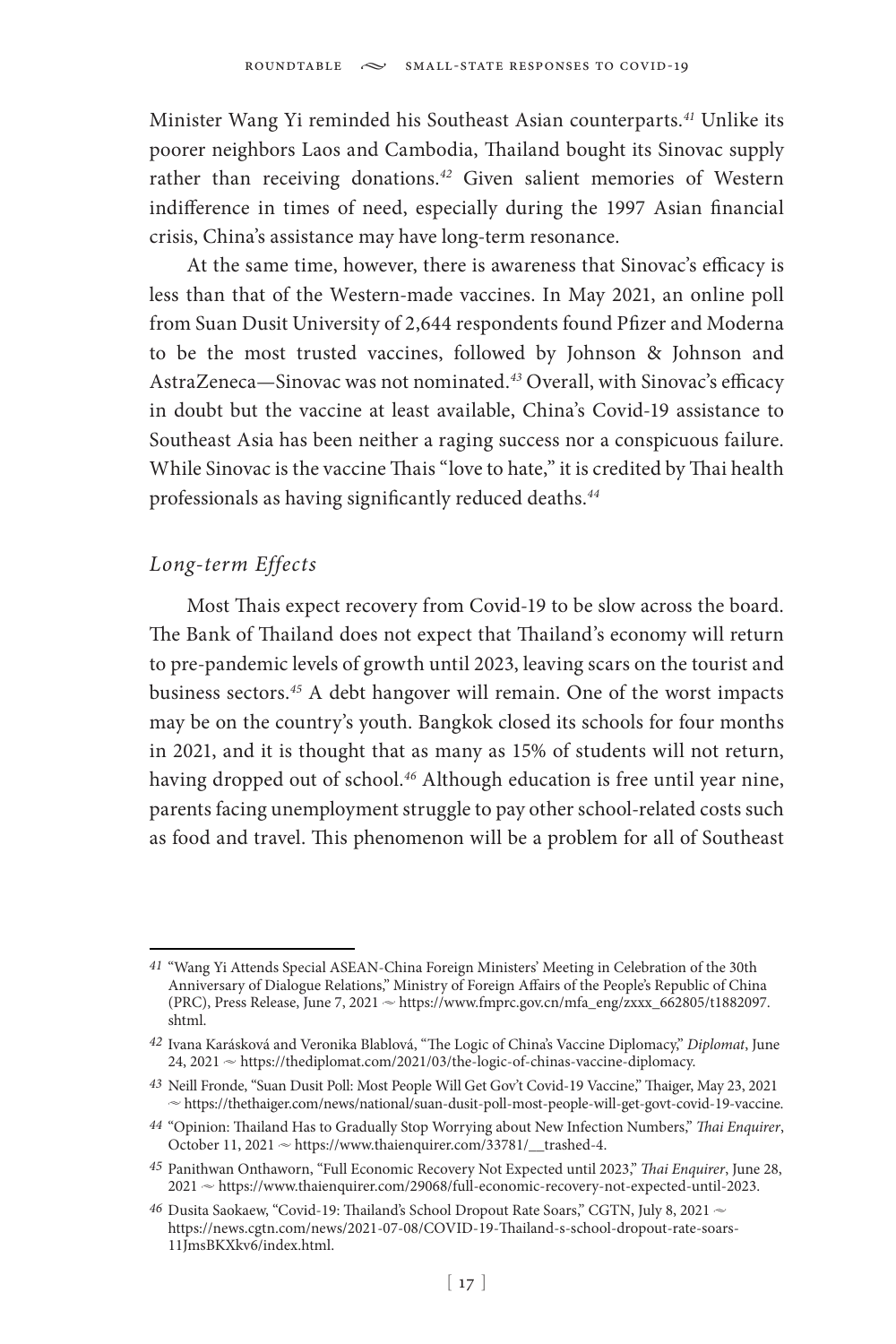Minister Wang Yi reminded his Southeast Asian counterparts.[41] Unlike its poorer neighbors Laos and Cambodia, Thailand bought its Sinovac supply rather than receiving donations.[42] Given salient memories of Western indifference in times of need, especially during the 1997 Asian financial crisis, China's assistance may have long-term resonance.

At the same time, however, there is awareness that Sinovac's efficacy is less than that of the Western-made vaccines. In May 2021, an online poll from Suan Dusit University of 2,644 respondents found Pfizer and Moderna to be the most trusted vaccines, followed by Johnson & Johnson and AstraZeneca—Sinovac was not nominated.[43] Overall, with Sinovac's efficacy in doubt but the vaccine at least available, China's Covid-19 assistance to Southeast Asia has been neither a raging success nor a conspicuous failure. While Sinovac is the vaccine Thais "love to hate," it is credited by Thai health professionals as having significantly reduced deaths.[44]

### *Long-term Effects*

Most Thais expect recovery from Covid-19 to be slow across the board. The Bank of Thailand does not expect that Thailand's economy will return to pre-pandemic levels of growth until 2023, leaving scars on the tourist and business sectors.[45] A debt hangover will remain. One of the worst impacts may be on the country's youth. Bangkok closed its schools for four months in 2021, and it is thought that as many as 15% of students will not return, having dropped out of school.[46] Although education is free until year nine, parents facing unemployment struggle to pay other school-related costs such as food and travel. This phenomenon will be a problem for all of Southeast

---

41 "Wang Yi Attends Special ASEAN-China Foreign Ministers' Meeting in Celebration of the 30th Anniversary of Dialogue Relations," Ministry of Foreign Affairs of the People's Republic of China (PRC), Press Release, June 7, 2021 ~ https://www.fmprc.gov.cn/mfa_eng/zxxx_662805/t1882097.shtml.

42 Ivana Karásková and Veronika Blablová, "The Logic of China's Vaccine Diplomacy," *Diplomat*, June 24, 2021 ~ https://thediplomat.com/2021/03/the-logic-of-chinas-vaccine-diplomacy.

43 Neill Fronde, "Suan Dusit Poll: Most People Will Get Gov't Covid-19 Vaccine," Thaiger, May 23, 2021 ~ https://thethaiger.com/news/national/suan-dusit-poll-most-people-will-get-govt-covid-19-vaccine.

44 "Opinion: Thailand Has to Gradually Stop Worrying about New Infection Numbers," *Thai Enquirer*, October 11, 2021 ~ https://www.thaienquirer.com/33781/__trashed-4.

45 Panithwan Onthaworn, "Full Economic Recovery Not Expected until 2023," *Thai Enquirer*, June 28, 2021 ~ https://www.thaienquirer.com/29068/full-economic-recovery-not-expected-until-2023.

46 Dusita Saokaew, "Covid-19: Thailand's School Dropout Rate Soars," CGTN, July 8, 2021 ~ https://news.cgtn.com/news/2021-07-08/COVID-19-Thailand-s-school-dropout-rate-soars-11JmsBKXkv6/index.html.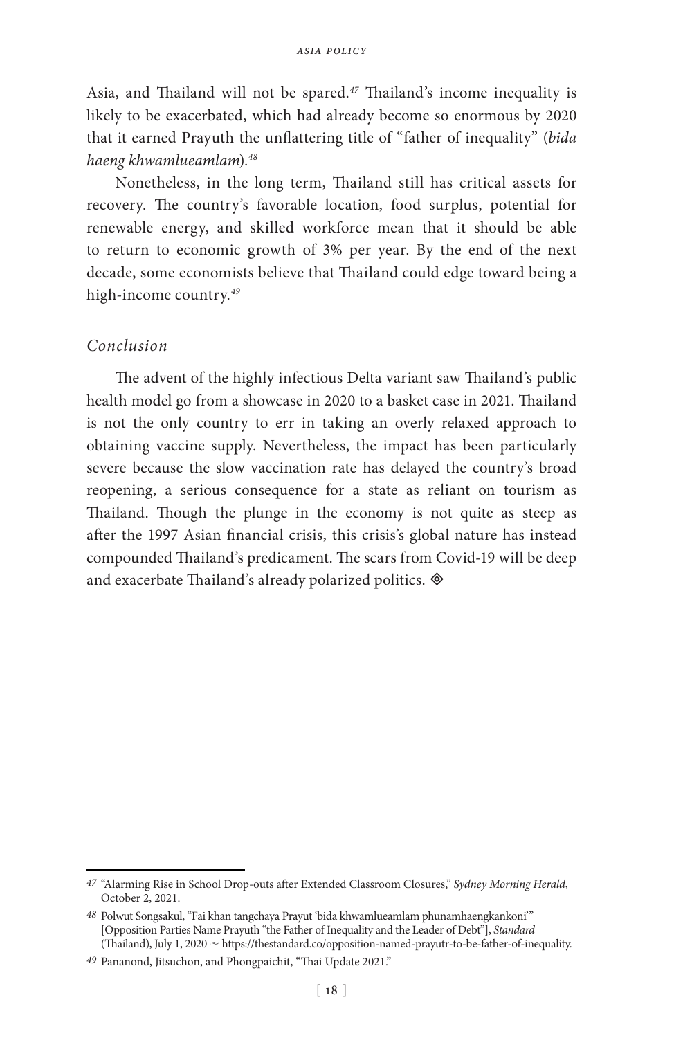Asia, and Thailand will not be spared.[47] Thailand's income inequality is likely to be exacerbated, which had already become so enormous by 2020 that it earned Prayuth the unflattering title of "father of inequality" (*bida haeng khwamlueamlam*).[48]

Nonetheless, in the long term, Thailand still has critical assets for recovery. The country's favorable location, food surplus, potential for renewable energy, and skilled workforce mean that it should be able to return to economic growth of 3% per year. By the end of the next decade, some economists believe that Thailand could edge toward being a high-income country.[49]

### *Conclusion*

The advent of the highly infectious Delta variant saw Thailand's public health model go from a showcase in 2020 to a basket case in 2021. Thailand is not the only country to err in taking an overly relaxed approach to obtaining vaccine supply. Nevertheless, the impact has been particularly severe because the slow vaccination rate has delayed the country's broad reopening, a serious consequence for a state as reliant on tourism as Thailand. Though the plunge in the economy is not quite as steep as after the 1997 Asian financial crisis, this crisis's global nature has instead compounded Thailand's predicament. The scars from Covid-19 will be deep and exacerbate Thailand's already polarized politics. ◈

---

47 "Alarming Rise in School Drop-outs after Extended Classroom Closures," *Sydney Morning Herald*, October 2, 2021.

48 Polwut Songsakul, "Fai khan tangchaya Prayut 'bida khwamlueamlam phunamhaengkankoni'" [Opposition Parties Name Prayuth "the Father of Inequality and the Leader of Debt"], *Standard* (Thailand), July 1, 2020 ~ https://thestandard.co/opposition-named-prayutr-to-be-father-of-inequality.

49 Pananond, Jitsuchon, and Phongpaichit, "Thai Update 2021."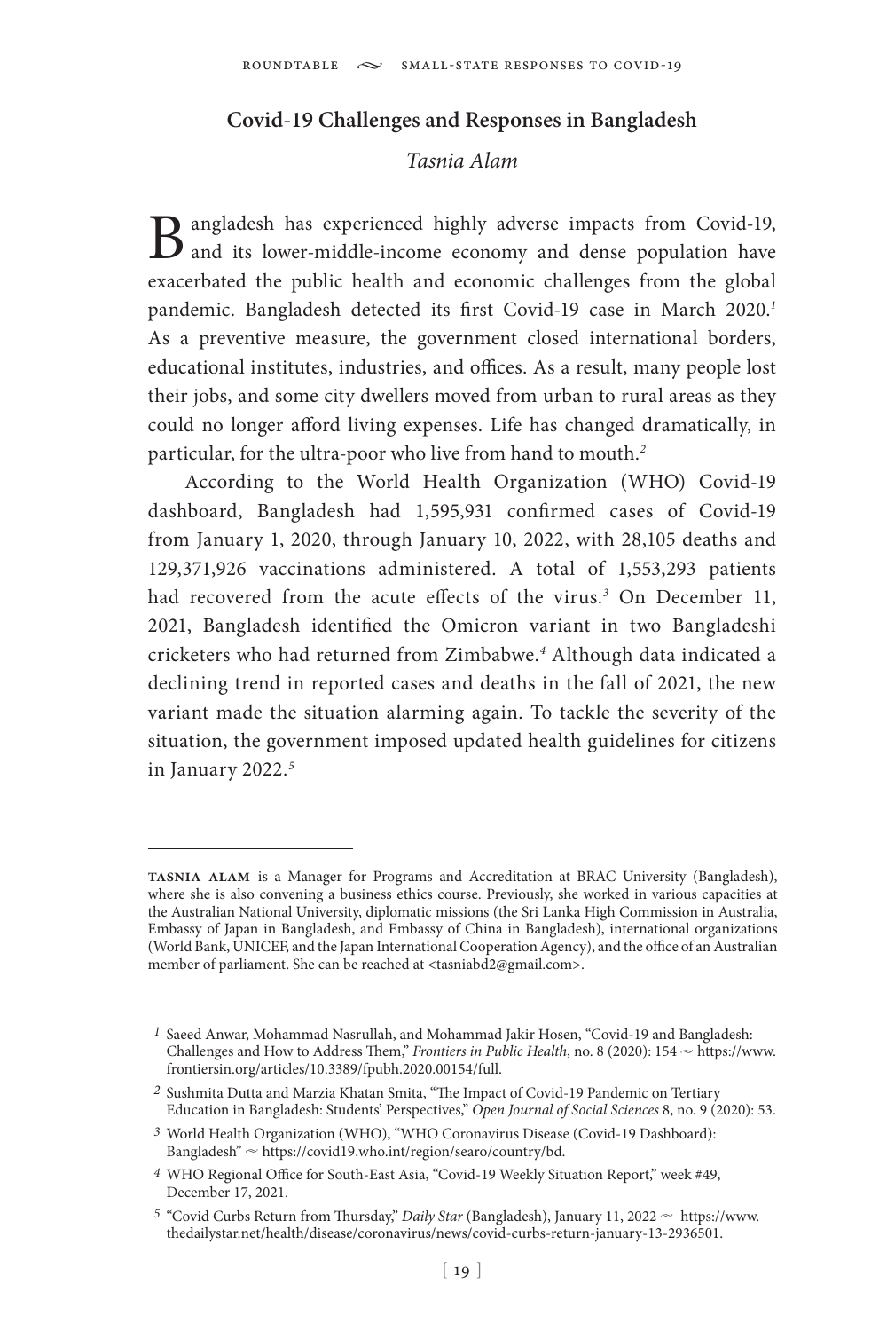## Covid-19 Challenges and Responses in Bangladesh

*Tasnia Alam*

Bangladesh has experienced highly adverse impacts from Covid-19, and its lower-middle-income economy and dense population have exacerbated the public health and economic challenges from the global pandemic. Bangladesh detected its first Covid-19 case in March 2020.[1] As a preventive measure, the government closed international borders, educational institutes, industries, and offices. As a result, many people lost their jobs, and some city dwellers moved from urban to rural areas as they could no longer afford living expenses. Life has changed dramatically, in particular, for the ultra-poor who live from hand to mouth.[2]

According to the World Health Organization (WHO) Covid-19 dashboard, Bangladesh had 1,595,931 confirmed cases of Covid-19 from January 1, 2020, through January 10, 2022, with 28,105 deaths and 129,371,926 vaccinations administered. A total of 1,553,293 patients had recovered from the acute effects of the virus.[3] On December 11, 2021, Bangladesh identified the Omicron variant in two Bangladeshi cricketers who had returned from Zimbabwe.[4] Although data indicated a declining trend in reported cases and deaths in the fall of 2021, the new variant made the situation alarming again. To tackle the severity of the situation, the government imposed updated health guidelines for citizens in January 2022.[5]

---

**TASNIA ALAM** is a Manager for Programs and Accreditation at BRAC University (Bangladesh), where she is also convening a business ethics course. Previously, she worked in various capacities at the Australian National University, diplomatic missions (the Sri Lanka High Commission in Australia, Embassy of Japan in Bangladesh, and Embassy of China in Bangladesh), international organizations (World Bank, UNICEF, and the Japan International Cooperation Agency), and the office of an Australian member of parliament. She can be reached at <tasniabd2@gmail.com>.

1 Saeed Anwar, Mohammad Nasrullah, and Mohammad Jakir Hosen, "Covid-19 and Bangladesh: Challenges and How to Address Them," *Frontiers in Public Health*, no. 8 (2020): 154 ~ https://www.frontiersin.org/articles/10.3389/fpubh.2020.00154/full.

2 Sushmita Dutta and Marzia Khatan Smita, "The Impact of Covid-19 Pandemic on Tertiary Education in Bangladesh: Students' Perspectives," *Open Journal of Social Sciences* 8, no. 9 (2020): 53.

3 World Health Organization (WHO), "WHO Coronavirus Disease (Covid-19 Dashboard): Bangladesh" ~ https://covid19.who.int/region/searo/country/bd.

4 WHO Regional Office for South-East Asia, "Covid-19 Weekly Situation Report," week #49, December 17, 2021.

5 "Covid Curbs Return from Thursday," *Daily Star* (Bangladesh), January 11, 2022 ~ https://www.thedailystar.net/health/disease/coronavirus/news/covid-curbs-return-january-13-2936501.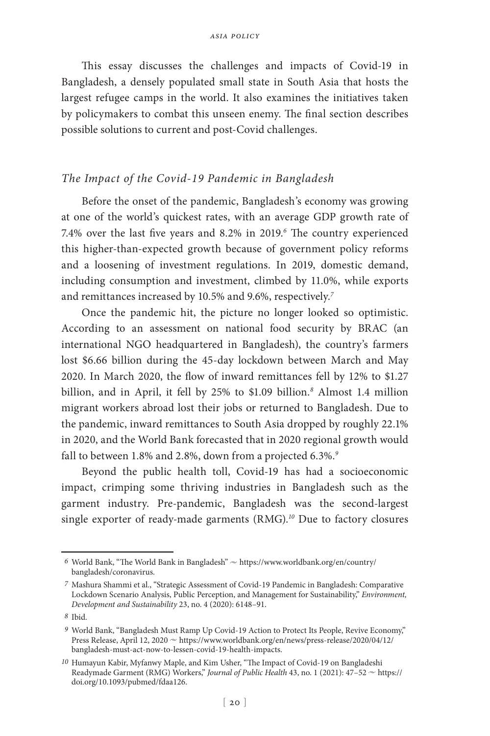This essay discusses the challenges and impacts of Covid-19 in Bangladesh, a densely populated small state in South Asia that hosts the largest refugee camps in the world. It also examines the initiatives taken by policymakers to combat this unseen enemy. The final section describes possible solutions to current and post-Covid challenges.

## *The Impact of the Covid-19 Pandemic in Bangladesh*

Before the onset of the pandemic, Bangladesh's economy was growing at one of the world's quickest rates, with an average GDP growth rate of 7.4% over the last five years and 8.2% in 2019.[6] The country experienced this higher-than-expected growth because of government policy reforms and a loosening of investment regulations. In 2019, domestic demand, including consumption and investment, climbed by 11.0%, while exports and remittances increased by 10.5% and 9.6%, respectively.[7]

Once the pandemic hit, the picture no longer looked so optimistic. According to an assessment on national food security by BRAC (an international NGO headquartered in Bangladesh), the country's farmers lost $6.66 billion during the 45-day lockdown between March and May 2020. In March 2020, the flow of inward remittances fell by 12% to $1.27 billion, and in April, it fell by 25% to $1.09 billion.[8] Almost 1.4 million migrant workers abroad lost their jobs or returned to Bangladesh. Due to the pandemic, inward remittances to South Asia dropped by roughly 22.1% in 2020, and the World Bank forecasted that in 2020 regional growth would fall to between 1.8% and 2.8%, down from a projected 6.3%.[9]

Beyond the public health toll, Covid-19 has had a socioeconomic impact, crimping some thriving industries in Bangladesh such as the garment industry. Pre-pandemic, Bangladesh was the second-largest single exporter of ready-made garments (RMG).[10] Due to factory closures

---

6 World Bank, "The World Bank in Bangladesh" ~ https://www.worldbank.org/en/country/bangladesh/coronavirus.

7 Mashura Shammi et al., "Strategic Assessment of Covid-19 Pandemic in Bangladesh: Comparative Lockdown Scenario Analysis, Public Perception, and Management for Sustainability," *Environment, Development and Sustainability* 23, no. 4 (2020): 6148–91.

8 Ibid.

9 World Bank, "Bangladesh Must Ramp Up Covid-19 Action to Protect Its People, Revive Economy," Press Release, April 12, 2020 ~ https://www.worldbank.org/en/news/press-release/2020/04/12/bangladesh-must-act-now-to-lessen-covid-19-health-impacts.

10 Humayun Kabir, Myfanwy Maple, and Kim Usher, "The Impact of Covid-19 on Bangladeshi Readymade Garment (RMG) Workers," *Journal of Public Health* 43, no. 1 (2021): 47–52 ~ https://doi.org/10.1093/pubmed/fdaa126.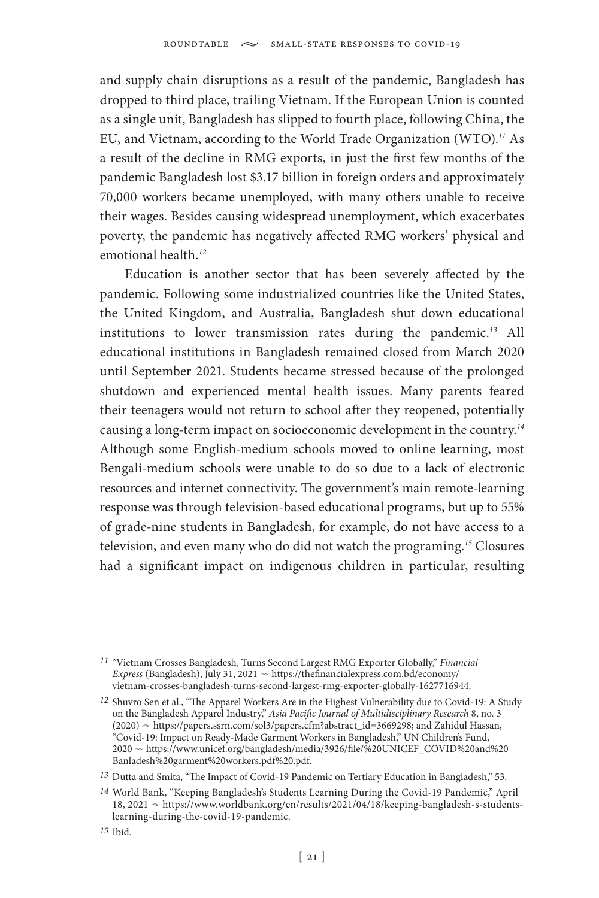and supply chain disruptions as a result of the pandemic, Bangladesh has dropped to third place, trailing Vietnam. If the European Union is counted as a single unit, Bangladesh has slipped to fourth place, following China, the EU, and Vietnam, according to the World Trade Organization (WTO).[11] As a result of the decline in RMG exports, in just the first few months of the pandemic Bangladesh lost $3.17 billion in foreign orders and approximately 70,000 workers became unemployed, with many others unable to receive their wages. Besides causing widespread unemployment, which exacerbates poverty, the pandemic has negatively affected RMG workers' physical and emotional health.[12]

Education is another sector that has been severely affected by the pandemic. Following some industrialized countries like the United States, the United Kingdom, and Australia, Bangladesh shut down educational institutions to lower transmission rates during the pandemic.[13] All educational institutions in Bangladesh remained closed from March 2020 until September 2021. Students became stressed because of the prolonged shutdown and experienced mental health issues. Many parents feared their teenagers would not return to school after they reopened, potentially causing a long-term impact on socioeconomic development in the country.[14] Although some English-medium schools moved to online learning, most Bengali-medium schools were unable to do so due to a lack of electronic resources and internet connectivity. The government's main remote-learning response was through television-based educational programs, but up to 55% of grade-nine students in Bangladesh, for example, do not have access to a television, and even many who do did not watch the programing.[15] Closures had a significant impact on indigenous children in particular, resulting

---

11 "Vietnam Crosses Bangladesh, Turns Second Largest RMG Exporter Globally," *Financial Express* (Bangladesh), July 31, 2021 ~ https://thefinancialexpress.com.bd/economy/vietnam-crosses-bangladesh-turns-second-largest-rmg-exporter-globally-1627716944.

12 Shuvro Sen et al., "The Apparel Workers Are in the Highest Vulnerability due to Covid-19: A Study on the Bangladesh Apparel Industry," *Asia Pacific Journal of Multidisciplinary Research* 8, no. 3 (2020) ~ https://papers.ssrn.com/sol3/papers.cfm?abstract_id=3669298; and Zahidul Hassan, "Covid-19: Impact on Ready-Made Garment Workers in Bangladesh," UN Children's Fund, 2020 ~ https://www.unicef.org/bangladesh/media/3926/file/%20UNICEF_COVID%20and%20Banladesh%20garment%20workers.pdf%20.pdf.

13 Dutta and Smita, "The Impact of Covid-19 Pandemic on Tertiary Education in Bangladesh," 53.

14 World Bank, "Keeping Bangladesh's Students Learning During the Covid-19 Pandemic," April 18, 2021 ~ https://www.worldbank.org/en/results/2021/04/18/keeping-bangladesh-s-students-learning-during-the-covid-19-pandemic.

15 Ibid.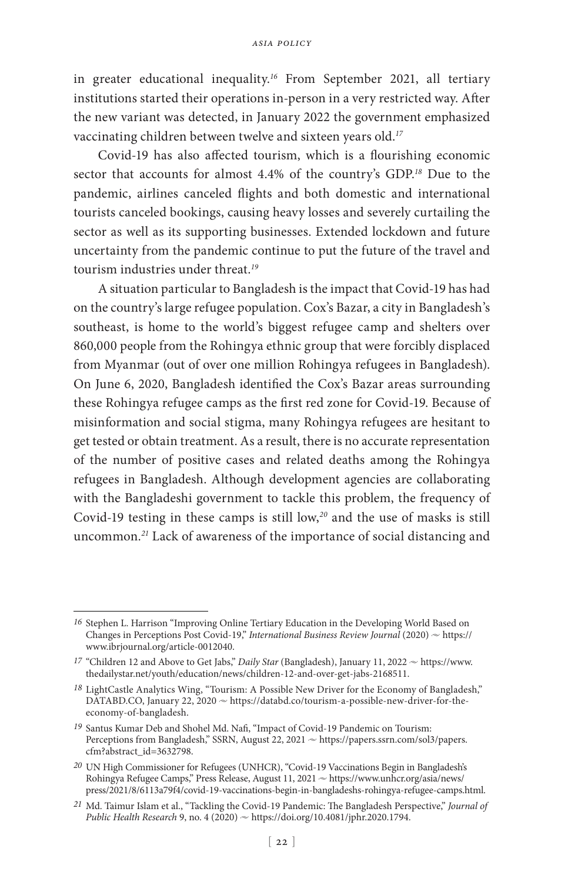in greater educational inequality.[16] From September 2021, all tertiary institutions started their operations in-person in a very restricted way. After the new variant was detected, in January 2022 the government emphasized vaccinating children between twelve and sixteen years old.[17]

Covid-19 has also affected tourism, which is a flourishing economic sector that accounts for almost 4.4% of the country's GDP.[18] Due to the pandemic, airlines canceled flights and both domestic and international tourists canceled bookings, causing heavy losses and severely curtailing the sector as well as its supporting businesses. Extended lockdown and future uncertainty from the pandemic continue to put the future of the travel and tourism industries under threat.[19]

A situation particular to Bangladesh is the impact that Covid-19 has had on the country's large refugee population. Cox's Bazar, a city in Bangladesh's southeast, is home to the world's biggest refugee camp and shelters over 860,000 people from the Rohingya ethnic group that were forcibly displaced from Myanmar (out of over one million Rohingya refugees in Bangladesh). On June 6, 2020, Bangladesh identified the Cox's Bazar areas surrounding these Rohingya refugee camps as the first red zone for Covid-19. Because of misinformation and social stigma, many Rohingya refugees are hesitant to get tested or obtain treatment. As a result, there is no accurate representation of the number of positive cases and related deaths among the Rohingya refugees in Bangladesh. Although development agencies are collaborating with the Bangladeshi government to tackle this problem, the frequency of Covid-19 testing in these camps is still low,[20] and the use of masks is still uncommon.[21] Lack of awareness of the importance of social distancing and

---

[16] Stephen L. Harrison "Improving Online Tertiary Education in the Developing World Based on Changes in Perceptions Post Covid-19," *International Business Review Journal* (2020) ~ https://www.ibrjournal.org/article-0012040.

[17] "Children 12 and Above to Get Jabs," *Daily Star* (Bangladesh), January 11, 2022 ~ https://www.thedailystar.net/youth/education/news/children-12-and-over-get-jabs-2168511.

[18] LightCastle Analytics Wing, "Tourism: A Possible New Driver for the Economy of Bangladesh," DATABD.CO, January 22, 2020 ~ https://databd.co/tourism-a-possible-new-driver-for-the-economy-of-bangladesh.

[19] Santus Kumar Deb and Shohel Md. Nafi, "Impact of Covid-19 Pandemic on Tourism: Perceptions from Bangladesh," SSRN, August 22, 2021 ~ https://papers.ssrn.com/sol3/papers.cfm?abstract_id=3632798.

[20] UN High Commissioner for Refugees (UNHCR), "Covid-19 Vaccinations Begin in Bangladesh's Rohingya Refugee Camps," Press Release, August 11, 2021 ~ https://www.unhcr.org/asia/news/press/2021/8/6113a79f4/covid-19-vaccinations-begin-in-bangladeshs-rohingya-refugee-camps.html.

[21] Md. Taimur Islam et al., "Tackling the Covid-19 Pandemic: The Bangladesh Perspective," *Journal of Public Health Research* 9, no. 4 (2020) ~ https://doi.org/10.4081/jphr.2020.1794.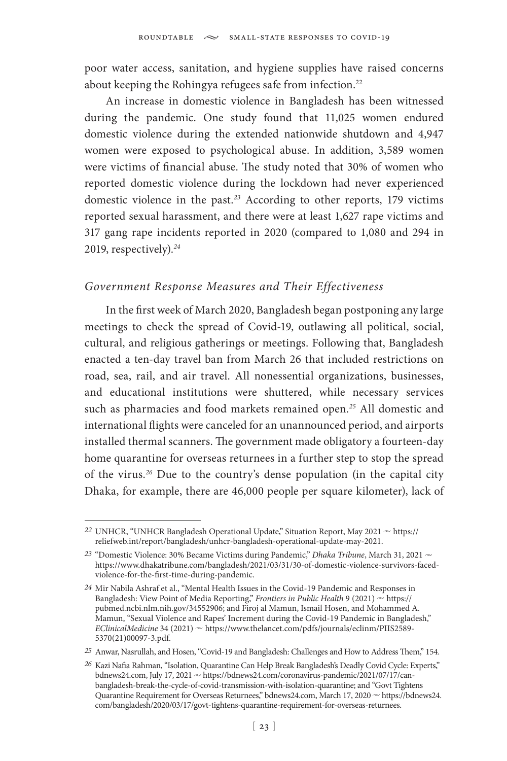poor water access, sanitation, and hygiene supplies have raised concerns about keeping the Rohingya refugees safe from infection.[22]

An increase in domestic violence in Bangladesh has been witnessed during the pandemic. One study found that 11,025 women endured domestic violence during the extended nationwide shutdown and 4,947 women were exposed to psychological abuse. In addition, 3,589 women were victims of financial abuse. The study noted that 30% of women who reported domestic violence during the lockdown had never experienced domestic violence in the past.[23] According to other reports, 179 victims reported sexual harassment, and there were at least 1,627 rape victims and 317 gang rape incidents reported in 2020 (compared to 1,080 and 294 in 2019, respectively).[24]

### *Government Response Measures and Their Effectiveness*

In the first week of March 2020, Bangladesh began postponing any large meetings to check the spread of Covid-19, outlawing all political, social, cultural, and religious gatherings or meetings. Following that, Bangladesh enacted a ten-day travel ban from March 26 that included restrictions on road, sea, rail, and air travel. All nonessential organizations, businesses, and educational institutions were shuttered, while necessary services such as pharmacies and food markets remained open.[25] All domestic and international flights were canceled for an unannounced period, and airports installed thermal scanners. The government made obligatory a fourteen-day home quarantine for overseas returnees in a further step to stop the spread of the virus.[26] Due to the country's dense population (in the capital city Dhaka, for example, there are 46,000 people per square kilometer), lack of

---

22 UNHCR, "UNHCR Bangladesh Operational Update," Situation Report, May 2021 ~ https://reliefweb.int/report/bangladesh/unhcr-bangladesh-operational-update-may-2021.

23 "Domestic Violence: 30% Became Victims during Pandemic," *Dhaka Tribune*, March 31, 2021 ~ https://www.dhakatribune.com/bangladesh/2021/03/31/30-of-domestic-violence-survivors-faced-violence-for-the-first-time-during-pandemic.

24 Mir Nabila Ashraf et al., "Mental Health Issues in the Covid-19 Pandemic and Responses in Bangladesh: View Point of Media Reporting," *Frontiers in Public Health* 9 (2021) ~ https://pubmed.ncbi.nlm.nih.gov/34552906; and Firoj al Mamun, Ismail Hosen, and Mohammed A. Mamun, "Sexual Violence and Rapes' Increment during the Covid-19 Pandemic in Bangladesh," *EClinicalMedicine* 34 (2021) ~ https://www.thelancet.com/pdfs/journals/eclinm/PIIS2589-5370(21)00097-3.pdf.

25 Anwar, Nasrullah, and Hosen, "Covid-19 and Bangladesh: Challenges and How to Address Them," 154.

26 Kazi Nafia Rahman, "Isolation, Quarantine Can Help Break Bangladesh's Deadly Covid Cycle: Experts," bdnews24.com, July 17, 2021 ~ https://bdnews24.com/coronavirus-pandemic/2021/07/17/can-bangladesh-break-the-cycle-of-covid-transmission-with-isolation-quarantine; and "Govt Tightens Quarantine Requirement for Overseas Returnees," bdnews24.com, March 17, 2020 ~ https://bdnews24.com/bangladesh/2020/03/17/govt-tightens-quarantine-requirement-for-overseas-returnees.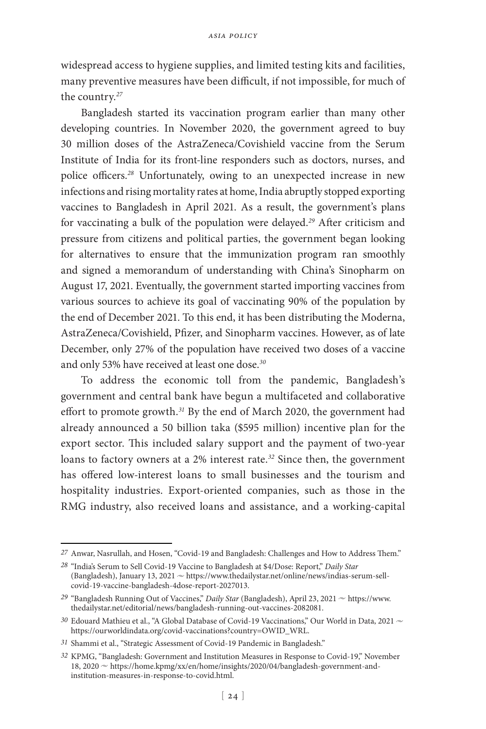widespread access to hygiene supplies, and limited testing kits and facilities, many preventive measures have been difficult, if not impossible, for much of the country.[27]

Bangladesh started its vaccination program earlier than many other developing countries. In November 2020, the government agreed to buy 30 million doses of the AstraZeneca/Covishield vaccine from the Serum Institute of India for its front-line responders such as doctors, nurses, and police officers.[28] Unfortunately, owing to an unexpected increase in new infections and rising mortality rates at home, India abruptly stopped exporting vaccines to Bangladesh in April 2021. As a result, the government's plans for vaccinating a bulk of the population were delayed.[29] After criticism and pressure from citizens and political parties, the government began looking for alternatives to ensure that the immunization program ran smoothly and signed a memorandum of understanding with China's Sinopharm on August 17, 2021. Eventually, the government started importing vaccines from various sources to achieve its goal of vaccinating 90% of the population by the end of December 2021. To this end, it has been distributing the Moderna, AstraZeneca/Covishield, Pfizer, and Sinopharm vaccines. However, as of late December, only 27% of the population have received two doses of a vaccine and only 53% have received at least one dose.[30]

To address the economic toll from the pandemic, Bangladesh's government and central bank have begun a multifaceted and collaborative effort to promote growth.[31] By the end of March 2020, the government had already announced a 50 billion taka ($595 million) incentive plan for the export sector. This included salary support and the payment of two-year loans to factory owners at a 2% interest rate.[32] Since then, the government has offered low-interest loans to small businesses and the tourism and hospitality industries. Export-oriented companies, such as those in the RMG industry, also received loans and assistance, and a working-capital

---

27 Anwar, Nasrullah, and Hosen, "Covid-19 and Bangladesh: Challenges and How to Address Them."

28 "India's Serum to Sell Covid-19 Vaccine to Bangladesh at $4/Dose: Report," *Daily Star* (Bangladesh), January 13, 2021 ~ https://www.thedailystar.net/online/news/indias-serum-sell-covid-19-vaccine-bangladesh-4dose-report-2027013.

29 "Bangladesh Running Out of Vaccines," *Daily Star* (Bangladesh), April 23, 2021 ~ https://www.thedailystar.net/editorial/news/bangladesh-running-out-vaccines-2082081.

30 Edouard Mathieu et al., "A Global Database of Covid-19 Vaccinations," Our World in Data, 2021 ~ https://ourworldindata.org/covid-vaccinations?country=OWID_WRL.

31 Shammi et al., "Strategic Assessment of Covid-19 Pandemic in Bangladesh."

32 KPMG, "Bangladesh: Government and Institution Measures in Response to Covid-19," November 18, 2020 ~ https://home.kpmg/xx/en/home/insights/2020/04/bangladesh-government-and-institution-measures-in-response-to-covid.html.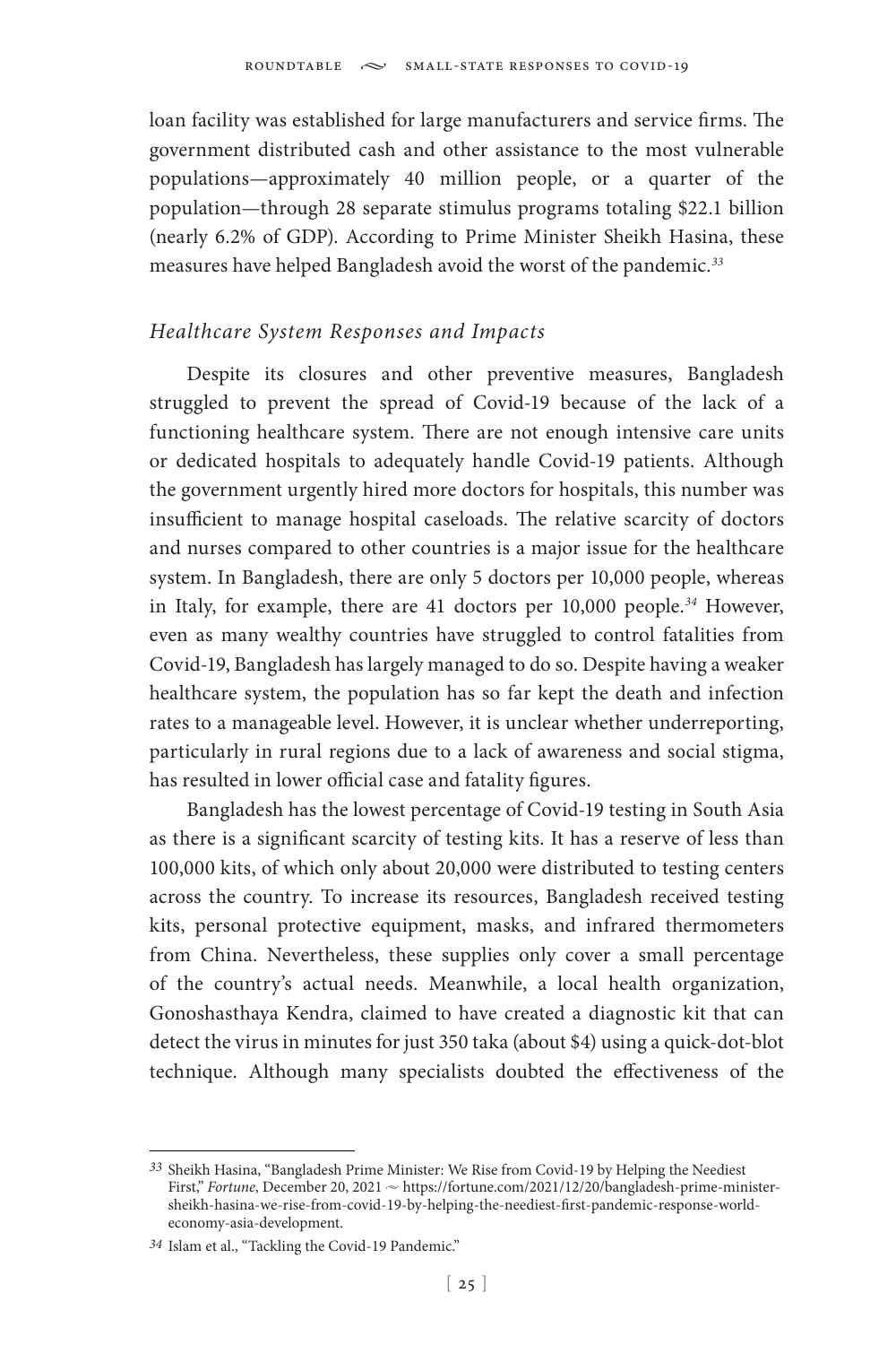loan facility was established for large manufacturers and service firms. The government distributed cash and other assistance to the most vulnerable populations—approximately 40 million people, or a quarter of the population—through 28 separate stimulus programs totaling $22.1 billion (nearly 6.2% of GDP). According to Prime Minister Sheikh Hasina, these measures have helped Bangladesh avoid the worst of the pandemic.[33]

### *Healthcare System Responses and Impacts*

Despite its closures and other preventive measures, Bangladesh struggled to prevent the spread of Covid-19 because of the lack of a functioning healthcare system. There are not enough intensive care units or dedicated hospitals to adequately handle Covid-19 patients. Although the government urgently hired more doctors for hospitals, this number was insufficient to manage hospital caseloads. The relative scarcity of doctors and nurses compared to other countries is a major issue for the healthcare system. In Bangladesh, there are only 5 doctors per 10,000 people, whereas in Italy, for example, there are 41 doctors per 10,000 people.[34] However, even as many wealthy countries have struggled to control fatalities from Covid-19, Bangladesh has largely managed to do so. Despite having a weaker healthcare system, the population has so far kept the death and infection rates to a manageable level. However, it is unclear whether underreporting, particularly in rural regions due to a lack of awareness and social stigma, has resulted in lower official case and fatality figures.

Bangladesh has the lowest percentage of Covid-19 testing in South Asia as there is a significant scarcity of testing kits. It has a reserve of less than 100,000 kits, of which only about 20,000 were distributed to testing centers across the country. To increase its resources, Bangladesh received testing kits, personal protective equipment, masks, and infrared thermometers from China. Nevertheless, these supplies only cover a small percentage of the country's actual needs. Meanwhile, a local health organization, Gonoshasthaya Kendra, claimed to have created a diagnostic kit that can detect the virus in minutes for just 350 taka (about $4) using a quick-dot-blot technique. Although many specialists doubted the effectiveness of the

---

[33] Sheikh Hasina, "Bangladesh Prime Minister: We Rise from Covid-19 by Helping the Neediest First," *Fortune*, December 20, 2021 ~ https://fortune.com/2021/12/20/bangladesh-prime-minister-sheikh-hasina-we-rise-from-covid-19-by-helping-the-neediest-first-pandemic-response-world-economy-asia-development.

[34] Islam et al., "Tackling the Covid-19 Pandemic."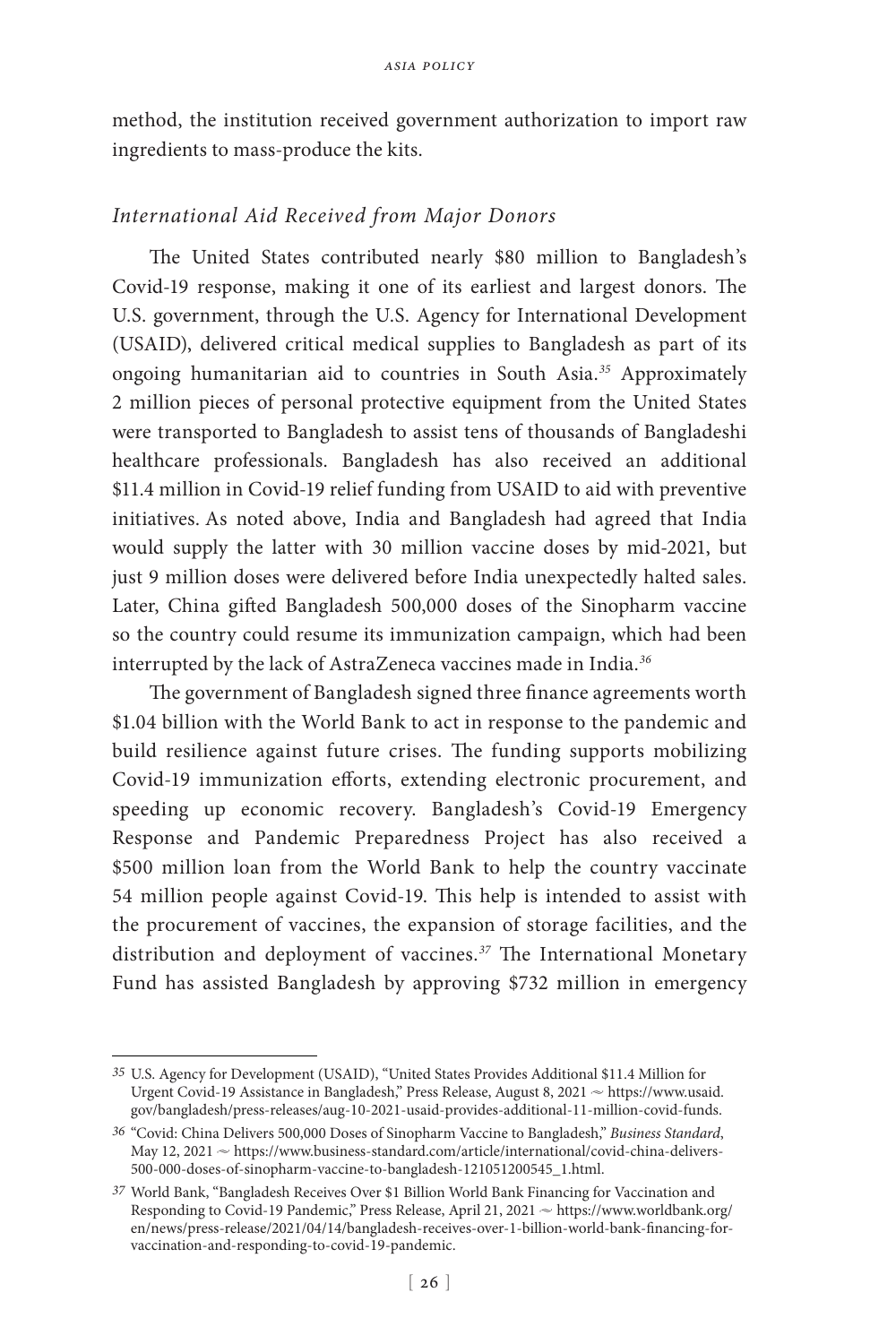method, the institution received government authorization to import raw ingredients to mass-produce the kits.

### *International Aid Received from Major Donors*

The United States contributed nearly $80 million to Bangladesh's Covid-19 response, making it one of its earliest and largest donors. The U.S. government, through the U.S. Agency for International Development (USAID), delivered critical medical supplies to Bangladesh as part of its ongoing humanitarian aid to countries in South Asia.[35] Approximately 2 million pieces of personal protective equipment from the United States were transported to Bangladesh to assist tens of thousands of Bangladeshi healthcare professionals. Bangladesh has also received an additional $11.4 million in Covid-19 relief funding from USAID to aid with preventive initiatives. As noted above, India and Bangladesh had agreed that India would supply the latter with 30 million vaccine doses by mid-2021, but just 9 million doses were delivered before India unexpectedly halted sales. Later, China gifted Bangladesh 500,000 doses of the Sinopharm vaccine so the country could resume its immunization campaign, which had been interrupted by the lack of AstraZeneca vaccines made in India.[36]

The government of Bangladesh signed three finance agreements worth $1.04 billion with the World Bank to act in response to the pandemic and build resilience against future crises. The funding supports mobilizing Covid-19 immunization efforts, extending electronic procurement, and speeding up economic recovery. Bangladesh's Covid-19 Emergency Response and Pandemic Preparedness Project has also received a $500 million loan from the World Bank to help the country vaccinate 54 million people against Covid-19. This help is intended to assist with the procurement of vaccines, the expansion of storage facilities, and the distribution and deployment of vaccines.[37] The International Monetary Fund has assisted Bangladesh by approving $732 million in emergency

---

35 U.S. Agency for Development (USAID), "United States Provides Additional $11.4 Million for Urgent Covid-19 Assistance in Bangladesh," Press Release, August 8, 2021 ~ https://www.usaid.gov/bangladesh/press-releases/aug-10-2021-usaid-provides-additional-11-million-covid-funds.

36 "Covid: China Delivers 500,000 Doses of Sinopharm Vaccine to Bangladesh," *Business Standard*, May 12, 2021 ~ https://www.business-standard.com/article/international/covid-china-delivers-500-000-doses-of-sinopharm-vaccine-to-bangladesh-121051200545_1.html.

37 World Bank, "Bangladesh Receives Over $1 Billion World Bank Financing for Vaccination and Responding to Covid-19 Pandemic," Press Release, April 21, 2021 ~ https://www.worldbank.org/en/news/press-release/2021/04/14/bangladesh-receives-over-1-billion-world-bank-financing-for-vaccination-and-responding-to-covid-19-pandemic.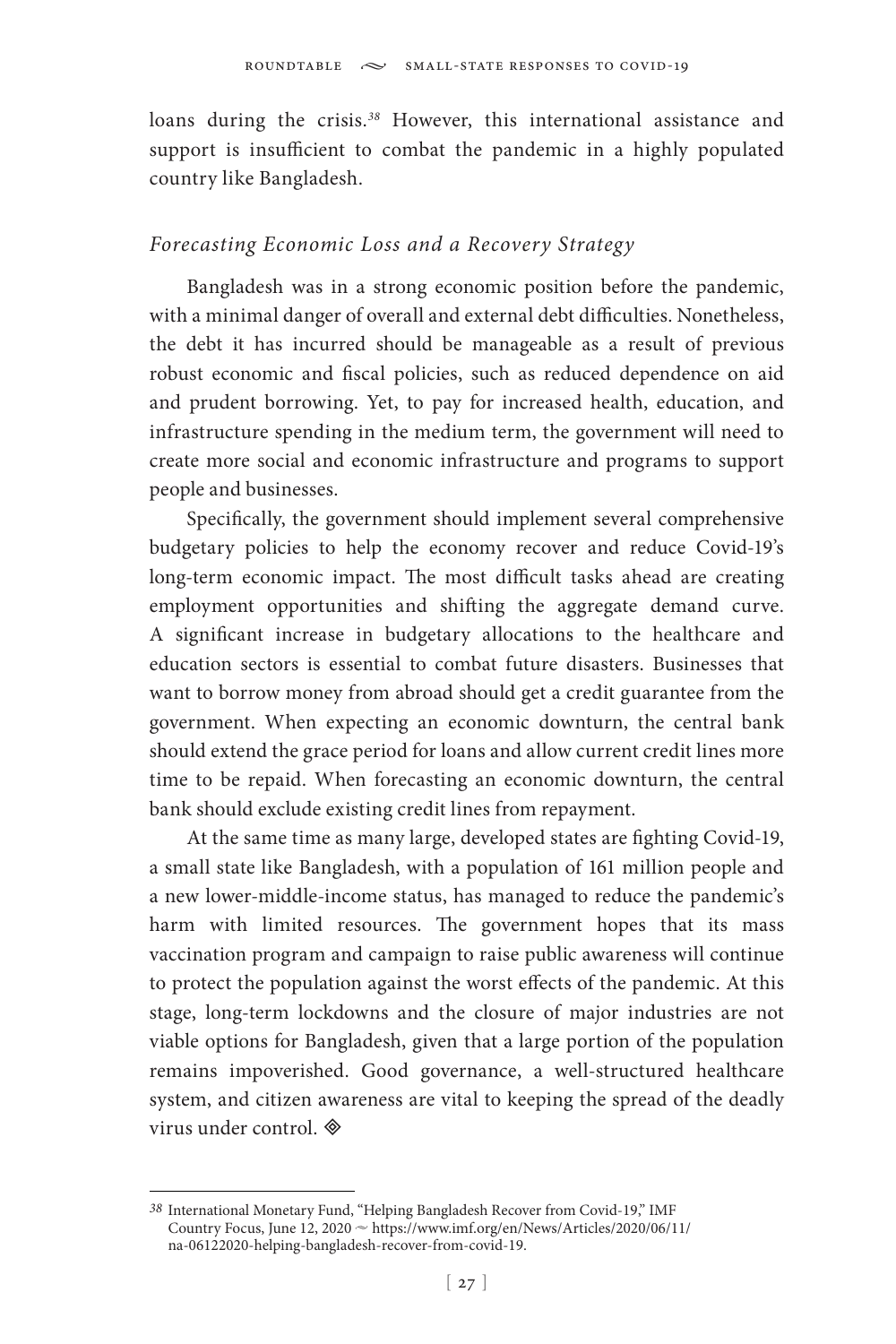loans during the crisis.[38] However, this international assistance and support is insufficient to combat the pandemic in a highly populated country like Bangladesh.

### *Forecasting Economic Loss and a Recovery Strategy*

Bangladesh was in a strong economic position before the pandemic, with a minimal danger of overall and external debt difficulties. Nonetheless, the debt it has incurred should be manageable as a result of previous robust economic and fiscal policies, such as reduced dependence on aid and prudent borrowing. Yet, to pay for increased health, education, and infrastructure spending in the medium term, the government will need to create more social and economic infrastructure and programs to support people and businesses.

Specifically, the government should implement several comprehensive budgetary policies to help the economy recover and reduce Covid-19's long-term economic impact. The most difficult tasks ahead are creating employment opportunities and shifting the aggregate demand curve. A significant increase in budgetary allocations to the healthcare and education sectors is essential to combat future disasters. Businesses that want to borrow money from abroad should get a credit guarantee from the government. When expecting an economic downturn, the central bank should extend the grace period for loans and allow current credit lines more time to be repaid. When forecasting an economic downturn, the central bank should exclude existing credit lines from repayment.

At the same time as many large, developed states are fighting Covid-19, a small state like Bangladesh, with a population of 161 million people and a new lower-middle-income status, has managed to reduce the pandemic's harm with limited resources. The government hopes that its mass vaccination program and campaign to raise public awareness will continue to protect the population against the worst effects of the pandemic. At this stage, long-term lockdowns and the closure of major industries are not viable options for Bangladesh, given that a large portion of the population remains impoverished. Good governance, a well-structured healthcare system, and citizen awareness are vital to keeping the spread of the deadly virus under control. ◈

---

[38] International Monetary Fund, "Helping Bangladesh Recover from Covid-19," IMF Country Focus, June 12, 2020 ~ https://www.imf.org/en/News/Articles/2020/06/11/na-06122020-helping-bangladesh-recover-from-covid-19.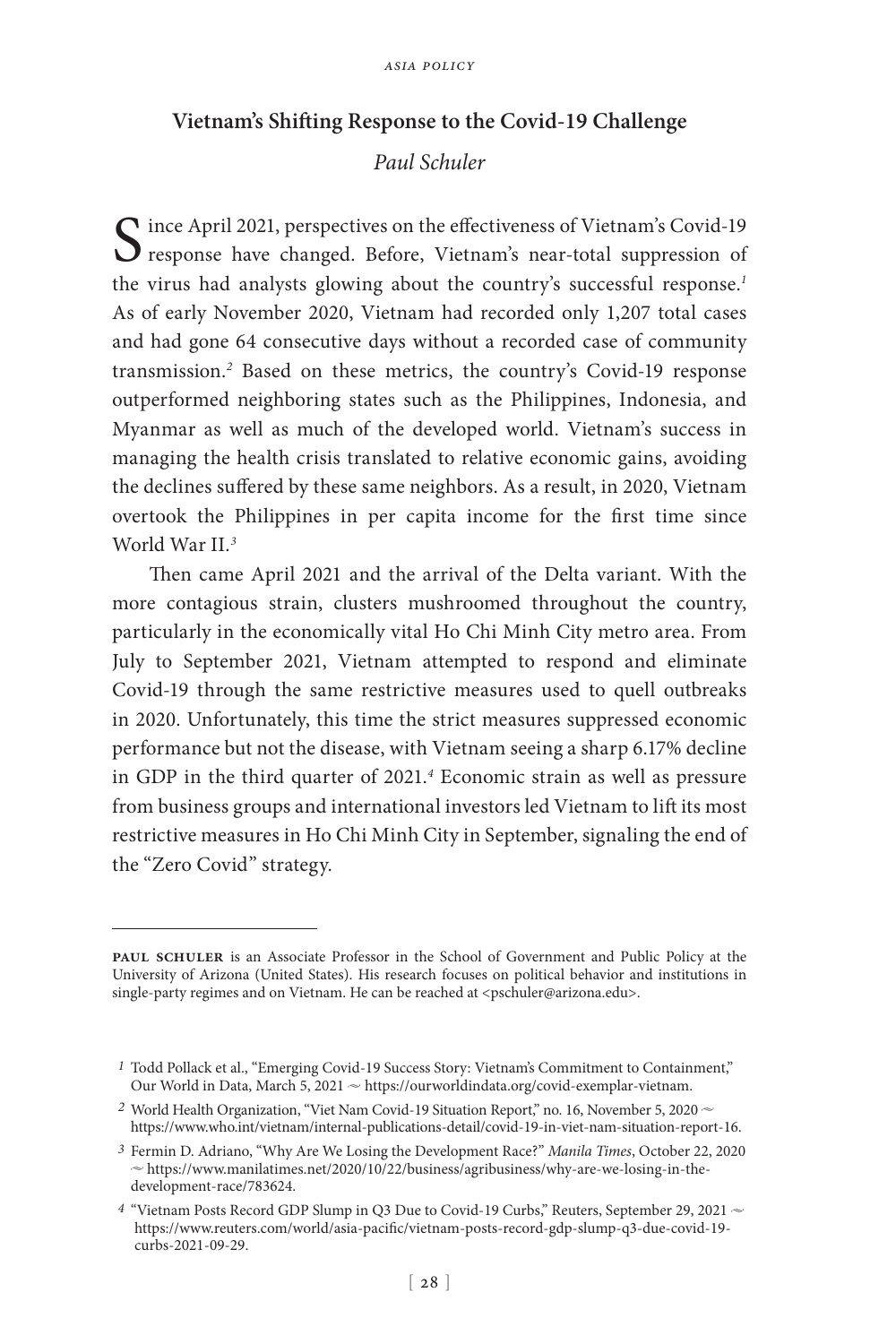## Vietnam's Shifting Response to the Covid-19 Challenge

*Paul Schuler*

Since April 2021, perspectives on the effectiveness of Vietnam's Covid-19 response have changed. Before, Vietnam's near-total suppression of the virus had analysts glowing about the country's successful response.[1] As of early November 2020, Vietnam had recorded only 1,207 total cases and had gone 64 consecutive days without a recorded case of community transmission.[2] Based on these metrics, the country's Covid-19 response outperformed neighboring states such as the Philippines, Indonesia, and Myanmar as well as much of the developed world. Vietnam's success in managing the health crisis translated to relative economic gains, avoiding the declines suffered by these same neighbors. As a result, in 2020, Vietnam overtook the Philippines in per capita income for the first time since World War II.[3]

Then came April 2021 and the arrival of the Delta variant. With the more contagious strain, clusters mushroomed throughout the country, particularly in the economically vital Ho Chi Minh City metro area. From July to September 2021, Vietnam attempted to respond and eliminate Covid-19 through the same restrictive measures used to quell outbreaks in 2020. Unfortunately, this time the strict measures suppressed economic performance but not the disease, with Vietnam seeing a sharp 6.17% decline in GDP in the third quarter of 2021.[4] Economic strain as well as pressure from business groups and international investors led Vietnam to lift its most restrictive measures in Ho Chi Minh City in September, signaling the end of the "Zero Covid" strategy.

---

**PAUL SCHULER** is an Associate Professor in the School of Government and Public Policy at the University of Arizona (United States). His research focuses on political behavior and institutions in single-party regimes and on Vietnam. He can be reached at <pschuler@arizona.edu>.

1 Todd Pollack et al., "Emerging Covid-19 Success Story: Vietnam's Commitment to Containment," Our World in Data, March 5, 2021 ~ https://ourworldindata.org/covid-exemplar-vietnam.

2 World Health Organization, "Viet Nam Covid-19 Situation Report," no. 16, November 5, 2020 ~ https://www.who.int/vietnam/internal-publications-detail/covid-19-in-viet-nam-situation-report-16.

3 Fermin D. Adriano, "Why Are We Losing the Development Race?" *Manila Times*, October 22, 2020 ~ https://www.manilatimes.net/2020/10/22/business/agribusiness/why-are-we-losing-in-the-development-race/783624.

4 "Vietnam Posts Record GDP Slump in Q3 Due to Covid-19 Curbs," Reuters, September 29, 2021 ~ https://www.reuters.com/world/asia-pacific/vietnam-posts-record-gdp-slump-q3-due-covid-19-curbs-2021-09-29.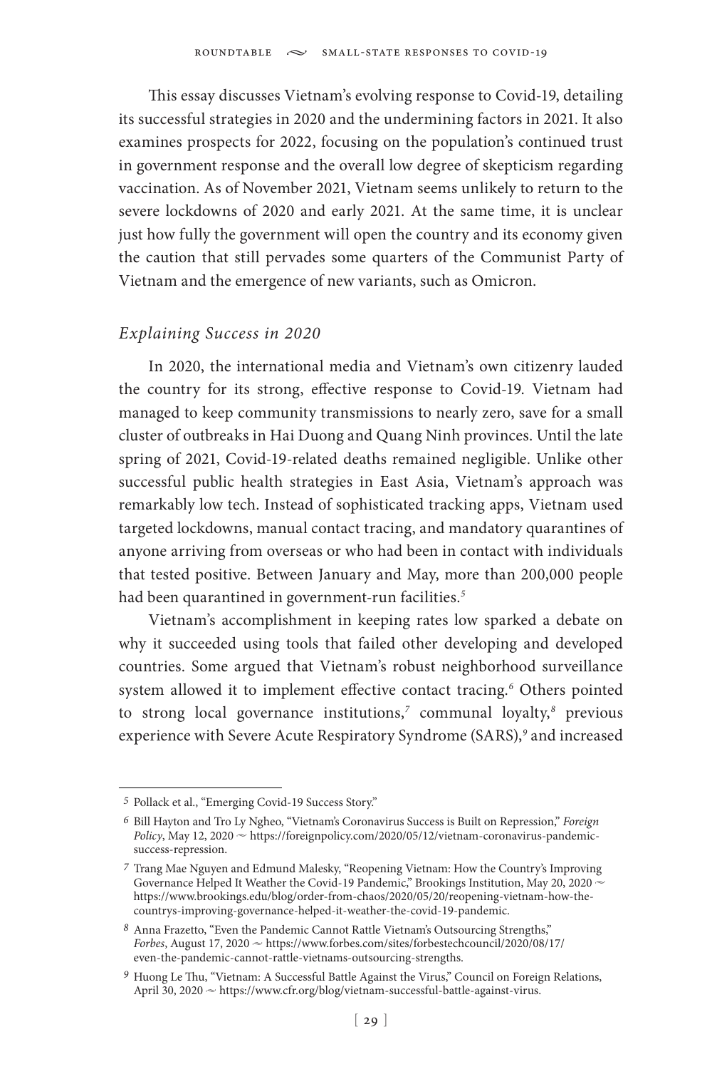This essay discusses Vietnam's evolving response to Covid-19, detailing its successful strategies in 2020 and the undermining factors in 2021. It also examines prospects for 2022, focusing on the population's continued trust in government response and the overall low degree of skepticism regarding vaccination. As of November 2021, Vietnam seems unlikely to return to the severe lockdowns of 2020 and early 2021. At the same time, it is unclear just how fully the government will open the country and its economy given the caution that still pervades some quarters of the Communist Party of Vietnam and the emergence of new variants, such as Omicron.

### *Explaining Success in 2020*

In 2020, the international media and Vietnam's own citizenry lauded the country for its strong, effective response to Covid-19. Vietnam had managed to keep community transmissions to nearly zero, save for a small cluster of outbreaks in Hai Duong and Quang Ninh provinces. Until the late spring of 2021, Covid-19-related deaths remained negligible. Unlike other successful public health strategies in East Asia, Vietnam's approach was remarkably low tech. Instead of sophisticated tracking apps, Vietnam used targeted lockdowns, manual contact tracing, and mandatory quarantines of anyone arriving from overseas or who had been in contact with individuals that tested positive. Between January and May, more than 200,000 people had been quarantined in government-run facilities.[5]

Vietnam's accomplishment in keeping rates low sparked a debate on why it succeeded using tools that failed other developing and developed countries. Some argued that Vietnam's robust neighborhood surveillance system allowed it to implement effective contact tracing.[6] Others pointed to strong local governance institutions,[7] communal loyalty,[8] previous experience with Severe Acute Respiratory Syndrome (SARS),[9] and increased

---

5 Pollack et al., "Emerging Covid-19 Success Story."

6 Bill Hayton and Tro Ly Ngheo, "Vietnam's Coronavirus Success is Built on Repression," *Foreign Policy*, May 12, 2020 ~ https://foreignpolicy.com/2020/05/12/vietnam-coronavirus-pandemic-success-repression.

7 Trang Mae Nguyen and Edmund Malesky, "Reopening Vietnam: How the Country's Improving Governance Helped It Weather the Covid-19 Pandemic," Brookings Institution, May 20, 2020 ~ https://www.brookings.edu/blog/order-from-chaos/2020/05/20/reopening-vietnam-how-the-countrys-improving-governance-helped-it-weather-the-covid-19-pandemic.

8 Anna Frazetto, "Even the Pandemic Cannot Rattle Vietnam's Outsourcing Strengths," *Forbes*, August 17, 2020 ~ https://www.forbes.com/sites/forbestechcouncil/2020/08/17/even-the-pandemic-cannot-rattle-vietnams-outsourcing-strengths.

9 Huong Le Thu, "Vietnam: A Successful Battle Against the Virus," Council on Foreign Relations, April 30, 2020 ~ https://www.cfr.org/blog/vietnam-successful-battle-against-virus.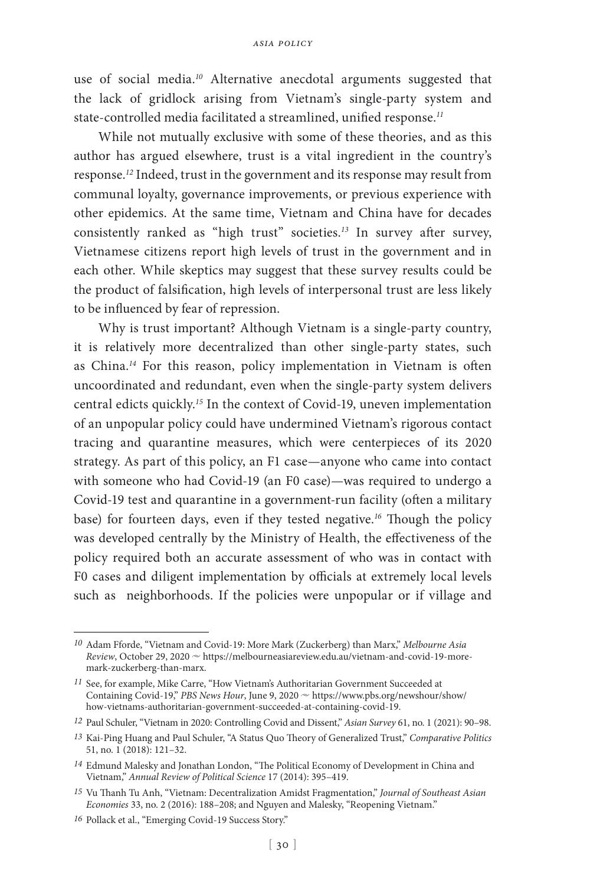use of social media.[10] Alternative anecdotal arguments suggested that the lack of gridlock arising from Vietnam's single-party system and state-controlled media facilitated a streamlined, unified response.[11]

While not mutually exclusive with some of these theories, and as this author has argued elsewhere, trust is a vital ingredient in the country's response.[12] Indeed, trust in the government and its response may result from communal loyalty, governance improvements, or previous experience with other epidemics. At the same time, Vietnam and China have for decades consistently ranked as "high trust" societies.[13] In survey after survey, Vietnamese citizens report high levels of trust in the government and in each other. While skeptics may suggest that these survey results could be the product of falsification, high levels of interpersonal trust are less likely to be influenced by fear of repression.

Why is trust important? Although Vietnam is a single-party country, it is relatively more decentralized than other single-party states, such as China.[14] For this reason, policy implementation in Vietnam is often uncoordinated and redundant, even when the single-party system delivers central edicts quickly.[15] In the context of Covid-19, uneven implementation of an unpopular policy could have undermined Vietnam's rigorous contact tracing and quarantine measures, which were centerpieces of its 2020 strategy. As part of this policy, an F1 case—anyone who came into contact with someone who had Covid-19 (an F0 case)—was required to undergo a Covid-19 test and quarantine in a government-run facility (often a military base) for fourteen days, even if they tested negative.[16] Though the policy was developed centrally by the Ministry of Health, the effectiveness of the policy required both an accurate assessment of who was in contact with F0 cases and diligent implementation by officials at extremely local levels such as neighborhoods. If the policies were unpopular or if village and

---

10 Adam Fforde, "Vietnam and Covid-19: More Mark (Zuckerberg) than Marx," *Melbourne Asia Review*, October 29, 2020 ~ https://melbourneasiareview.edu.au/vietnam-and-covid-19-more-mark-zuckerberg-than-marx.

11 See, for example, Mike Carre, "How Vietnam's Authoritarian Government Succeeded at Containing Covid-19," *PBS News Hour*, June 9, 2020 ~ https://www.pbs.org/newshour/show/how-vietnams-authoritarian-government-succeeded-at-containing-covid-19.

12 Paul Schuler, "Vietnam in 2020: Controlling Covid and Dissent," *Asian Survey* 61, no. 1 (2021): 90–98.

13 Kai-Ping Huang and Paul Schuler, "A Status Quo Theory of Generalized Trust," *Comparative Politics* 51, no. 1 (2018): 121–32.

14 Edmund Malesky and Jonathan London, "The Political Economy of Development in China and Vietnam," *Annual Review of Political Science* 17 (2014): 395–419.

15 Vu Thanh Tu Anh, "Vietnam: Decentralization Amidst Fragmentation," *Journal of Southeast Asian Economies* 33, no. 2 (2016): 188–208; and Nguyen and Malesky, "Reopening Vietnam."

16 Pollack et al., "Emerging Covid-19 Success Story."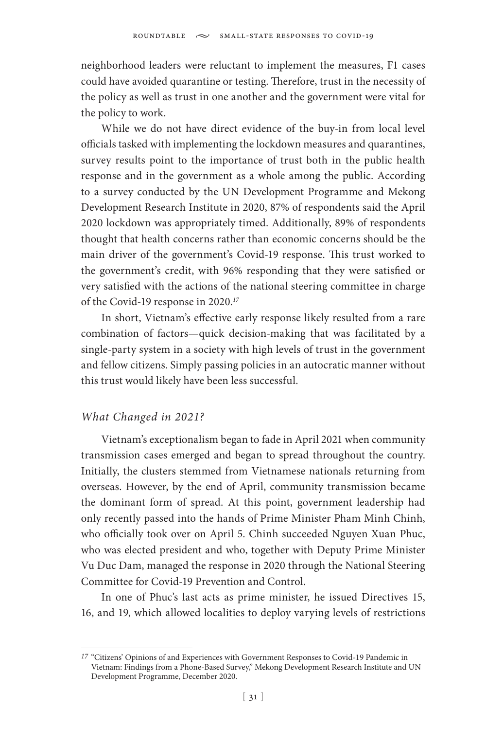neighborhood leaders were reluctant to implement the measures, F1 cases could have avoided quarantine or testing. Therefore, trust in the necessity of the policy as well as trust in one another and the government were vital for the policy to work.

While we do not have direct evidence of the buy-in from local level officials tasked with implementing the lockdown measures and quarantines, survey results point to the importance of trust both in the public health response and in the government as a whole among the public. According to a survey conducted by the UN Development Programme and Mekong Development Research Institute in 2020, 87% of respondents said the April 2020 lockdown was appropriately timed. Additionally, 89% of respondents thought that health concerns rather than economic concerns should be the main driver of the government's Covid-19 response. This trust worked to the government's credit, with 96% responding that they were satisfied or very satisfied with the actions of the national steering committee in charge of the Covid-19 response in 2020.[17]

In short, Vietnam's effective early response likely resulted from a rare combination of factors—quick decision-making that was facilitated by a single-party system in a society with high levels of trust in the government and fellow citizens. Simply passing policies in an autocratic manner without this trust would likely have been less successful.

### *What Changed in 2021?*

Vietnam's exceptionalism began to fade in April 2021 when community transmission cases emerged and began to spread throughout the country. Initially, the clusters stemmed from Vietnamese nationals returning from overseas. However, by the end of April, community transmission became the dominant form of spread. At this point, government leadership had only recently passed into the hands of Prime Minister Pham Minh Chinh, who officially took over on April 5. Chinh succeeded Nguyen Xuan Phuc, who was elected president and who, together with Deputy Prime Minister Vu Duc Dam, managed the response in 2020 through the National Steering Committee for Covid-19 Prevention and Control.

In one of Phuc's last acts as prime minister, he issued Directives 15, 16, and 19, which allowed localities to deploy varying levels of restrictions

---

[17] "Citizens' Opinions of and Experiences with Government Responses to Covid-19 Pandemic in Vietnam: Findings from a Phone-Based Survey," Mekong Development Research Institute and UN Development Programme, December 2020.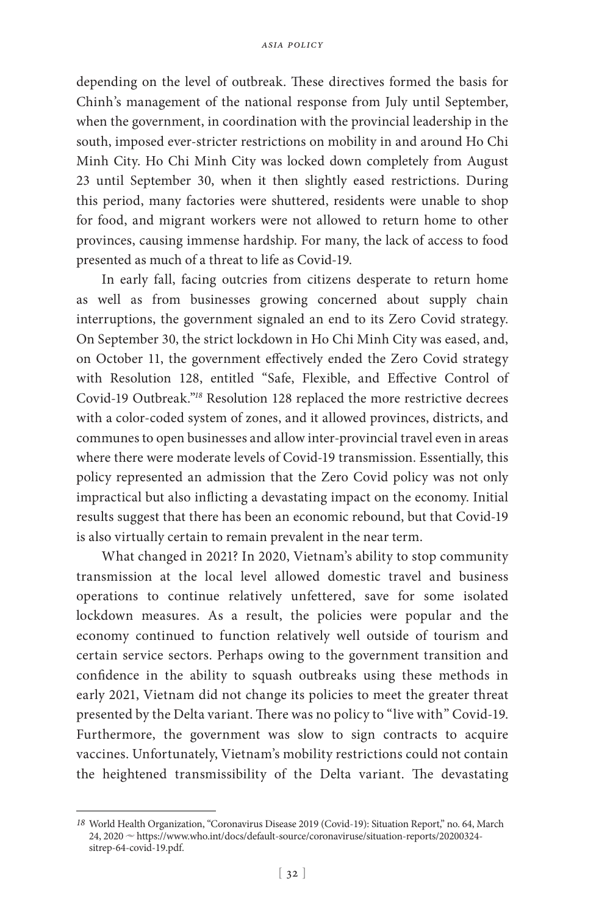depending on the level of outbreak. These directives formed the basis for Chinh's management of the national response from July until September, when the government, in coordination with the provincial leadership in the south, imposed ever-stricter restrictions on mobility in and around Ho Chi Minh City. Ho Chi Minh City was locked down completely from August 23 until September 30, when it then slightly eased restrictions. During this period, many factories were shuttered, residents were unable to shop for food, and migrant workers were not allowed to return home to other provinces, causing immense hardship. For many, the lack of access to food presented as much of a threat to life as Covid-19.

In early fall, facing outcries from citizens desperate to return home as well as from businesses growing concerned about supply chain interruptions, the government signaled an end to its Zero Covid strategy. On September 30, the strict lockdown in Ho Chi Minh City was eased, and, on October 11, the government effectively ended the Zero Covid strategy with Resolution 128, entitled "Safe, Flexible, and Effective Control of Covid-19 Outbreak."[18] Resolution 128 replaced the more restrictive decrees with a color-coded system of zones, and it allowed provinces, districts, and communes to open businesses and allow inter-provincial travel even in areas where there were moderate levels of Covid-19 transmission. Essentially, this policy represented an admission that the Zero Covid policy was not only impractical but also inflicting a devastating impact on the economy. Initial results suggest that there has been an economic rebound, but that Covid-19 is also virtually certain to remain prevalent in the near term.

What changed in 2021? In 2020, Vietnam's ability to stop community transmission at the local level allowed domestic travel and business operations to continue relatively unfettered, save for some isolated lockdown measures. As a result, the policies were popular and the economy continued to function relatively well outside of tourism and certain service sectors. Perhaps owing to the government transition and confidence in the ability to squash outbreaks using these methods in early 2021, Vietnam did not change its policies to meet the greater threat presented by the Delta variant. There was no policy to "live with" Covid-19. Furthermore, the government was slow to sign contracts to acquire vaccines. Unfortunately, Vietnam's mobility restrictions could not contain the heightened transmissibility of the Delta variant. The devastating

---

[18] World Health Organization, "Coronavirus Disease 2019 (Covid-19): Situation Report," no. 64, March 24, 2020 ~ https://www.who.int/docs/default-source/coronaviruse/situation-reports/20200324-sitrep-64-covid-19.pdf.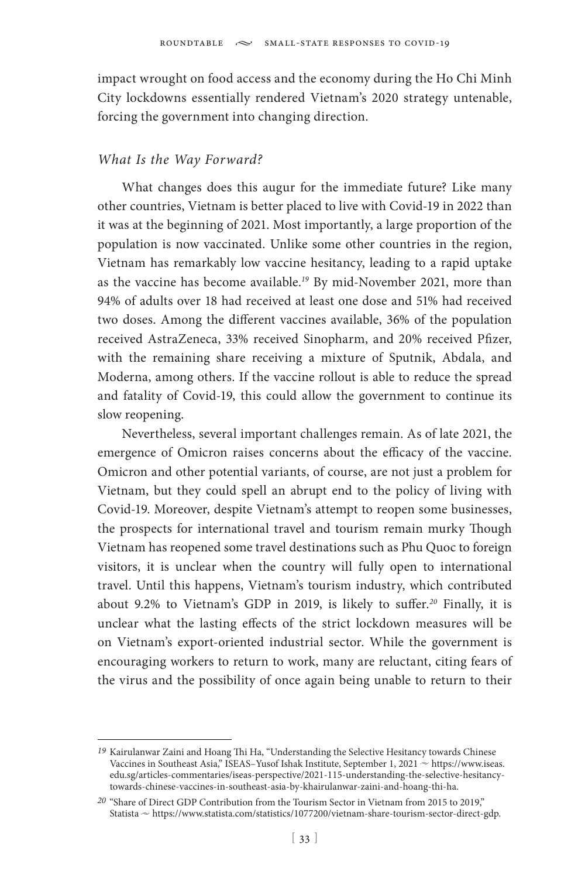impact wrought on food access and the economy during the Ho Chi Minh City lockdowns essentially rendered Vietnam's 2020 strategy untenable, forcing the government into changing direction.

### *What Is the Way Forward?*

What changes does this augur for the immediate future? Like many other countries, Vietnam is better placed to live with Covid-19 in 2022 than it was at the beginning of 2021. Most importantly, a large proportion of the population is now vaccinated. Unlike some other countries in the region, Vietnam has remarkably low vaccine hesitancy, leading to a rapid uptake as the vaccine has become available.[19] By mid-November 2021, more than 94% of adults over 18 had received at least one dose and 51% had received two doses. Among the different vaccines available, 36% of the population received AstraZeneca, 33% received Sinopharm, and 20% received Pfizer, with the remaining share receiving a mixture of Sputnik, Abdala, and Moderna, among others. If the vaccine rollout is able to reduce the spread and fatality of Covid-19, this could allow the government to continue its slow reopening.

Nevertheless, several important challenges remain. As of late 2021, the emergence of Omicron raises concerns about the efficacy of the vaccine. Omicron and other potential variants, of course, are not just a problem for Vietnam, but they could spell an abrupt end to the policy of living with Covid-19. Moreover, despite Vietnam's attempt to reopen some businesses, the prospects for international travel and tourism remain murky Though Vietnam has reopened some travel destinations such as Phu Quoc to foreign visitors, it is unclear when the country will fully open to international travel. Until this happens, Vietnam's tourism industry, which contributed about 9.2% to Vietnam's GDP in 2019, is likely to suffer.[20] Finally, it is unclear what the lasting effects of the strict lockdown measures will be on Vietnam's export-oriented industrial sector. While the government is encouraging workers to return to work, many are reluctant, citing fears of the virus and the possibility of once again being unable to return to their

---

[19] Kairulanwar Zaini and Hoang Thi Ha, "Understanding the Selective Hesitancy towards Chinese Vaccines in Southeast Asia," ISEAS–Yusof Ishak Institute, September 1, 2021 ~ https://www.iseas.edu.sg/articles-commentaries/iseas-perspective/2021-115-understanding-the-selective-hesitancy-towards-chinese-vaccines-in-southeast-asia-by-khairulanwar-zaini-and-hoang-thi-ha.

[20] "Share of Direct GDP Contribution from the Tourism Sector in Vietnam from 2015 to 2019," Statista ~ https://www.statista.com/statistics/1077200/vietnam-share-tourism-sector-direct-gdp.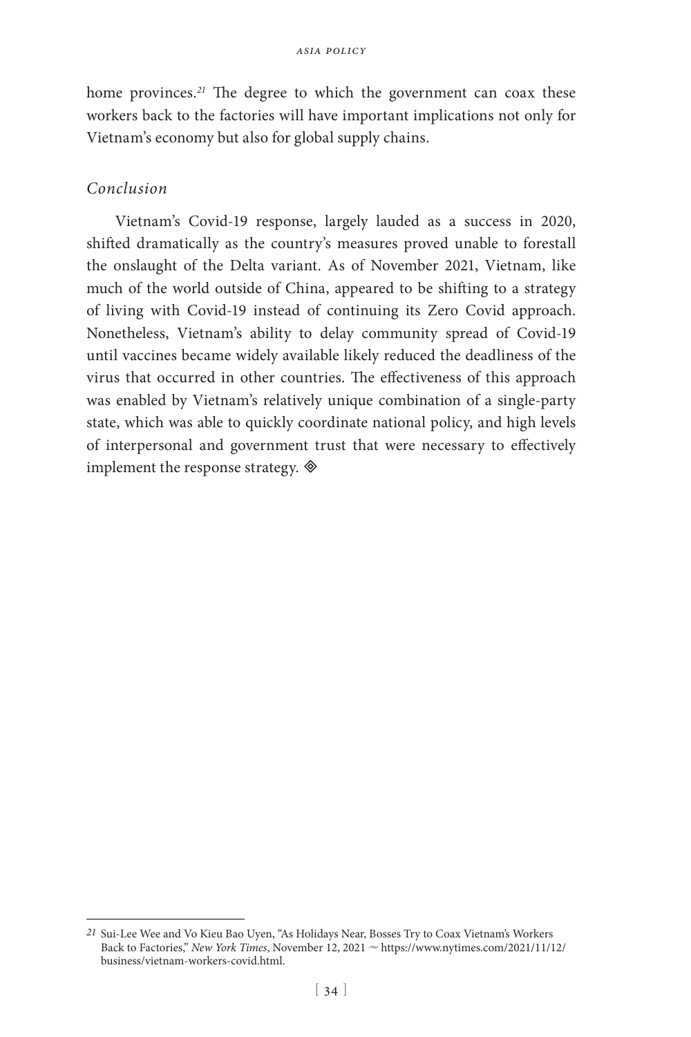home provinces.[21] The degree to which the government can coax these workers back to the factories will have important implications not only for Vietnam's economy but also for global supply chains.

### *Conclusion*

Vietnam's Covid-19 response, largely lauded as a success in 2020, shifted dramatically as the country's measures proved unable to forestall the onslaught of the Delta variant. As of November 2021, Vietnam, like much of the world outside of China, appeared to be shifting to a strategy of living with Covid-19 instead of continuing its Zero Covid approach. Nonetheless, Vietnam's ability to delay community spread of Covid-19 until vaccines became widely available likely reduced the deadliness of the virus that occurred in other countries. The effectiveness of this approach was enabled by Vietnam's relatively unique combination of a single-party state, which was able to quickly coordinate national policy, and high levels of interpersonal and government trust that were necessary to effectively implement the response strategy. ◈

---

[21] Sui-Lee Wee and Vo Kieu Bao Uyen, "As Holidays Near, Bosses Try to Coax Vietnam's Workers Back to Factories," *New York Times*, November 12, 2021 ~ https://www.nytimes.com/2021/11/12/business/vietnam-workers-covid.html.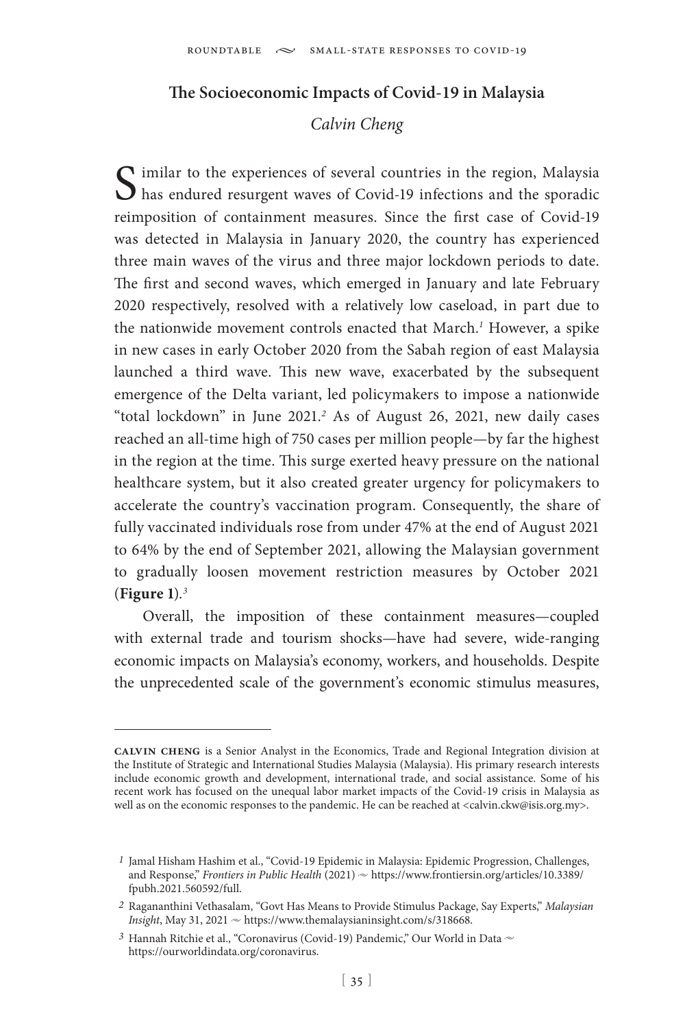## The Socioeconomic Impacts of Covid-19 in Malaysia

*Calvin Cheng*

Similar to the experiences of several countries in the region, Malaysia has endured resurgent waves of Covid-19 infections and the sporadic reimposition of containment measures. Since the first case of Covid-19 was detected in Malaysia in January 2020, the country has experienced three main waves of the virus and three major lockdown periods to date. The first and second waves, which emerged in January and late February 2020 respectively, resolved with a relatively low caseload, in part due to the nationwide movement controls enacted that March.[1] However, a spike in new cases in early October 2020 from the Sabah region of east Malaysia launched a third wave. This new wave, exacerbated by the subsequent emergence of the Delta variant, led policymakers to impose a nationwide "total lockdown" in June 2021.[2] As of August 26, 2021, new daily cases reached an all-time high of 750 cases per million people—by far the highest in the region at the time. This surge exerted heavy pressure on the national healthcare system, but it also created greater urgency for policymakers to accelerate the country's vaccination program. Consequently, the share of fully vaccinated individuals rose from under 47% at the end of August 2021 to 64% by the end of September 2021, allowing the Malaysian government to gradually loosen movement restriction measures by October 2021 (**Figure 1**).[3]

Overall, the imposition of these containment measures—coupled with external trade and tourism shocks—have had severe, wide-ranging economic impacts on Malaysia's economy, workers, and households. Despite the unprecedented scale of the government's economic stimulus measures,

---

**CALVIN CHENG** is a Senior Analyst in the Economics, Trade and Regional Integration division at the Institute of Strategic and International Studies Malaysia (Malaysia). His primary research interests include economic growth and development, international trade, and social assistance. Some of his recent work has focused on the unequal labor market impacts of the Covid-19 crisis in Malaysia as well as on the economic responses to the pandemic. He can be reached at <calvin.ckw@isis.org.my>.

---

[1] Jamal Hisham Hashim et al., "Covid-19 Epidemic in Malaysia: Epidemic Progression, Challenges, and Response," *Frontiers in Public Health* (2021) ~ https://www.frontiersin.org/articles/10.3389/fpubh.2021.560592/full.

[2] Rágananthini Vethasalam, "Govt Has Means to Provide Stimulus Package, Say Experts," *Malaysian Insight*, May 31, 2021 ~ https://www.themalaysianinsight.com/s/318668.

[3] Hannah Ritchie et al., "Coronavirus (Covid-19) Pandemic," Our World in Data ~ https://ourworldindata.org/coronavirus.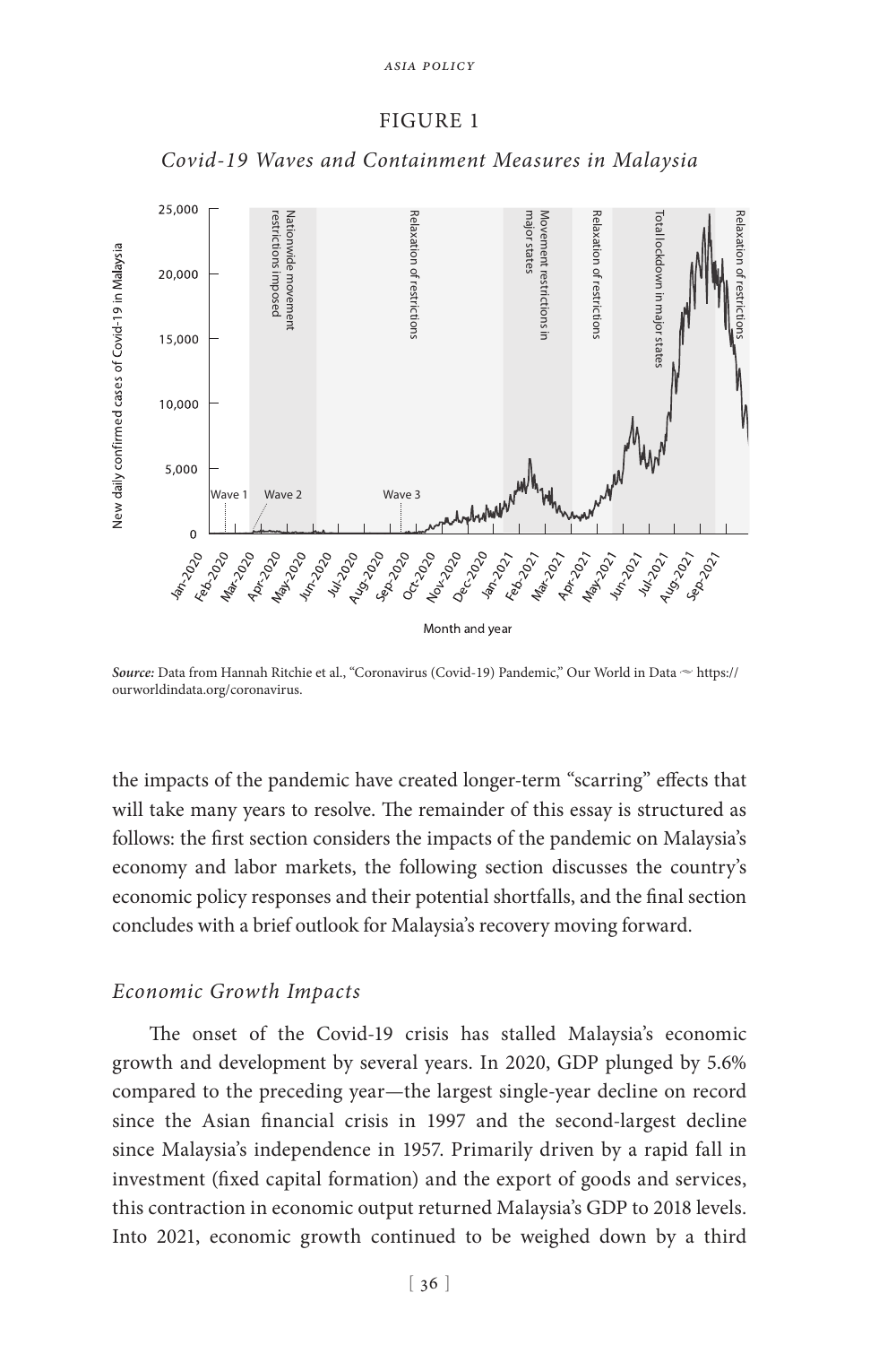FIGURE 1

*Covid-19 Waves and Containment Measures in Malaysia*

*Source:* Data from Hannah Ritchie et al., "Coronavirus (Covid-19) Pandemic," Our World in Data ~ https://ourworldindata.org/coronavirus.

the impacts of the pandemic have created longer-term "scarring" effects that will take many years to resolve. The remainder of this essay is structured as follows: the first section considers the impacts of the pandemic on Malaysia's economy and labor markets, the following section discusses the country's economic policy responses and their potential shortfalls, and the final section concludes with a brief outlook for Malaysia's recovery moving forward.

## *Economic Growth Impacts*

The onset of the Covid-19 crisis has stalled Malaysia's economic growth and development by several years. In 2020, GDP plunged by 5.6% compared to the preceding year—the largest single-year decline on record since the Asian financial crisis in 1997 and the second-largest decline since Malaysia's independence in 1957. Primarily driven by a rapid fall in investment (fixed capital formation) and the export of goods and services, this contraction in economic output returned Malaysia's GDP to 2018 levels. Into 2021, economic growth continued to be weighed down by a third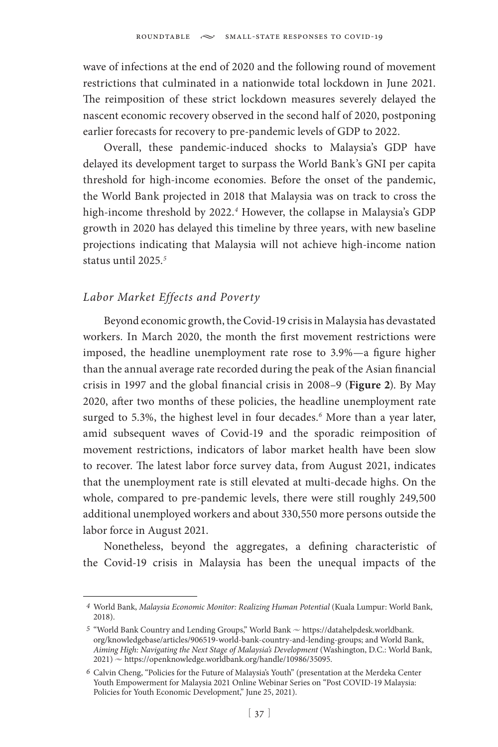wave of infections at the end of 2020 and the following round of movement restrictions that culminated in a nationwide total lockdown in June 2021. The reimposition of these strict lockdown measures severely delayed the nascent economic recovery observed in the second half of 2020, postponing earlier forecasts for recovery to pre-pandemic levels of GDP to 2022.

Overall, these pandemic-induced shocks to Malaysia's GDP have delayed its development target to surpass the World Bank's GNI per capita threshold for high-income economies. Before the onset of the pandemic, the World Bank projected in 2018 that Malaysia was on track to cross the high-income threshold by 2022.[4] However, the collapse in Malaysia's GDP growth in 2020 has delayed this timeline by three years, with new baseline projections indicating that Malaysia will not achieve high-income nation status until 2025.[5]

### *Labor Market Effects and Poverty*

Beyond economic growth, the Covid-19 crisis in Malaysia has devastated workers. In March 2020, the month the first movement restrictions were imposed, the headline unemployment rate rose to 3.9%—a figure higher than the annual average rate recorded during the peak of the Asian financial crisis in 1997 and the global financial crisis in 2008–9 (**Figure 2**). By May 2020, after two months of these policies, the headline unemployment rate surged to 5.3%, the highest level in four decades.[6] More than a year later, amid subsequent waves of Covid-19 and the sporadic reimposition of movement restrictions, indicators of labor market health have been slow to recover. The latest labor force survey data, from August 2021, indicates that the unemployment rate is still elevated at multi-decade highs. On the whole, compared to pre-pandemic levels, there were still roughly 249,500 additional unemployed workers and about 330,550 more persons outside the labor force in August 2021.

Nonetheless, beyond the aggregates, a defining characteristic of the Covid-19 crisis in Malaysia has been the unequal impacts of the

---

4 World Bank, *Malaysia Economic Monitor: Realizing Human Potential* (Kuala Lumpur: World Bank, 2018).

5 "World Bank Country and Lending Groups," World Bank ~ https://datahelpdesk.worldbank.org/knowledgebase/articles/906519-world-bank-country-and-lending-groups; and World Bank, *Aiming High: Navigating the Next Stage of Malaysia's Development* (Washington, D.C.: World Bank, 2021) ~ https://openknowledge.worldbank.org/handle/10986/35095.

6 Calvin Cheng, "Policies for the Future of Malaysia's Youth" (presentation at the Merdeka Center Youth Empowerment for Malaysia 2021 Online Webinar Series on "Post COVID-19 Malaysia: Policies for Youth Economic Development," June 25, 2021).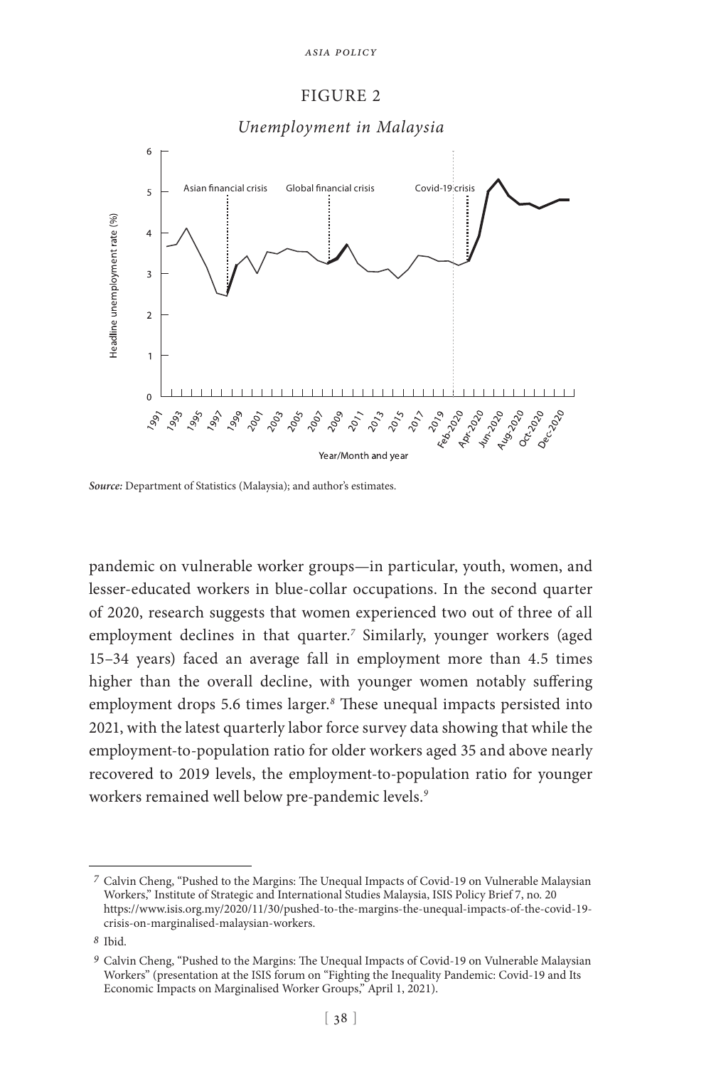FIGURE 2

*Unemployment in Malaysia*

*Source:* Department of Statistics (Malaysia); and author's estimates.

pandemic on vulnerable worker groups—in particular, youth, women, and lesser-educated workers in blue-collar occupations. In the second quarter of 2020, research suggests that women experienced two out of three of all employment declines in that quarter.[7] Similarly, younger workers (aged 15–34 years) faced an average fall in employment more than 4.5 times higher than the overall decline, with younger women notably suffering employment drops 5.6 times larger.[8] These unequal impacts persisted into 2021, with the latest quarterly labor force survey data showing that while the employment-to-population ratio for older workers aged 35 and above nearly recovered to 2019 levels, the employment-to-population ratio for younger workers remained well below pre-pandemic levels.[9]

---

7 Calvin Cheng, "Pushed to the Margins: The Unequal Impacts of Covid-19 on Vulnerable Malaysian Workers," Institute of Strategic and International Studies Malaysia, ISIS Policy Brief 7, no. 20 https://www.isis.org.my/2020/11/30/pushed-to-the-margins-the-unequal-impacts-of-the-covid-19-crisis-on-marginalised-malaysian-workers.

8 Ibid.

9 Calvin Cheng, "Pushed to the Margins: The Unequal Impacts of Covid-19 on Vulnerable Malaysian Workers" (presentation at the ISIS forum on "Fighting the Inequality Pandemic: Covid-19 and Its Economic Impacts on Marginalised Worker Groups," April 1, 2021).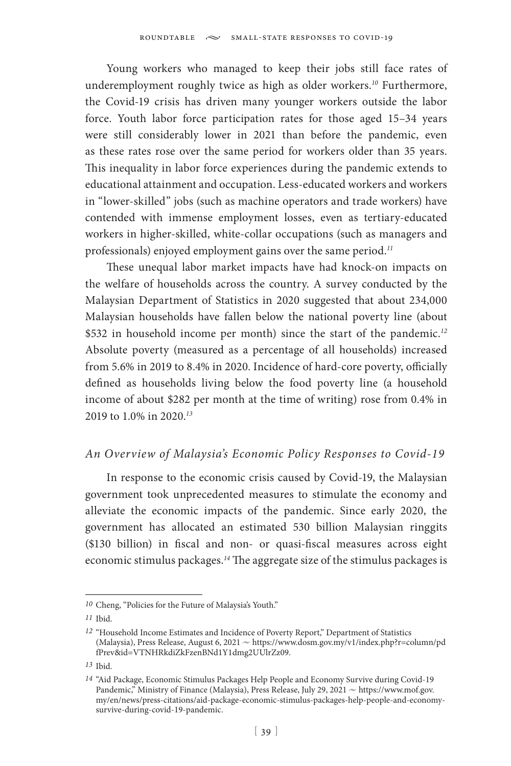Young workers who managed to keep their jobs still face rates of underemployment roughly twice as high as older workers.[10] Furthermore, the Covid-19 crisis has driven many younger workers outside the labor force. Youth labor force participation rates for those aged 15–34 years were still considerably lower in 2021 than before the pandemic, even as these rates rose over the same period for workers older than 35 years. This inequality in labor force experiences during the pandemic extends to educational attainment and occupation. Less-educated workers and workers in "lower-skilled" jobs (such as machine operators and trade workers) have contended with immense employment losses, even as tertiary-educated workers in higher-skilled, white-collar occupations (such as managers and professionals) enjoyed employment gains over the same period.[11]

These unequal labor market impacts have had knock-on impacts on the welfare of households across the country. A survey conducted by the Malaysian Department of Statistics in 2020 suggested that about 234,000 Malaysian households have fallen below the national poverty line (about $532 in household income per month) since the start of the pandemic.[12] Absolute poverty (measured as a percentage of all households) increased from 5.6% in 2019 to 8.4% in 2020. Incidence of hard-core poverty, officially defined as households living below the food poverty line (a household income of about $282 per month at the time of writing) rose from 0.4% in 2019 to 1.0% in 2020.[13]

### *An Overview of Malaysia's Economic Policy Responses to Covid-19*

In response to the economic crisis caused by Covid-19, the Malaysian government took unprecedented measures to stimulate the economy and alleviate the economic impacts of the pandemic. Since early 2020, the government has allocated an estimated 530 billion Malaysian ringgits ($130 billion) in fiscal and non- or quasi-fiscal measures across eight economic stimulus packages.[14] The aggregate size of the stimulus packages is

---

10 Cheng, "Policies for the Future of Malaysia's Youth."

11 Ibid.

12 "Household Income Estimates and Incidence of Poverty Report," Department of Statistics (Malaysia), Press Release, August 6, 2021 ~ https://www.dosm.gov.my/v1/index.php?r=column/pdfPrev&id=VTNHRkdiZkFzenBNd1Y1dmg2UUlrZz09.

13 Ibid.

14 "Aid Package, Economic Stimulus Packages Help People and Economy Survive during Covid-19 Pandemic," Ministry of Finance (Malaysia), Press Release, July 29, 2021 ~ https://www.mof.gov.my/en/news/press-citations/aid-package-economic-stimulus-packages-help-people-and-economy-survive-during-covid-19-pandemic.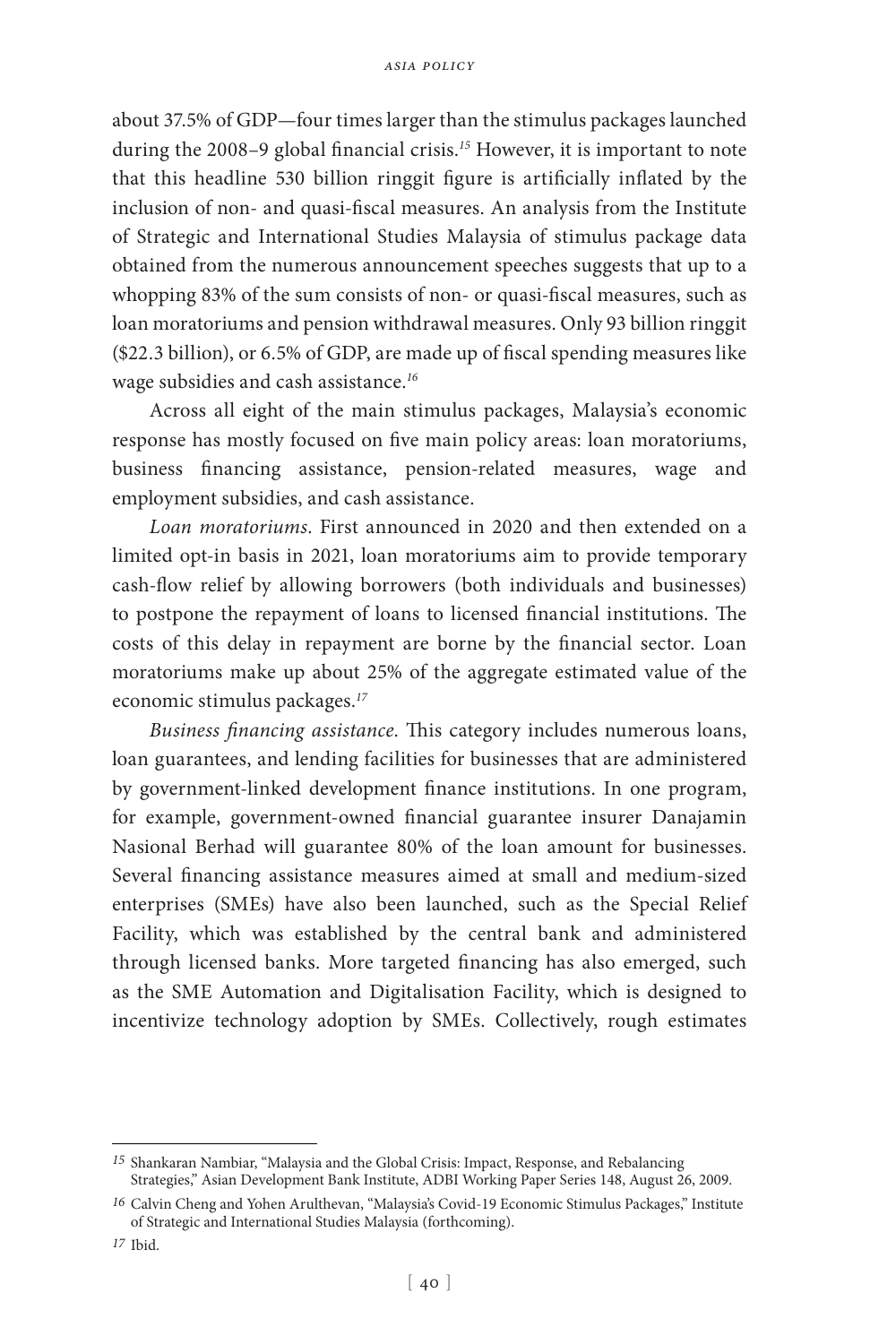about 37.5% of GDP—four times larger than the stimulus packages launched during the 2008–9 global financial crisis.[15] However, it is important to note that this headline 530 billion ringgit figure is artificially inflated by the inclusion of non- and quasi-fiscal measures. An analysis from the Institute of Strategic and International Studies Malaysia of stimulus package data obtained from the numerous announcement speeches suggests that up to a whopping 83% of the sum consists of non- or quasi-fiscal measures, such as loan moratoriums and pension withdrawal measures. Only 93 billion ringgit ($22.3 billion), or 6.5% of GDP, are made up of fiscal spending measures like wage subsidies and cash assistance.[16]

Across all eight of the main stimulus packages, Malaysia's economic response has mostly focused on five main policy areas: loan moratoriums, business financing assistance, pension-related measures, wage and employment subsidies, and cash assistance.

*Loan moratoriums.* First announced in 2020 and then extended on a limited opt-in basis in 2021, loan moratoriums aim to provide temporary cash-flow relief by allowing borrowers (both individuals and businesses) to postpone the repayment of loans to licensed financial institutions. The costs of this delay in repayment are borne by the financial sector. Loan moratoriums make up about 25% of the aggregate estimated value of the economic stimulus packages.[17]

*Business financing assistance.* This category includes numerous loans, loan guarantees, and lending facilities for businesses that are administered by government-linked development finance institutions. In one program, for example, government-owned financial guarantee insurer Danajamin Nasional Berhad will guarantee 80% of the loan amount for businesses. Several financing assistance measures aimed at small and medium-sized enterprises (SMEs) have also been launched, such as the Special Relief Facility, which was established by the central bank and administered through licensed banks. More targeted financing has also emerged, such as the SME Automation and Digitalisation Facility, which is designed to incentivize technology adoption by SMEs. Collectively, rough estimates

---

[15] Shankaran Nambiar, "Malaysia and the Global Crisis: Impact, Response, and Rebalancing Strategies," Asian Development Bank Institute, ADBI Working Paper Series 148, August 26, 2009.

[16] Calvin Cheng and Yohen Arulthevan, "Malaysia's Covid-19 Economic Stimulus Packages," Institute of Strategic and International Studies Malaysia (forthcoming).

[17] Ibid.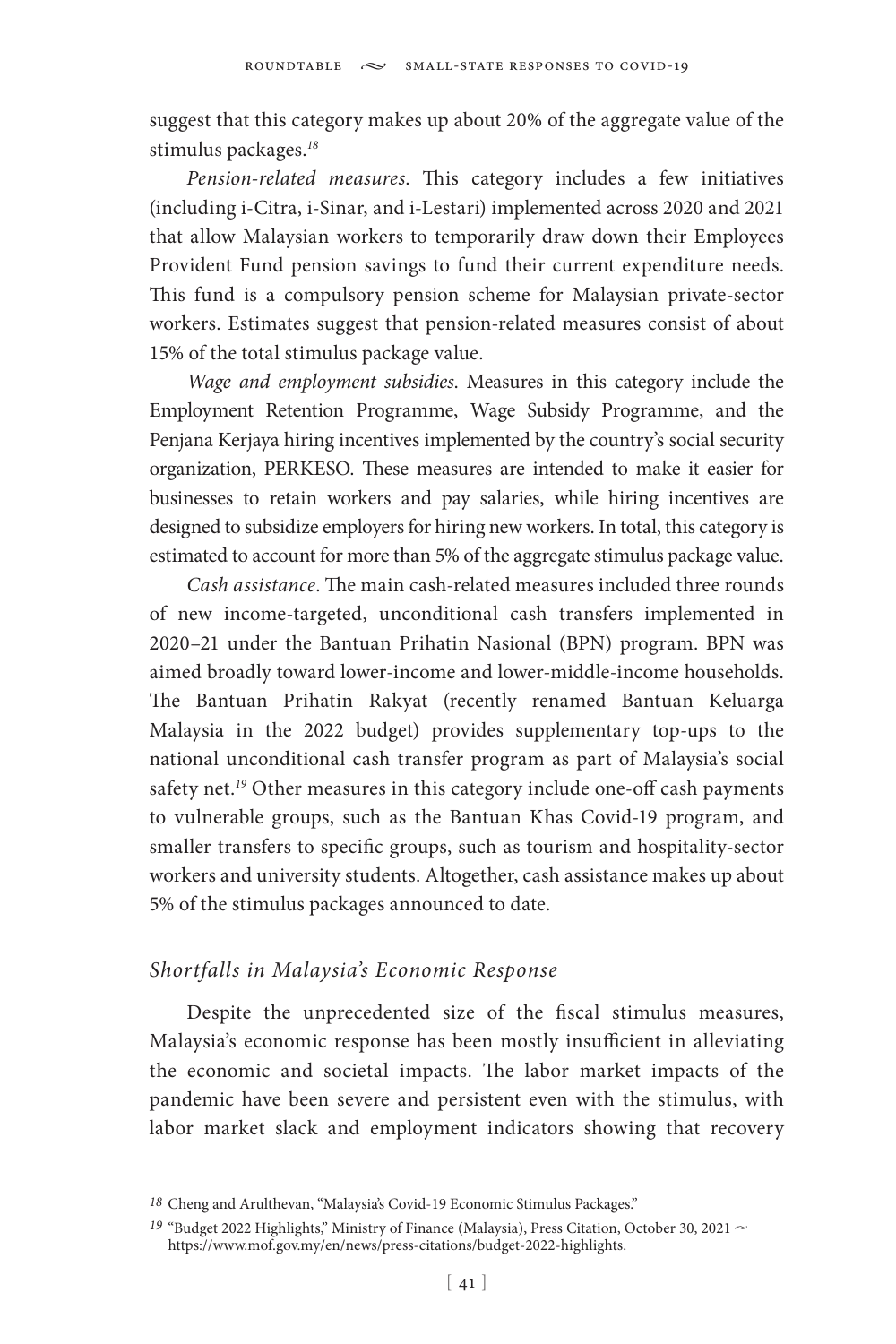suggest that this category makes up about 20% of the aggregate value of the stimulus packages.[18]

*Pension-related measures.* This category includes a few initiatives (including i-Citra, i-Sinar, and i-Lestari) implemented across 2020 and 2021 that allow Malaysian workers to temporarily draw down their Employees Provident Fund pension savings to fund their current expenditure needs. This fund is a compulsory pension scheme for Malaysian private-sector workers. Estimates suggest that pension-related measures consist of about 15% of the total stimulus package value.

*Wage and employment subsidies.* Measures in this category include the Employment Retention Programme, Wage Subsidy Programme, and the Penjana Kerjaya hiring incentives implemented by the country's social security organization, PERKESO. These measures are intended to make it easier for businesses to retain workers and pay salaries, while hiring incentives are designed to subsidize employers for hiring new workers. In total, this category is estimated to account for more than 5% of the aggregate stimulus package value.

*Cash assistance.* The main cash-related measures included three rounds of new income-targeted, unconditional cash transfers implemented in 2020–21 under the Bantuan Prihatin Nasional (BPN) program. BPN was aimed broadly toward lower-income and lower-middle-income households. The Bantuan Prihatin Rakyat (recently renamed Bantuan Keluarga Malaysia in the 2022 budget) provides supplementary top-ups to the national unconditional cash transfer program as part of Malaysia's social safety net.[19] Other measures in this category include one-off cash payments to vulnerable groups, such as the Bantuan Khas Covid-19 program, and smaller transfers to specific groups, such as tourism and hospitality-sector workers and university students. Altogether, cash assistance makes up about 5% of the stimulus packages announced to date.

### *Shortfalls in Malaysia's Economic Response*

Despite the unprecedented size of the fiscal stimulus measures, Malaysia's economic response has been mostly insufficient in alleviating the economic and societal impacts. The labor market impacts of the pandemic have been severe and persistent even with the stimulus, with labor market slack and employment indicators showing that recovery

---

[18] Cheng and Arulthevan, "Malaysia's Covid-19 Economic Stimulus Packages."

[19] "Budget 2022 Highlights," Ministry of Finance (Malaysia), Press Citation, October 30, 2021 ~ https://www.mof.gov.my/en/news/press-citations/budget-2022-highlights.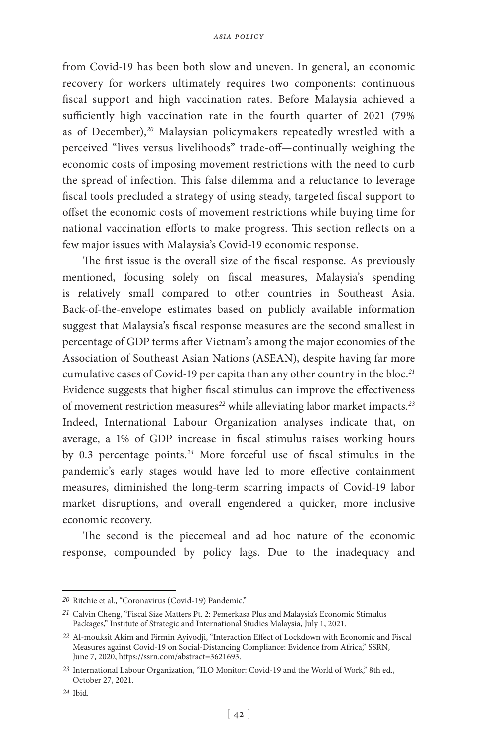from Covid-19 has been both slow and uneven. In general, an economic recovery for workers ultimately requires two components: continuous fiscal support and high vaccination rates. Before Malaysia achieved a sufficiently high vaccination rate in the fourth quarter of 2021 (79% as of December),[20] Malaysian policymakers repeatedly wrestled with a perceived "lives versus livelihoods" trade-off—continually weighing the economic costs of imposing movement restrictions with the need to curb the spread of infection. This false dilemma and a reluctance to leverage fiscal tools precluded a strategy of using steady, targeted fiscal support to offset the economic costs of movement restrictions while buying time for national vaccination efforts to make progress. This section reflects on a few major issues with Malaysia's Covid-19 economic response.

The first issue is the overall size of the fiscal response. As previously mentioned, focusing solely on fiscal measures, Malaysia's spending is relatively small compared to other countries in Southeast Asia. Back-of-the-envelope estimates based on publicly available information suggest that Malaysia's fiscal response measures are the second smallest in percentage of GDP terms after Vietnam's among the major economies of the Association of Southeast Asian Nations (ASEAN), despite having far more cumulative cases of Covid-19 per capita than any other country in the bloc.[21] Evidence suggests that higher fiscal stimulus can improve the effectiveness of movement restriction measures[22] while alleviating labor market impacts.[23] Indeed, International Labour Organization analyses indicate that, on average, a 1% of GDP increase in fiscal stimulus raises working hours by 0.3 percentage points.[24] More forceful use of fiscal stimulus in the pandemic's early stages would have led to more effective containment measures, diminished the long-term scarring impacts of Covid-19 labor market disruptions, and overall engendered a quicker, more inclusive economic recovery.

The second is the piecemeal and ad hoc nature of the economic response, compounded by policy lags. Due to the inadequacy and

---

[20] Ritchie et al., "Coronavirus (Covid-19) Pandemic."

[21] Calvin Cheng, "Fiscal Size Matters Pt. 2: Pemerkasa Plus and Malaysia's Economic Stimulus Packages," Institute of Strategic and International Studies Malaysia, July 1, 2021.

[22] Al-mouksit Akim and Firmin Ayivodji, "Interaction Effect of Lockdown with Economic and Fiscal Measures against Covid-19 on Social-Distancing Compliance: Evidence from Africa," SSRN, June 7, 2020, https://ssrn.com/abstract=3621693.

[23] International Labour Organization, "ILO Monitor: Covid-19 and the World of Work," 8th ed., October 27, 2021.

[24] Ibid.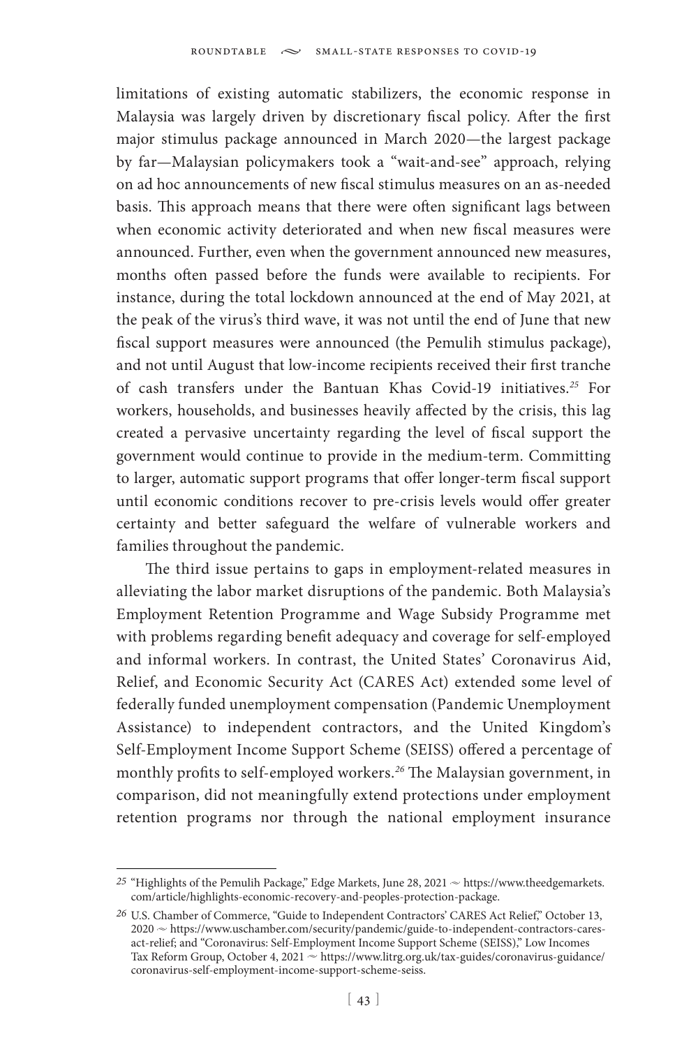limitations of existing automatic stabilizers, the economic response in Malaysia was largely driven by discretionary fiscal policy. After the first major stimulus package announced in March 2020—the largest package by far—Malaysian policymakers took a "wait-and-see" approach, relying on ad hoc announcements of new fiscal stimulus measures on an as-needed basis. This approach means that there were often significant lags between when economic activity deteriorated and when new fiscal measures were announced. Further, even when the government announced new measures, months often passed before the funds were available to recipients. For instance, during the total lockdown announced at the end of May 2021, at the peak of the virus's third wave, it was not until the end of June that new fiscal support measures were announced (the Pemulih stimulus package), and not until August that low-income recipients received their first tranche of cash transfers under the Bantuan Khas Covid-19 initiatives.[25] For workers, households, and businesses heavily affected by the crisis, this lag created a pervasive uncertainty regarding the level of fiscal support the government would continue to provide in the medium-term. Committing to larger, automatic support programs that offer longer-term fiscal support until economic conditions recover to pre-crisis levels would offer greater certainty and better safeguard the welfare of vulnerable workers and families throughout the pandemic.

The third issue pertains to gaps in employment-related measures in alleviating the labor market disruptions of the pandemic. Both Malaysia's Employment Retention Programme and Wage Subsidy Programme met with problems regarding benefit adequacy and coverage for self-employed and informal workers. In contrast, the United States' Coronavirus Aid, Relief, and Economic Security Act (CARES Act) extended some level of federally funded unemployment compensation (Pandemic Unemployment Assistance) to independent contractors, and the United Kingdom's Self-Employment Income Support Scheme (SEISS) offered a percentage of monthly profits to self-employed workers.[26] The Malaysian government, in comparison, did not meaningfully extend protections under employment retention programs nor through the national employment insurance

---

[25] "Highlights of the Pemulih Package," Edge Markets, June 28, 2021 ~ https://www.theedgemarkets.com/article/highlights-economic-recovery-and-peoples-protection-package.

[26] U.S. Chamber of Commerce, "Guide to Independent Contractors' CARES Act Relief," October 13, 2020 ~ https://www.uschamber.com/security/pandemic/guide-to-independent-contractors-cares-act-relief; and "Coronavirus: Self-Employment Income Support Scheme (SEISS)," Low Incomes Tax Reform Group, October 4, 2021 ~ https://www.litrg.org.uk/tax-guides/coronavirus-guidance/coronavirus-self-employment-income-support-scheme-seiss.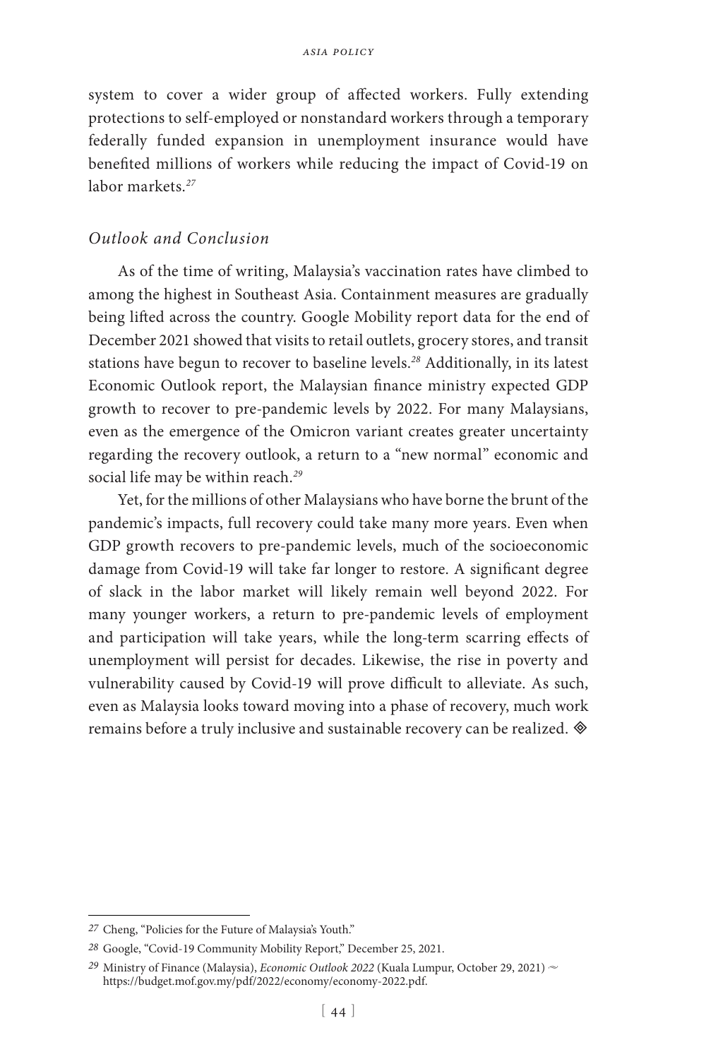system to cover a wider group of affected workers. Fully extending protections to self-employed or nonstandard workers through a temporary federally funded expansion in unemployment insurance would have benefited millions of workers while reducing the impact of Covid-19 on labor markets.[27]

### *Outlook and Conclusion*

As of the time of writing, Malaysia's vaccination rates have climbed to among the highest in Southeast Asia. Containment measures are gradually being lifted across the country. Google Mobility report data for the end of December 2021 showed that visits to retail outlets, grocery stores, and transit stations have begun to recover to baseline levels.[28] Additionally, in its latest Economic Outlook report, the Malaysian finance ministry expected GDP growth to recover to pre-pandemic levels by 2022. For many Malaysians, even as the emergence of the Omicron variant creates greater uncertainty regarding the recovery outlook, a return to a "new normal" economic and social life may be within reach.[29]

Yet, for the millions of other Malaysians who have borne the brunt of the pandemic's impacts, full recovery could take many more years. Even when GDP growth recovers to pre-pandemic levels, much of the socioeconomic damage from Covid-19 will take far longer to restore. A significant degree of slack in the labor market will likely remain well beyond 2022. For many younger workers, a return to pre-pandemic levels of employment and participation will take years, while the long-term scarring effects of unemployment will persist for decades. Likewise, the rise in poverty and vulnerability caused by Covid-19 will prove difficult to alleviate. As such, even as Malaysia looks toward moving into a phase of recovery, much work remains before a truly inclusive and sustainable recovery can be realized. ◈

---

[27] Cheng, "Policies for the Future of Malaysia's Youth."

[28] Google, "Covid-19 Community Mobility Report," December 25, 2021.

[29] Ministry of Finance (Malaysia), *Economic Outlook 2022* (Kuala Lumpur, October 29, 2021) ~ https://budget.mof.gov.my/pdf/2022/economy/economy-2022.pdf.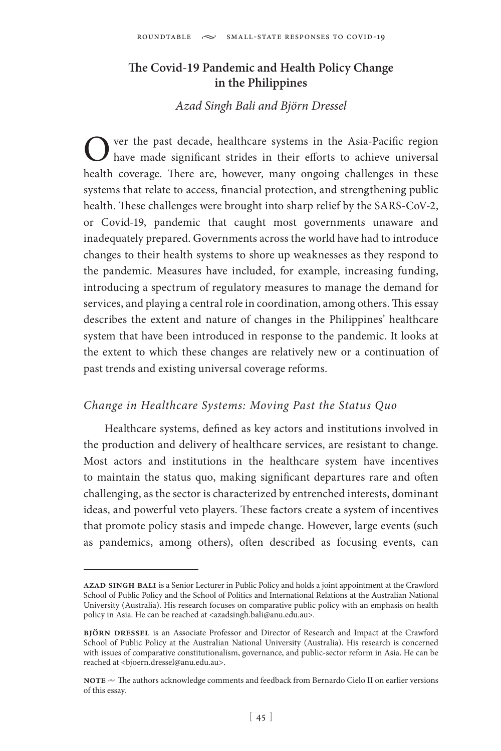## The Covid-19 Pandemic and Health Policy Change in the Philippines

*Azad Singh Bali and Björn Dressel*

Over the past decade, healthcare systems in the Asia-Pacific region have made significant strides in their efforts to achieve universal health coverage. There are, however, many ongoing challenges in these systems that relate to access, financial protection, and strengthening public health. These challenges were brought into sharp relief by the SARS-CoV-2, or Covid-19, pandemic that caught most governments unaware and inadequately prepared. Governments across the world have had to introduce changes to their health systems to shore up weaknesses as they respond to the pandemic. Measures have included, for example, increasing funding, introducing a spectrum of regulatory measures to manage the demand for services, and playing a central role in coordination, among others. This essay describes the extent and nature of changes in the Philippines' healthcare system that have been introduced in response to the pandemic. It looks at the extent to which these changes are relatively new or a continuation of past trends and existing universal coverage reforms.

### *Change in Healthcare Systems: Moving Past the Status Quo*

Healthcare systems, defined as key actors and institutions involved in the production and delivery of healthcare services, are resistant to change. Most actors and institutions in the healthcare system have incentives to maintain the status quo, making significant departures rare and often challenging, as the sector is characterized by entrenched interests, dominant ideas, and powerful veto players. These factors create a system of incentives that promote policy stasis and impede change. However, large events (such as pandemics, among others), often described as focusing events, can

---

**AZAD SINGH BALI** is a Senior Lecturer in Public Policy and holds a joint appointment at the Crawford School of Public Policy and the School of Politics and International Relations at the Australian National University (Australia). His research focuses on comparative public policy with an emphasis on health policy in Asia. He can be reached at <azadsingh.bali@anu.edu.au>.

**BJÖRN DRESSEL** is an Associate Professor and Director of Research and Impact at the Crawford School of Public Policy at the Australian National University (Australia). His research is concerned with issues of comparative constitutionalism, governance, and public-sector reform in Asia. He can be reached at <bjoern.dressel@anu.edu.au>.

**NOTE** ~ The authors acknowledge comments and feedback from Bernardo Cielo II on earlier versions of this essay.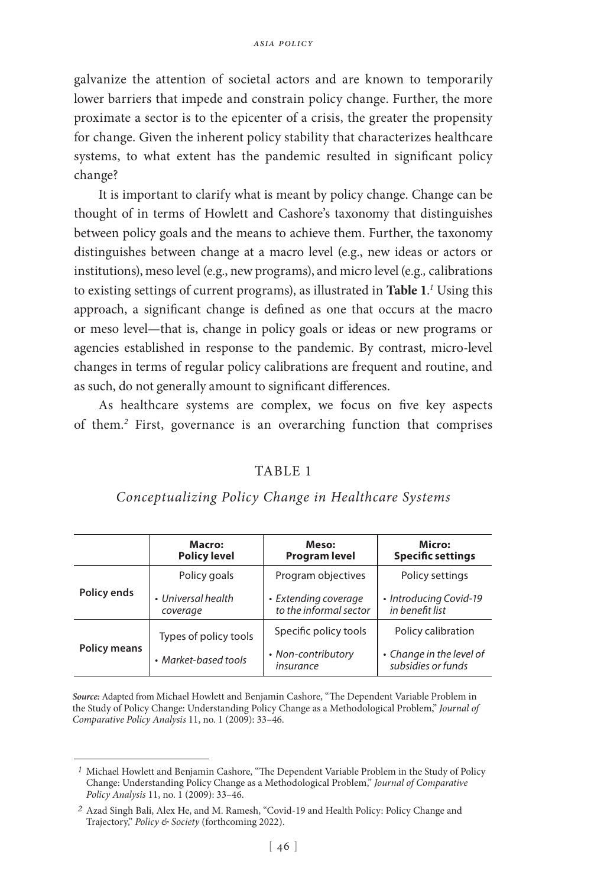galvanize the attention of societal actors and are known to temporarily lower barriers that impede and constrain policy change. Further, the more proximate a sector is to the epicenter of a crisis, the greater the propensity for change. Given the inherent policy stability that characterizes healthcare systems, to what extent has the pandemic resulted in significant policy change?

It is important to clarify what is meant by policy change. Change can be thought of in terms of Howlett and Cashore's taxonomy that distinguishes between policy goals and the means to achieve them. Further, the taxonomy distinguishes between change at a macro level (e.g., new ideas or actors or institutions), meso level (e.g., new programs), and micro level (e.g., calibrations to existing settings of current programs), as illustrated in **Table 1**.[1] Using this approach, a significant change is defined as one that occurs at the macro or meso level—that is, change in policy goals or ideas or new programs or agencies established in response to the pandemic. By contrast, micro-level changes in terms of regular policy calibrations are frequent and routine, and as such, do not generally amount to significant differences.

As healthcare systems are complex, we focus on five key aspects of them.[2] First, governance is an overarching function that comprises

TABLE 1

*Conceptualizing Policy Change in Healthcare Systems*

| | **Macro: Policy level** | **Meso: Program level** | **Micro: Specific settings** |
|---|---|---|---|
| **Policy ends** | Policy goals<br>• *Universal health coverage* | Program objectives<br>• *Extending coverage to the informal sector* | Policy settings<br>• *Introducing Covid-19 in benefit list* |
| **Policy means** | Types of policy tools<br>• *Market-based tools* | Specific policy tools<br>• *Non-contributory insurance* | Policy calibration<br>• *Change in the level of subsidies or funds* |

***Source:*** Adapted from Michael Howlett and Benjamin Cashore, "The Dependent Variable Problem in the Study of Policy Change: Understanding Policy Change as a Methodological Problem," *Journal of Comparative Policy Analysis* 11, no. 1 (2009): 33–46.

---

[1] Michael Howlett and Benjamin Cashore, "The Dependent Variable Problem in the Study of Policy Change: Understanding Policy Change as a Methodological Problem," *Journal of Comparative Policy Analysis* 11, no. 1 (2009): 33–46.

[2] Azad Singh Bali, Alex He, and M. Ramesh, "Covid-19 and Health Policy: Policy Change and Trajectory," *Policy & Society* (forthcoming 2022).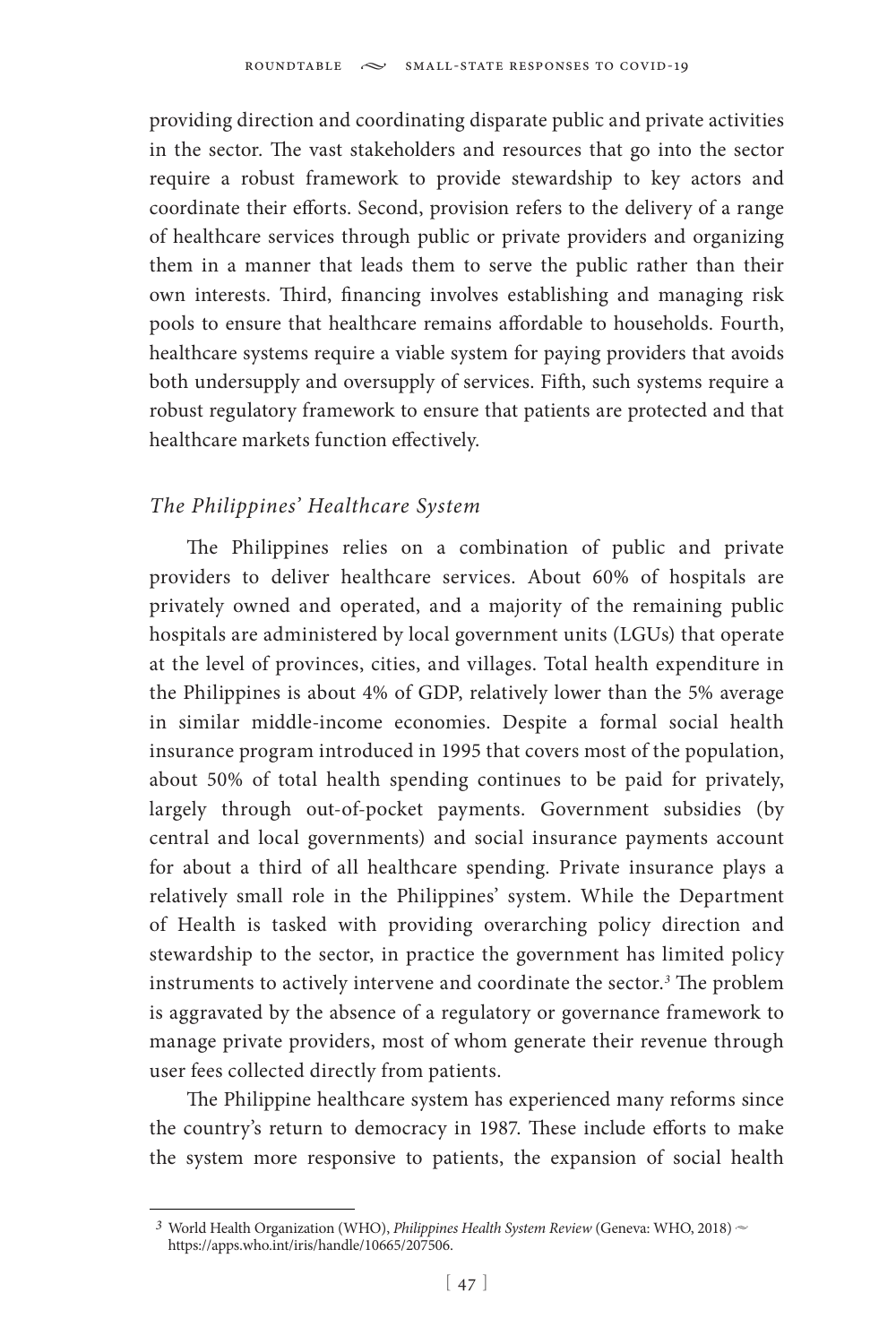providing direction and coordinating disparate public and private activities in the sector. The vast stakeholders and resources that go into the sector require a robust framework to provide stewardship to key actors and coordinate their efforts. Second, provision refers to the delivery of a range of healthcare services through public or private providers and organizing them in a manner that leads them to serve the public rather than their own interests. Third, financing involves establishing and managing risk pools to ensure that healthcare remains affordable to households. Fourth, healthcare systems require a viable system for paying providers that avoids both undersupply and oversupply of services. Fifth, such systems require a robust regulatory framework to ensure that patients are protected and that healthcare markets function effectively.

### *The Philippines' Healthcare System*

The Philippines relies on a combination of public and private providers to deliver healthcare services. About 60% of hospitals are privately owned and operated, and a majority of the remaining public hospitals are administered by local government units (LGUs) that operate at the level of provinces, cities, and villages. Total health expenditure in the Philippines is about 4% of GDP, relatively lower than the 5% average in similar middle-income economies. Despite a formal social health insurance program introduced in 1995 that covers most of the population, about 50% of total health spending continues to be paid for privately, largely through out-of-pocket payments. Government subsidies (by central and local governments) and social insurance payments account for about a third of all healthcare spending. Private insurance plays a relatively small role in the Philippines' system. While the Department of Health is tasked with providing overarching policy direction and stewardship to the sector, in practice the government has limited policy instruments to actively intervene and coordinate the sector.[3] The problem is aggravated by the absence of a regulatory or governance framework to manage private providers, most of whom generate their revenue through user fees collected directly from patients.

The Philippine healthcare system has experienced many reforms since the country's return to democracy in 1987. These include efforts to make the system more responsive to patients, the expansion of social health

[3] World Health Organization (WHO), *Philippines Health System Review* (Geneva: WHO, 2018) ~ https://apps.who.int/iris/handle/10665/207506.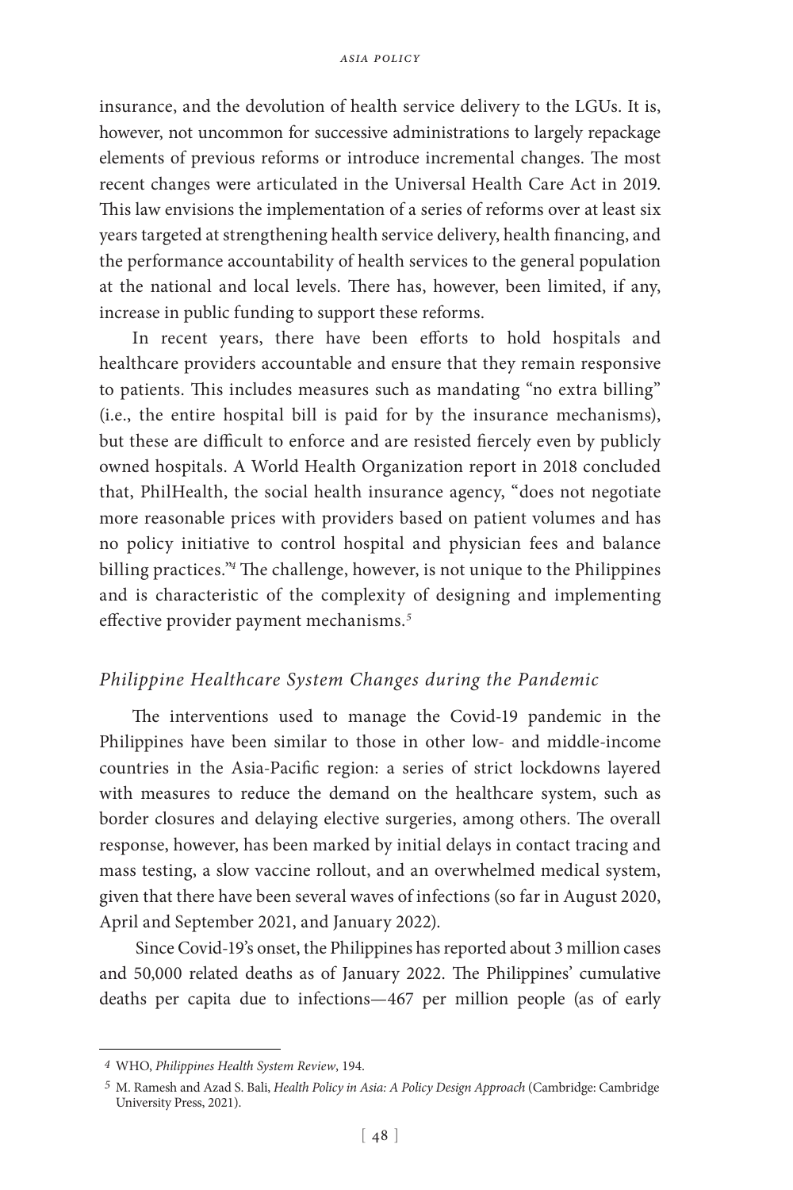insurance, and the devolution of health service delivery to the LGUs. It is, however, not uncommon for successive administrations to largely repackage elements of previous reforms or introduce incremental changes. The most recent changes were articulated in the Universal Health Care Act in 2019. This law envisions the implementation of a series of reforms over at least six years targeted at strengthening health service delivery, health financing, and the performance accountability of health services to the general population at the national and local levels. There has, however, been limited, if any, increase in public funding to support these reforms.

In recent years, there have been efforts to hold hospitals and healthcare providers accountable and ensure that they remain responsive to patients. This includes measures such as mandating "no extra billing" (i.e., the entire hospital bill is paid for by the insurance mechanisms), but these are difficult to enforce and are resisted fiercely even by publicly owned hospitals. A World Health Organization report in 2018 concluded that, PhilHealth, the social health insurance agency, "does not negotiate more reasonable prices with providers based on patient volumes and has no policy initiative to control hospital and physician fees and balance billing practices."[4] The challenge, however, is not unique to the Philippines and is characteristic of the complexity of designing and implementing effective provider payment mechanisms.[5]

### *Philippine Healthcare System Changes during the Pandemic*

The interventions used to manage the Covid-19 pandemic in the Philippines have been similar to those in other low- and middle-income countries in the Asia-Pacific region: a series of strict lockdowns layered with measures to reduce the demand on the healthcare system, such as border closures and delaying elective surgeries, among others. The overall response, however, has been marked by initial delays in contact tracing and mass testing, a slow vaccine rollout, and an overwhelmed medical system, given that there have been several waves of infections (so far in August 2020, April and September 2021, and January 2022).

Since Covid-19's onset, the Philippines has reported about 3 million cases and 50,000 related deaths as of January 2022. The Philippines' cumulative deaths per capita due to infections—467 per million people (as of early

---

[4] WHO, *Philippines Health System Review*, 194.

[5] M. Ramesh and Azad S. Bali, *Health Policy in Asia: A Policy Design Approach* (Cambridge: Cambridge University Press, 2021).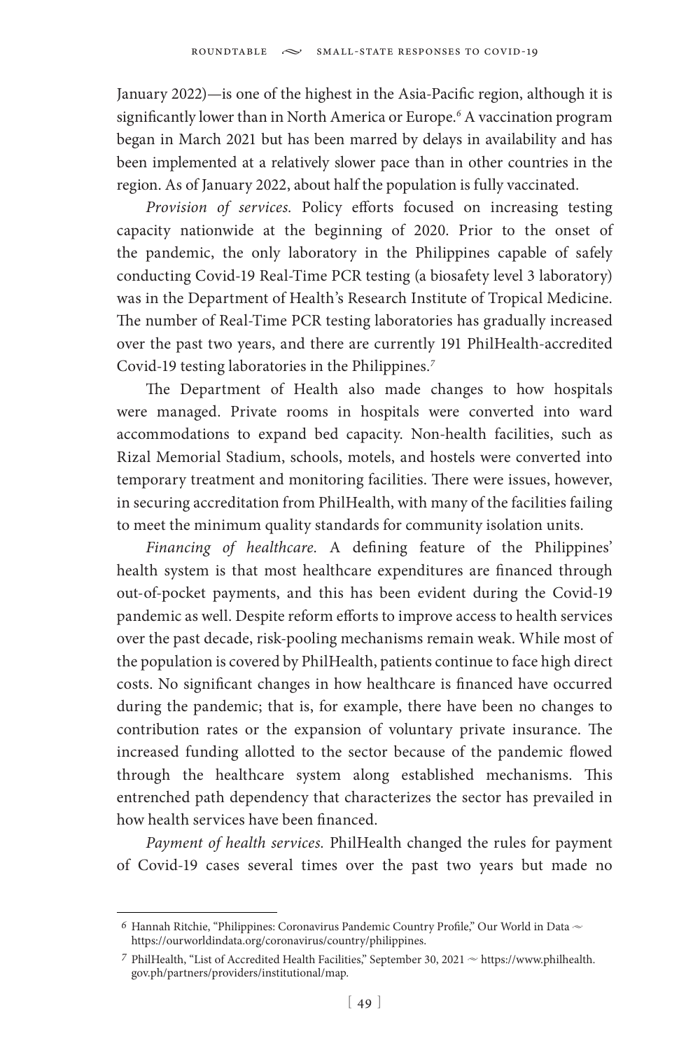January 2022)—is one of the highest in the Asia-Pacific region, although it is significantly lower than in North America or Europe.[6] A vaccination program began in March 2021 but has been marred by delays in availability and has been implemented at a relatively slower pace than in other countries in the region. As of January 2022, about half the population is fully vaccinated.

*Provision of services.* Policy efforts focused on increasing testing capacity nationwide at the beginning of 2020. Prior to the onset of the pandemic, the only laboratory in the Philippines capable of safely conducting Covid-19 Real-Time PCR testing (a biosafety level 3 laboratory) was in the Department of Health's Research Institute of Tropical Medicine. The number of Real-Time PCR testing laboratories has gradually increased over the past two years, and there are currently 191 PhilHealth-accredited Covid-19 testing laboratories in the Philippines.[7]

The Department of Health also made changes to how hospitals were managed. Private rooms in hospitals were converted into ward accommodations to expand bed capacity. Non-health facilities, such as Rizal Memorial Stadium, schools, motels, and hostels were converted into temporary treatment and monitoring facilities. There were issues, however, in securing accreditation from PhilHealth, with many of the facilities failing to meet the minimum quality standards for community isolation units.

*Financing of healthcare.* A defining feature of the Philippines' health system is that most healthcare expenditures are financed through out-of-pocket payments, and this has been evident during the Covid-19 pandemic as well. Despite reform efforts to improve access to health services over the past decade, risk-pooling mechanisms remain weak. While most of the population is covered by PhilHealth, patients continue to face high direct costs. No significant changes in how healthcare is financed have occurred during the pandemic; that is, for example, there have been no changes to contribution rates or the expansion of voluntary private insurance. The increased funding allotted to the sector because of the pandemic flowed through the healthcare system along established mechanisms. This entrenched path dependency that characterizes the sector has prevailed in how health services have been financed.

*Payment of health services.* PhilHealth changed the rules for payment of Covid-19 cases several times over the past two years but made no

---

[6] Hannah Ritchie, "Philippines: Coronavirus Pandemic Country Profile," Our World in Data ~ https://ourworldindata.org/coronavirus/country/philippines.

[7] PhilHealth, "List of Accredited Health Facilities," September 30, 2021 ~ https://www.philhealth.gov.ph/partners/providers/institutional/map.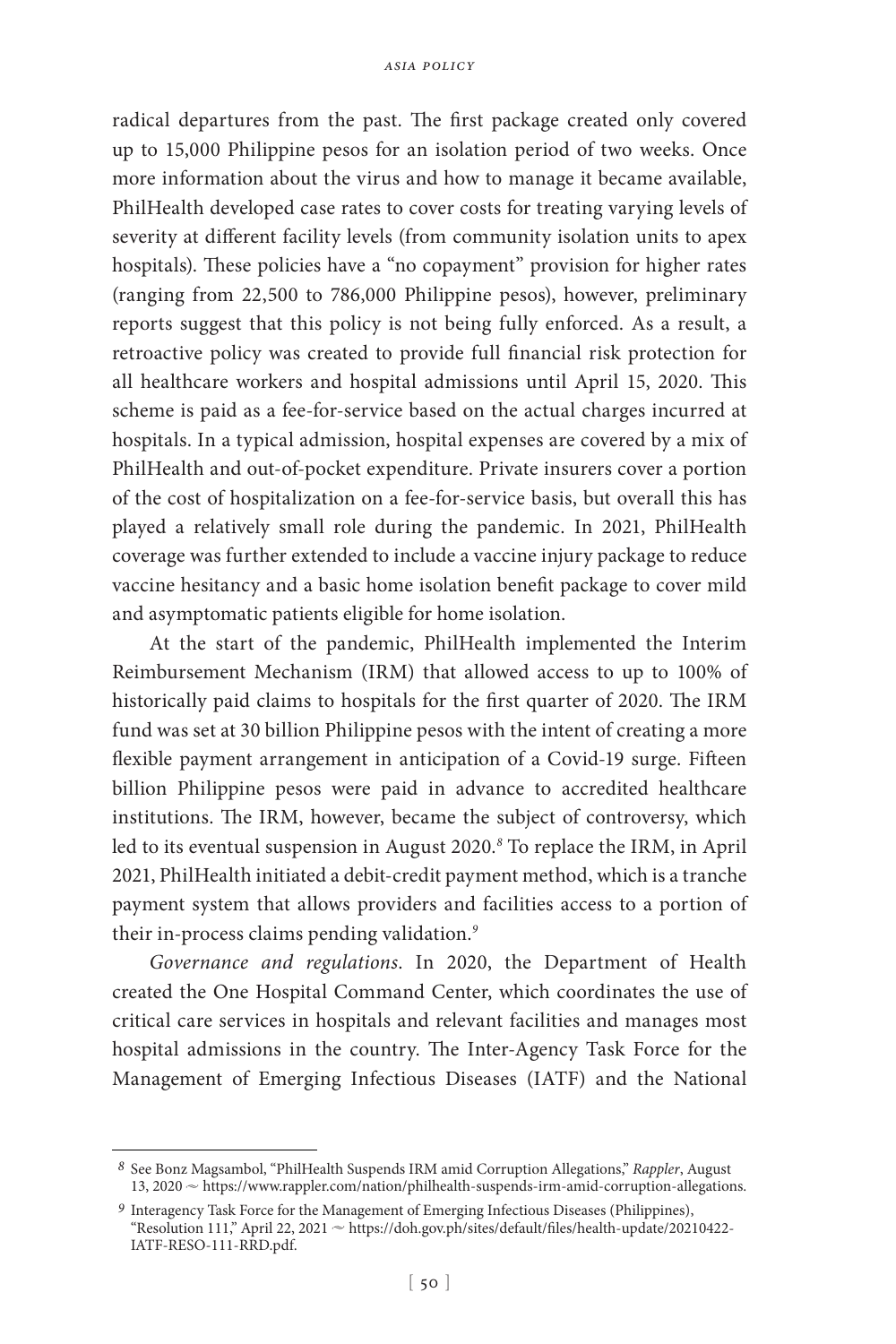radical departures from the past. The first package created only covered up to 15,000 Philippine pesos for an isolation period of two weeks. Once more information about the virus and how to manage it became available, PhilHealth developed case rates to cover costs for treating varying levels of severity at different facility levels (from community isolation units to apex hospitals). These policies have a "no copayment" provision for higher rates (ranging from 22,500 to 786,000 Philippine pesos), however, preliminary reports suggest that this policy is not being fully enforced. As a result, a retroactive policy was created to provide full financial risk protection for all healthcare workers and hospital admissions until April 15, 2020. This scheme is paid as a fee-for-service based on the actual charges incurred at hospitals. In a typical admission, hospital expenses are covered by a mix of PhilHealth and out-of-pocket expenditure. Private insurers cover a portion of the cost of hospitalization on a fee-for-service basis, but overall this has played a relatively small role during the pandemic. In 2021, PhilHealth coverage was further extended to include a vaccine injury package to reduce vaccine hesitancy and a basic home isolation benefit package to cover mild and asymptomatic patients eligible for home isolation.

At the start of the pandemic, PhilHealth implemented the Interim Reimbursement Mechanism (IRM) that allowed access to up to 100% of historically paid claims to hospitals for the first quarter of 2020. The IRM fund was set at 30 billion Philippine pesos with the intent of creating a more flexible payment arrangement in anticipation of a Covid-19 surge. Fifteen billion Philippine pesos were paid in advance to accredited healthcare institutions. The IRM, however, became the subject of controversy, which led to its eventual suspension in August 2020.[8] To replace the IRM, in April 2021, PhilHealth initiated a debit-credit payment method, which is a tranche payment system that allows providers and facilities access to a portion of their in-process claims pending validation.[9]

*Governance and regulations*. In 2020, the Department of Health created the One Hospital Command Center, which coordinates the use of critical care services in hospitals and relevant facilities and manages most hospital admissions in the country. The Inter-Agency Task Force for the Management of Emerging Infectious Diseases (IATF) and the National

---

[8] See Bonz Magsambol, "PhilHealth Suspends IRM amid Corruption Allegations," *Rappler*, August 13, 2020 ~ https://www.rappler.com/nation/philhealth-suspends-irm-amid-corruption-allegations.

[9] Interagency Task Force for the Management of Emerging Infectious Diseases (Philippines), "Resolution 111," April 22, 2021 ~ https://doh.gov.ph/sites/default/files/health-update/20210422-IATF-RESO-111-RRD.pdf.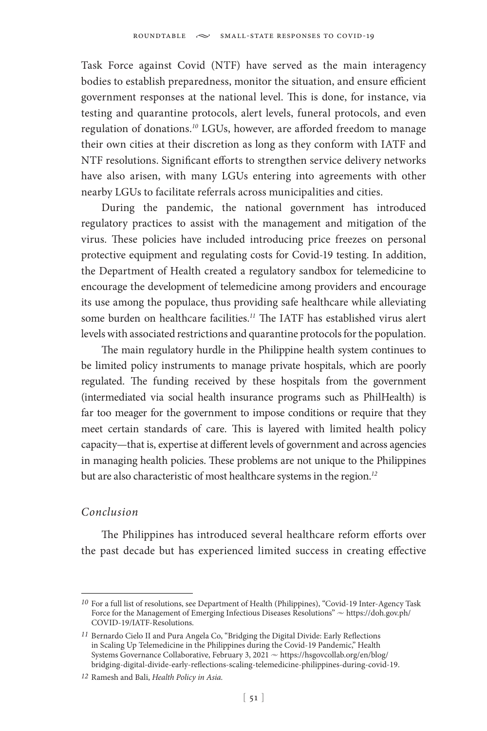Task Force against Covid (NTF) have served as the main interagency bodies to establish preparedness, monitor the situation, and ensure efficient government responses at the national level. This is done, for instance, via testing and quarantine protocols, alert levels, funeral protocols, and even regulation of donations.[10] LGUs, however, are afforded freedom to manage their own cities at their discretion as long as they conform with IATF and NTF resolutions. Significant efforts to strengthen service delivery networks have also arisen, with many LGUs entering into agreements with other nearby LGUs to facilitate referrals across municipalities and cities.

During the pandemic, the national government has introduced regulatory practices to assist with the management and mitigation of the virus. These policies have included introducing price freezes on personal protective equipment and regulating costs for Covid-19 testing. In addition, the Department of Health created a regulatory sandbox for telemedicine to encourage the development of telemedicine among providers and encourage its use among the populace, thus providing safe healthcare while alleviating some burden on healthcare facilities.[11] The IATF has established virus alert levels with associated restrictions and quarantine protocols for the population.

The main regulatory hurdle in the Philippine health system continues to be limited policy instruments to manage private hospitals, which are poorly regulated. The funding received by these hospitals from the government (intermediated via social health insurance programs such as PhilHealth) is far too meager for the government to impose conditions or require that they meet certain standards of care. This is layered with limited health policy capacity—that is, expertise at different levels of government and across agencies in managing health policies. These problems are not unique to the Philippines but are also characteristic of most healthcare systems in the region.[12]

### *Conclusion*

The Philippines has introduced several healthcare reform efforts over the past decade but has experienced limited success in creating effective

---

[10] For a full list of resolutions, see Department of Health (Philippines), "Covid-19 Inter-Agency Task Force for the Management of Emerging Infectious Diseases Resolutions" ~ https://doh.gov.ph/COVID-19/IATF-Resolutions.

[11] Bernardo Cielo II and Pura Angela Co, "Bridging the Digital Divide: Early Reflections in Scaling Up Telemedicine in the Philippines during the Covid-19 Pandemic," Health Systems Governance Collaborative, February 3, 2021 ~ https://hsgovcollab.org/en/blog/bridging-digital-divide-early-reflections-scaling-telemedicine-philippines-during-covid-19.

[12] Ramesh and Bali, *Health Policy in Asia.*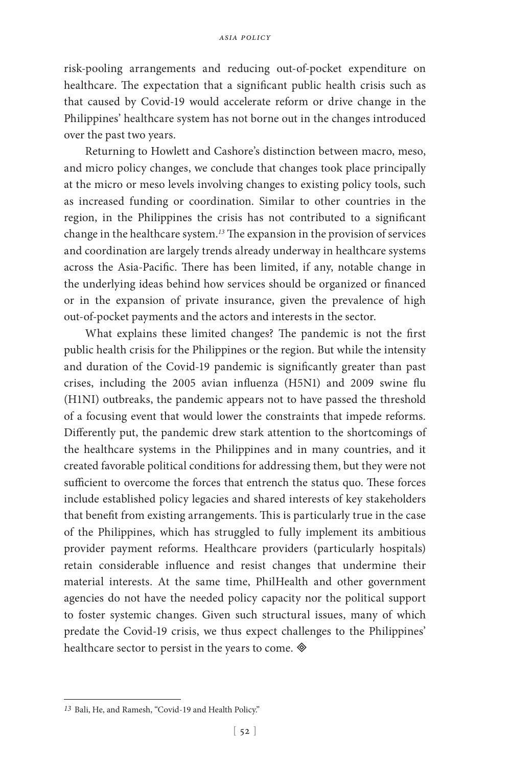risk-pooling arrangements and reducing out-of-pocket expenditure on healthcare. The expectation that a significant public health crisis such as that caused by Covid-19 would accelerate reform or drive change in the Philippines' healthcare system has not borne out in the changes introduced over the past two years.

Returning to Howlett and Cashore's distinction between macro, meso, and micro policy changes, we conclude that changes took place principally at the micro or meso levels involving changes to existing policy tools, such as increased funding or coordination. Similar to other countries in the region, in the Philippines the crisis has not contributed to a significant change in the healthcare system.[13] The expansion in the provision of services and coordination are largely trends already underway in healthcare systems across the Asia-Pacific. There has been limited, if any, notable change in the underlying ideas behind how services should be organized or financed or in the expansion of private insurance, given the prevalence of high out-of-pocket payments and the actors and interests in the sector.

What explains these limited changes? The pandemic is not the first public health crisis for the Philippines or the region. But while the intensity and duration of the Covid-19 pandemic is significantly greater than past crises, including the 2005 avian influenza (H5N1) and 2009 swine flu (H1NI) outbreaks, the pandemic appears not to have passed the threshold of a focusing event that would lower the constraints that impede reforms. Differently put, the pandemic drew stark attention to the shortcomings of the healthcare systems in the Philippines and in many countries, and it created favorable political conditions for addressing them, but they were not sufficient to overcome the forces that entrench the status quo. These forces include established policy legacies and shared interests of key stakeholders that benefit from existing arrangements. This is particularly true in the case of the Philippines, which has struggled to fully implement its ambitious provider payment reforms. Healthcare providers (particularly hospitals) retain considerable influence and resist changes that undermine their material interests. At the same time, PhilHealth and other government agencies do not have the needed policy capacity nor the political support to foster systemic changes. Given such structural issues, many of which predate the Covid-19 crisis, we thus expect challenges to the Philippines' healthcare sector to persist in the years to come. ◈

---

13 Bali, He, and Ramesh, "Covid-19 and Health Policy."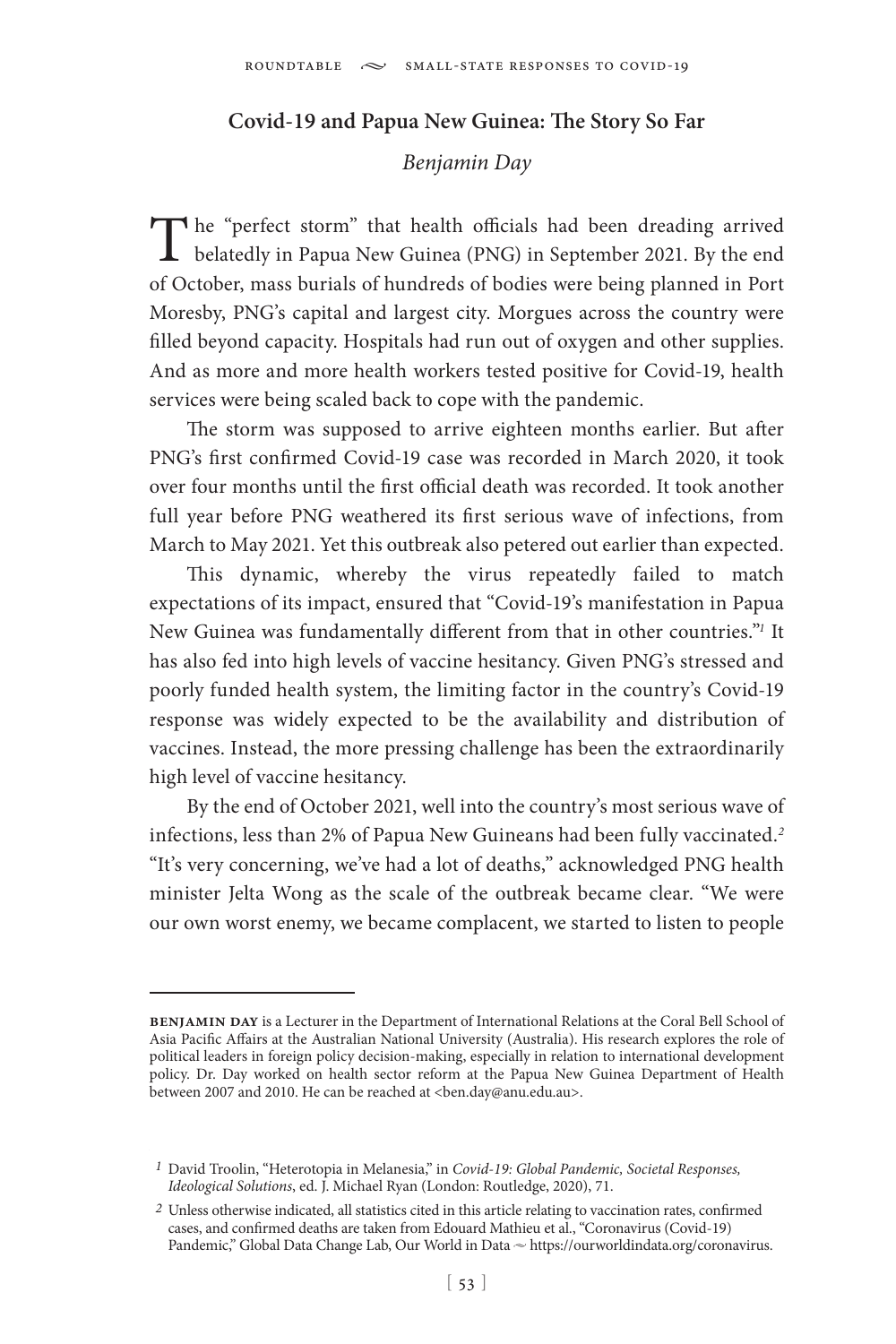## Covid-19 and Papua New Guinea: The Story So Far

*Benjamin Day*

The "perfect storm" that health officials had been dreading arrived belatedly in Papua New Guinea (PNG) in September 2021. By the end of October, mass burials of hundreds of bodies were being planned in Port Moresby, PNG's capital and largest city. Morgues across the country were filled beyond capacity. Hospitals had run out of oxygen and other supplies. And as more and more health workers tested positive for Covid-19, health services were being scaled back to cope with the pandemic.

The storm was supposed to arrive eighteen months earlier. But after PNG's first confirmed Covid-19 case was recorded in March 2020, it took over four months until the first official death was recorded. It took another full year before PNG weathered its first serious wave of infections, from March to May 2021. Yet this outbreak also petered out earlier than expected.

This dynamic, whereby the virus repeatedly failed to match expectations of its impact, ensured that "Covid-19's manifestation in Papua New Guinea was fundamentally different from that in other countries."[1] It has also fed into high levels of vaccine hesitancy. Given PNG's stressed and poorly funded health system, the limiting factor in the country's Covid-19 response was widely expected to be the availability and distribution of vaccines. Instead, the more pressing challenge has been the extraordinarily high level of vaccine hesitancy.

By the end of October 2021, well into the country's most serious wave of infections, less than 2% of Papua New Guineans had been fully vaccinated.[2] "It's very concerning, we've had a lot of deaths," acknowledged PNG health minister Jelta Wong as the scale of the outbreak became clear. "We were our own worst enemy, we became complacent, we started to listen to people

---

**Benjamin Day** is a Lecturer in the Department of International Relations at the Coral Bell School of Asia Pacific Affairs at the Australian National University (Australia). His research explores the role of political leaders in foreign policy decision-making, especially in relation to international development policy. Dr. Day worked on health sector reform at the Papua New Guinea Department of Health between 2007 and 2010. He can be reached at <ben.day@anu.edu.au>.

[1] David Troolin, "Heterotopia in Melanesia," in *Covid-19: Global Pandemic, Societal Responses, Ideological Solutions*, ed. J. Michael Ryan (London: Routledge, 2020), 71.

[2] Unless otherwise indicated, all statistics cited in this article relating to vaccination rates, confirmed cases, and confirmed deaths are taken from Edouard Mathieu et al., "Coronavirus (Covid-19) Pandemic," Global Data Change Lab, Our World in Data ~ https://ourworldindata.org/coronavirus.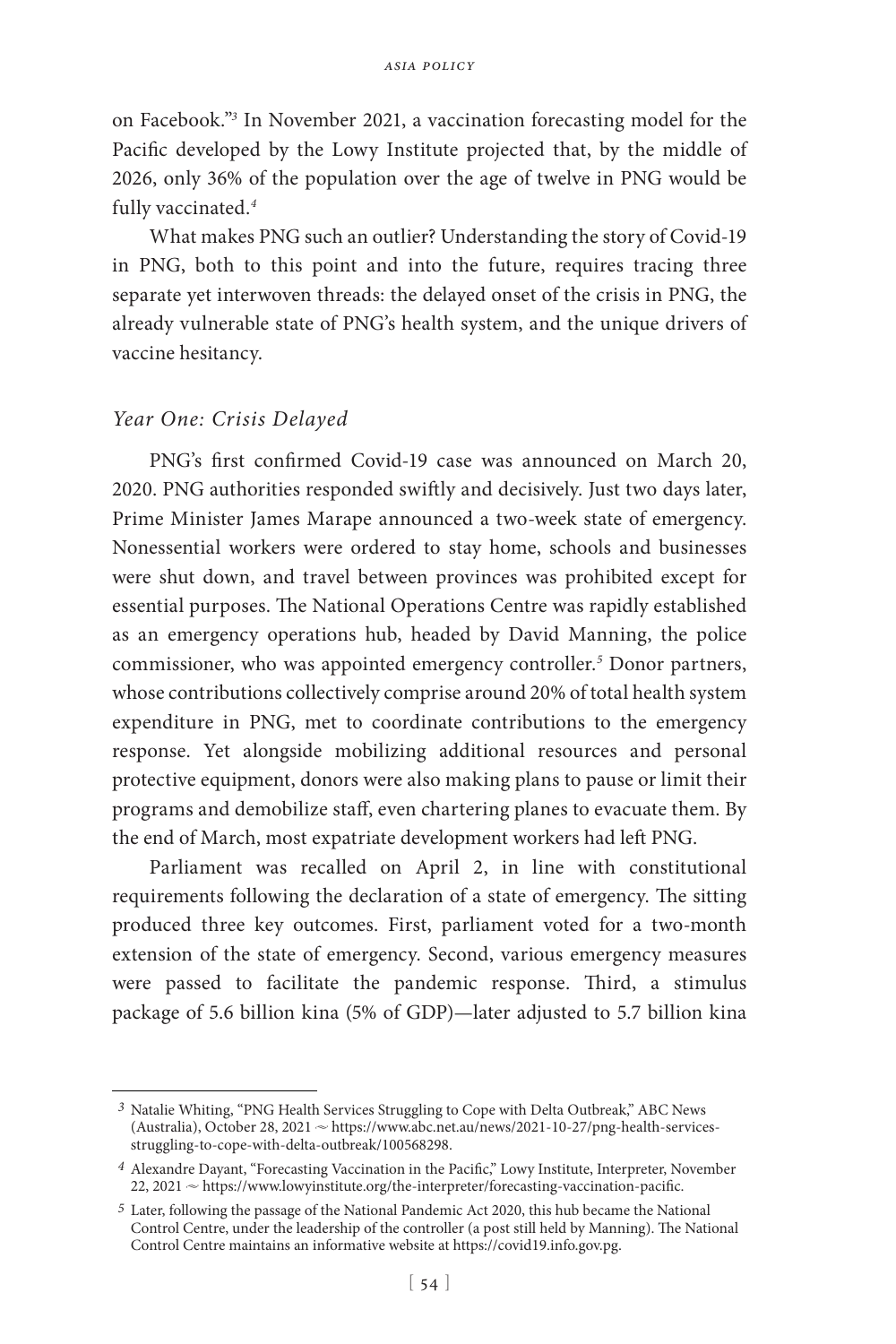on Facebook."[3] In November 2021, a vaccination forecasting model for the Pacific developed by the Lowy Institute projected that, by the middle of 2026, only 36% of the population over the age of twelve in PNG would be fully vaccinated.[4]

What makes PNG such an outlier? Understanding the story of Covid-19 in PNG, both to this point and into the future, requires tracing three separate yet interwoven threads: the delayed onset of the crisis in PNG, the already vulnerable state of PNG's health system, and the unique drivers of vaccine hesitancy.

### *Year One: Crisis Delayed*

PNG's first confirmed Covid-19 case was announced on March 20, 2020. PNG authorities responded swiftly and decisively. Just two days later, Prime Minister James Marape announced a two-week state of emergency. Nonessential workers were ordered to stay home, schools and businesses were shut down, and travel between provinces was prohibited except for essential purposes. The National Operations Centre was rapidly established as an emergency operations hub, headed by David Manning, the police commissioner, who was appointed emergency controller.[5] Donor partners, whose contributions collectively comprise around 20% of total health system expenditure in PNG, met to coordinate contributions to the emergency response. Yet alongside mobilizing additional resources and personal protective equipment, donors were also making plans to pause or limit their programs and demobilize staff, even chartering planes to evacuate them. By the end of March, most expatriate development workers had left PNG.

Parliament was recalled on April 2, in line with constitutional requirements following the declaration of a state of emergency. The sitting produced three key outcomes. First, parliament voted for a two-month extension of the state of emergency. Second, various emergency measures were passed to facilitate the pandemic response. Third, a stimulus package of 5.6 billion kina (5% of GDP)—later adjusted to 5.7 billion kina

---

[3] Natalie Whiting, "PNG Health Services Struggling to Cope with Delta Outbreak," ABC News (Australia), October 28, 2021 ~ https://www.abc.net.au/news/2021-10-27/png-health-services-struggling-to-cope-with-delta-outbreak/100568298.

[4] Alexandre Dayant, "Forecasting Vaccination in the Pacific," Lowy Institute, Interpreter, November 22, 2021 ~ https://www.lowyinstitute.org/the-interpreter/forecasting-vaccination-pacific.

[5] Later, following the passage of the National Pandemic Act 2020, this hub became the National Control Centre, under the leadership of the controller (a post still held by Manning). The National Control Centre maintains an informative website at https://covid19.info.gov.pg.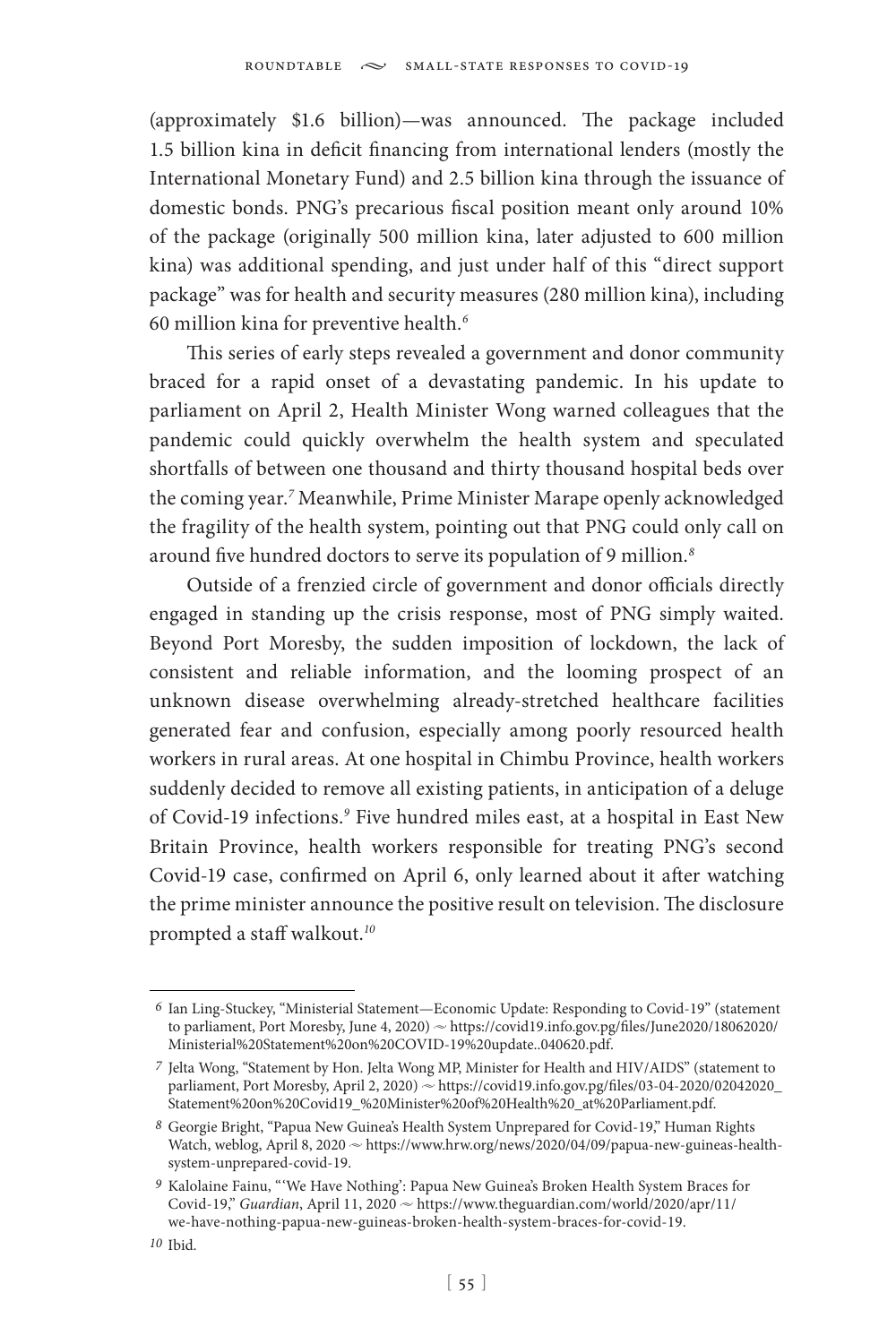(approximately $1.6 billion)—was announced. The package included 1.5 billion kina in deficit financing from international lenders (mostly the International Monetary Fund) and 2.5 billion kina through the issuance of domestic bonds. PNG's precarious fiscal position meant only around 10% of the package (originally 500 million kina, later adjusted to 600 million kina) was additional spending, and just under half of this "direct support package" was for health and security measures (280 million kina), including 60 million kina for preventive health.[6]

This series of early steps revealed a government and donor community braced for a rapid onset of a devastating pandemic. In his update to parliament on April 2, Health Minister Wong warned colleagues that the pandemic could quickly overwhelm the health system and speculated shortfalls of between one thousand and thirty thousand hospital beds over the coming year.[7] Meanwhile, Prime Minister Marape openly acknowledged the fragility of the health system, pointing out that PNG could only call on around five hundred doctors to serve its population of 9 million.[8]

Outside of a frenzied circle of government and donor officials directly engaged in standing up the crisis response, most of PNG simply waited. Beyond Port Moresby, the sudden imposition of lockdown, the lack of consistent and reliable information, and the looming prospect of an unknown disease overwhelming already-stretched healthcare facilities generated fear and confusion, especially among poorly resourced health workers in rural areas. At one hospital in Chimbu Province, health workers suddenly decided to remove all existing patients, in anticipation of a deluge of Covid-19 infections.[9] Five hundred miles east, at a hospital in East New Britain Province, health workers responsible for treating PNG's second Covid-19 case, confirmed on April 6, only learned about it after watching the prime minister announce the positive result on television. The disclosure prompted a staff walkout.[10]

---

[6] Ian Ling-Stuckey, "Ministerial Statement—Economic Update: Responding to Covid-19" (statement to parliament, Port Moresby, June 4, 2020) ~ https://covid19.info.gov.pg/files/June2020/18062020/Ministerial%20Statement%20on%20COVID-19%20update..040620.pdf.

[7] Jelta Wong, "Statement by Hon. Jelta Wong MP, Minister for Health and HIV/AIDS" (statement to parliament, Port Moresby, April 2, 2020) ~ https://covid19.info.gov.pg/files/03-04-2020/02042020_Statement%20on%20Covid19_%20Minister%20of%20Health%20_at%20Parliament.pdf.

[8] Georgie Bright, "Papua New Guinea's Health System Unprepared for Covid-19," Human Rights Watch, weblog, April 8, 2020 ~ https://www.hrw.org/news/2020/04/09/papua-new-guineas-health-system-unprepared-covid-19.

[9] Kalolaine Fainu, "'We Have Nothing': Papua New Guinea's Broken Health System Braces for Covid-19," *Guardian*, April 11, 2020 ~ https://www.theguardian.com/world/2020/apr/11/we-have-nothing-papua-new-guineas-broken-health-system-braces-for-covid-19.

[10] Ibid.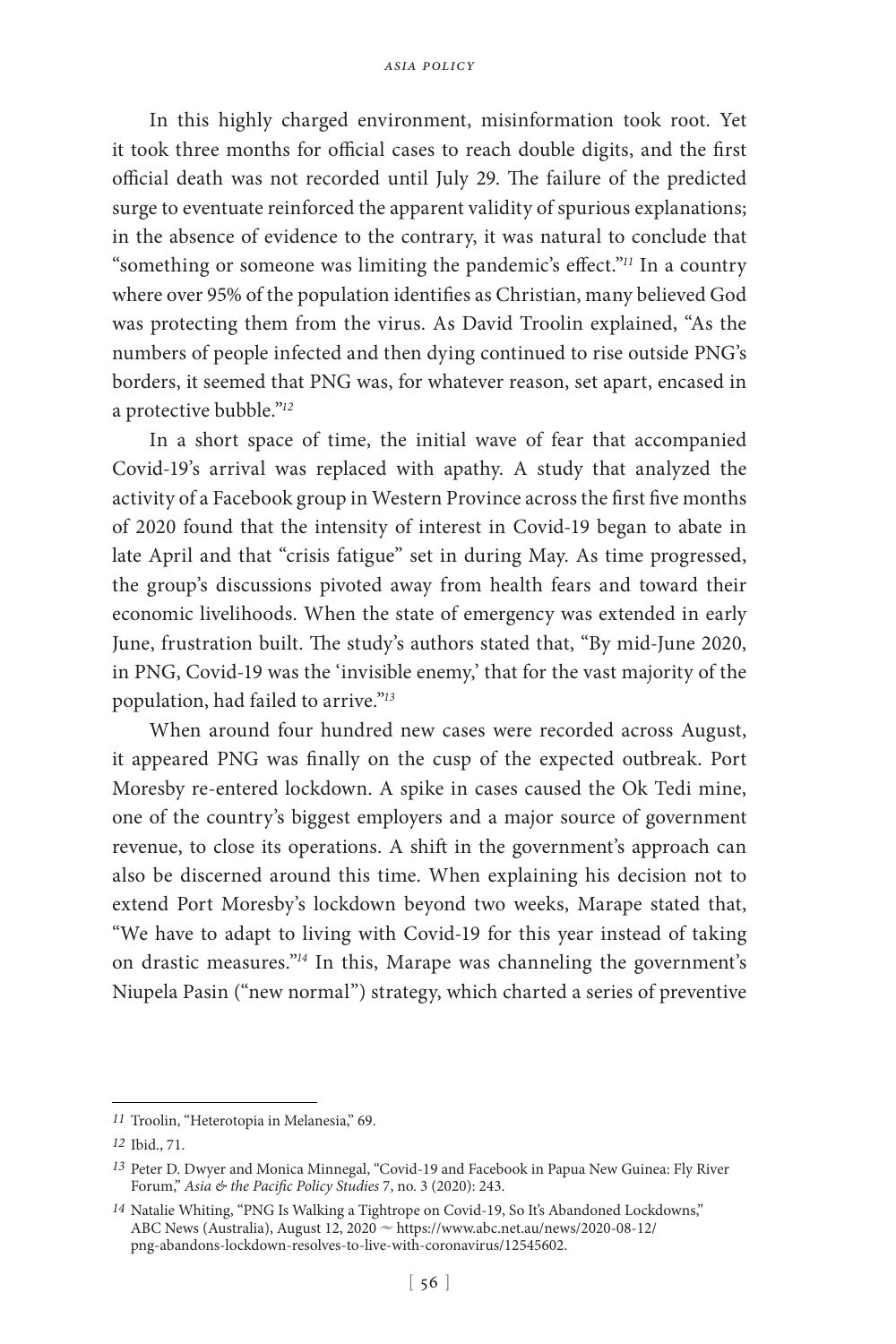In this highly charged environment, misinformation took root. Yet it took three months for official cases to reach double digits, and the first official death was not recorded until July 29. The failure of the predicted surge to eventuate reinforced the apparent validity of spurious explanations; in the absence of evidence to the contrary, it was natural to conclude that "something or someone was limiting the pandemic's effect."[11] In a country where over 95% of the population identifies as Christian, many believed God was protecting them from the virus. As David Troolin explained, "As the numbers of people infected and then dying continued to rise outside PNG's borders, it seemed that PNG was, for whatever reason, set apart, encased in a protective bubble."[12]

In a short space of time, the initial wave of fear that accompanied Covid-19's arrival was replaced with apathy. A study that analyzed the activity of a Facebook group in Western Province across the first five months of 2020 found that the intensity of interest in Covid-19 began to abate in late April and that "crisis fatigue" set in during May. As time progressed, the group's discussions pivoted away from health fears and toward their economic livelihoods. When the state of emergency was extended in early June, frustration built. The study's authors stated that, "By mid-June 2020, in PNG, Covid-19 was the 'invisible enemy,' that for the vast majority of the population, had failed to arrive."[13]

When around four hundred new cases were recorded across August, it appeared PNG was finally on the cusp of the expected outbreak. Port Moresby re-entered lockdown. A spike in cases caused the Ok Tedi mine, one of the country's biggest employers and a major source of government revenue, to close its operations. A shift in the government's approach can also be discerned around this time. When explaining his decision not to extend Port Moresby's lockdown beyond two weeks, Marape stated that, "We have to adapt to living with Covid-19 for this year instead of taking on drastic measures."[14] In this, Marape was channeling the government's Niupela Pasin ("new normal") strategy, which charted a series of preventive

---

[11] Troolin, "Heterotopia in Melanesia," 69.

[12] Ibid., 71.

[13] Peter D. Dwyer and Monica Minnegal, "Covid-19 and Facebook in Papua New Guinea: Fly River Forum," *Asia & the Pacific Policy Studies* 7, no. 3 (2020): 243.

[14] Natalie Whiting, "PNG Is Walking a Tightrope on Covid-19, So It's Abandoned Lockdowns," ABC News (Australia), August 12, 2020 ~ https://www.abc.net.au/news/2020-08-12/png-abandons-lockdown-resolves-to-live-with-coronavirus/12545602.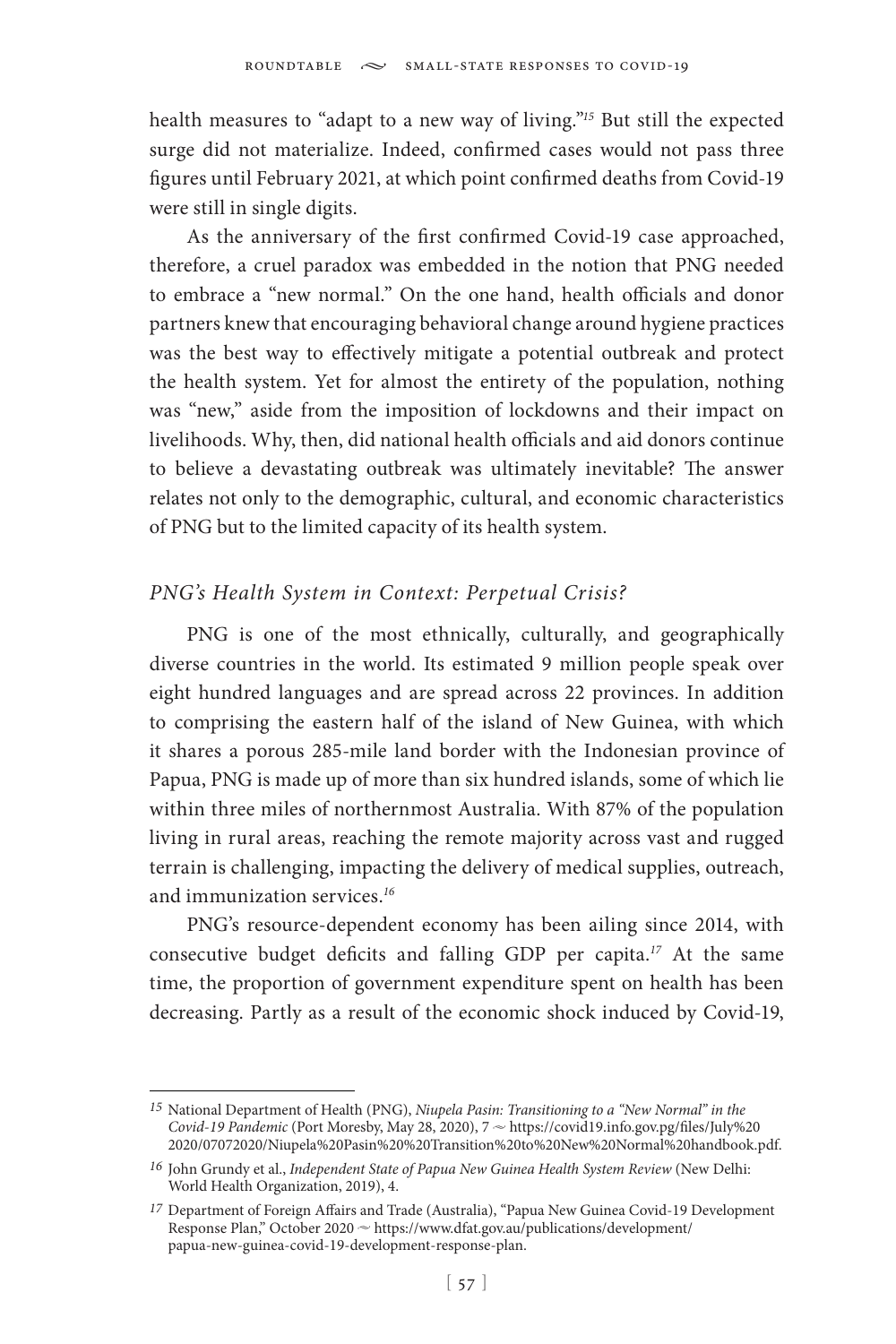health measures to "adapt to a new way of living."[15] But still the expected surge did not materialize. Indeed, confirmed cases would not pass three figures until February 2021, at which point confirmed deaths from Covid-19 were still in single digits.

As the anniversary of the first confirmed Covid-19 case approached, therefore, a cruel paradox was embedded in the notion that PNG needed to embrace a "new normal." On the one hand, health officials and donor partners knew that encouraging behavioral change around hygiene practices was the best way to effectively mitigate a potential outbreak and protect the health system. Yet for almost the entirety of the population, nothing was "new," aside from the imposition of lockdowns and their impact on livelihoods. Why, then, did national health officials and aid donors continue to believe a devastating outbreak was ultimately inevitable? The answer relates not only to the demographic, cultural, and economic characteristics of PNG but to the limited capacity of its health system.

### *PNG's Health System in Context: Perpetual Crisis?*

PNG is one of the most ethnically, culturally, and geographically diverse countries in the world. Its estimated 9 million people speak over eight hundred languages and are spread across 22 provinces. In addition to comprising the eastern half of the island of New Guinea, with which it shares a porous 285-mile land border with the Indonesian province of Papua, PNG is made up of more than six hundred islands, some of which lie within three miles of northernmost Australia. With 87% of the population living in rural areas, reaching the remote majority across vast and rugged terrain is challenging, impacting the delivery of medical supplies, outreach, and immunization services.[16]

PNG's resource-dependent economy has been ailing since 2014, with consecutive budget deficits and falling GDP per capita.[17] At the same time, the proportion of government expenditure spent on health has been decreasing. Partly as a result of the economic shock induced by Covid-19,

---

15 National Department of Health (PNG), *Niupela Pasin: Transitioning to a "New Normal" in the Covid-19 Pandemic* (Port Moresby, May 28, 2020), 7 ~ https://covid19.info.gov.pg/files/July%202020/07072020/Niupela%20Pasin%20%20Transition%20to%20New%20Normal%20handbook.pdf.

16 John Grundy et al., *Independent State of Papua New Guinea Health System Review* (New Delhi: World Health Organization, 2019), 4.

17 Department of Foreign Affairs and Trade (Australia), "Papua New Guinea Covid-19 Development Response Plan," October 2020 ~ https://www.dfat.gov.au/publications/development/papua-new-guinea-covid-19-development-response-plan.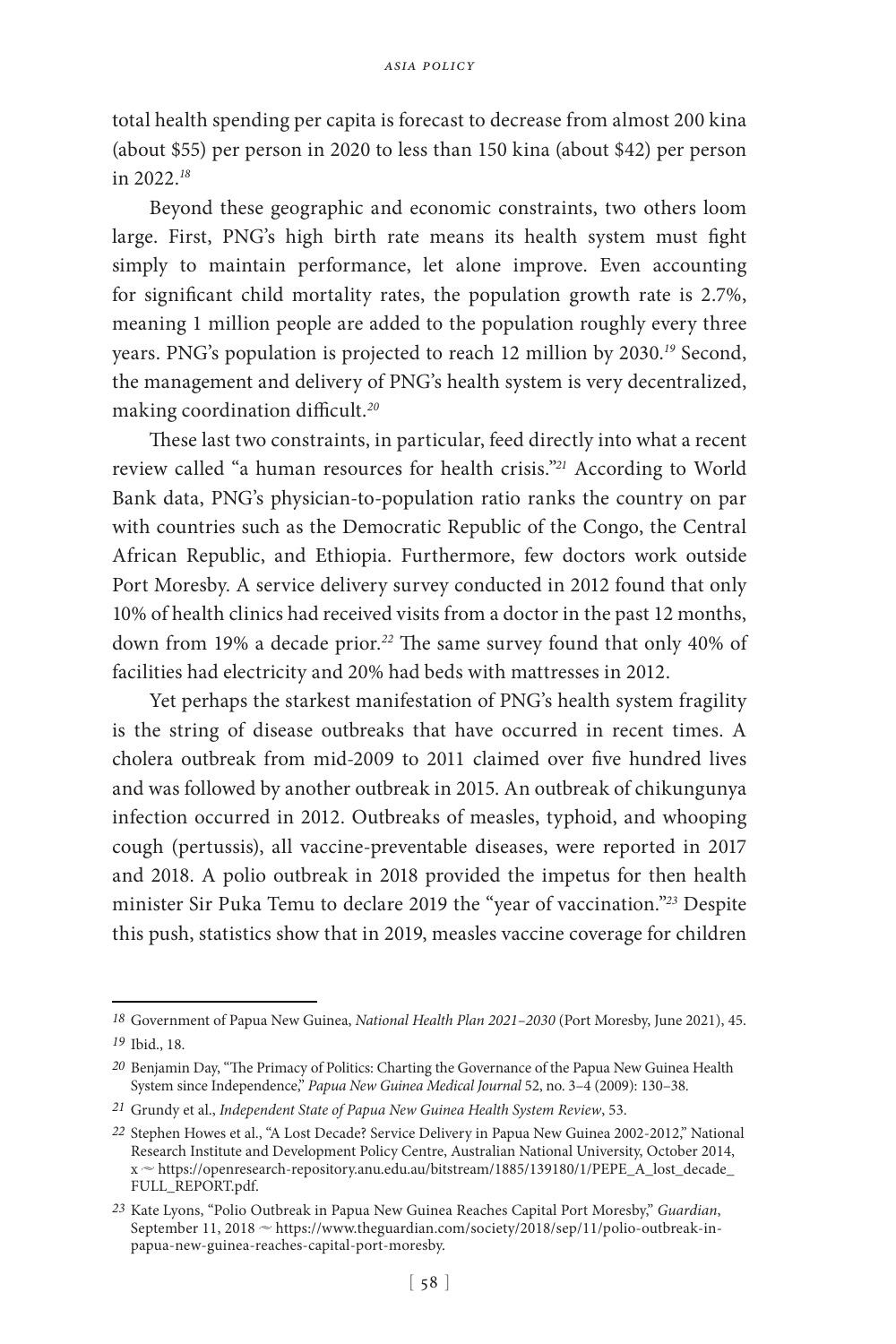total health spending per capita is forecast to decrease from almost 200 kina (about $55) per person in 2020 to less than 150 kina (about $42) per person in 2022.[18]

Beyond these geographic and economic constraints, two others loom large. First, PNG's high birth rate means its health system must fight simply to maintain performance, let alone improve. Even accounting for significant child mortality rates, the population growth rate is 2.7%, meaning 1 million people are added to the population roughly every three years. PNG's population is projected to reach 12 million by 2030.[19] Second, the management and delivery of PNG's health system is very decentralized, making coordination difficult.[20]

These last two constraints, in particular, feed directly into what a recent review called "a human resources for health crisis."[21] According to World Bank data, PNG's physician-to-population ratio ranks the country on par with countries such as the Democratic Republic of the Congo, the Central African Republic, and Ethiopia. Furthermore, few doctors work outside Port Moresby. A service delivery survey conducted in 2012 found that only 10% of health clinics had received visits from a doctor in the past 12 months, down from 19% a decade prior.[22] The same survey found that only 40% of facilities had electricity and 20% had beds with mattresses in 2012.

Yet perhaps the starkest manifestation of PNG's health system fragility is the string of disease outbreaks that have occurred in recent times. A cholera outbreak from mid-2009 to 2011 claimed over five hundred lives and was followed by another outbreak in 2015. An outbreak of chikungunya infection occurred in 2012. Outbreaks of measles, typhoid, and whooping cough (pertussis), all vaccine-preventable diseases, were reported in 2017 and 2018. A polio outbreak in 2018 provided the impetus for then health minister Sir Puka Temu to declare 2019 the "year of vaccination."[23] Despite this push, statistics show that in 2019, measles vaccine coverage for children

---

[18] Government of Papua New Guinea, *National Health Plan 2021–2030* (Port Moresby, June 2021), 45.

[19] Ibid., 18.

[20] Benjamin Day, "The Primacy of Politics: Charting the Governance of the Papua New Guinea Health System since Independence," *Papua New Guinea Medical Journal* 52, no. 3–4 (2009): 130–38.

[21] Grundy et al., *Independent State of Papua New Guinea Health System Review*, 53.

[22] Stephen Howes et al., "A Lost Decade? Service Delivery in Papua New Guinea 2002-2012," National Research Institute and Development Policy Centre, Australian National University, October 2014, x ~ https://openresearch-repository.anu.edu.au/bitstream/1885/139180/1/PEPE_A_lost_decade_FULL_REPORT.pdf.

[23] Kate Lyons, "Polio Outbreak in Papua New Guinea Reaches Capital Port Moresby," *Guardian*, September 11, 2018 ~ https://www.theguardian.com/society/2018/sep/11/polio-outbreak-in-papua-new-guinea-reaches-capital-port-moresby.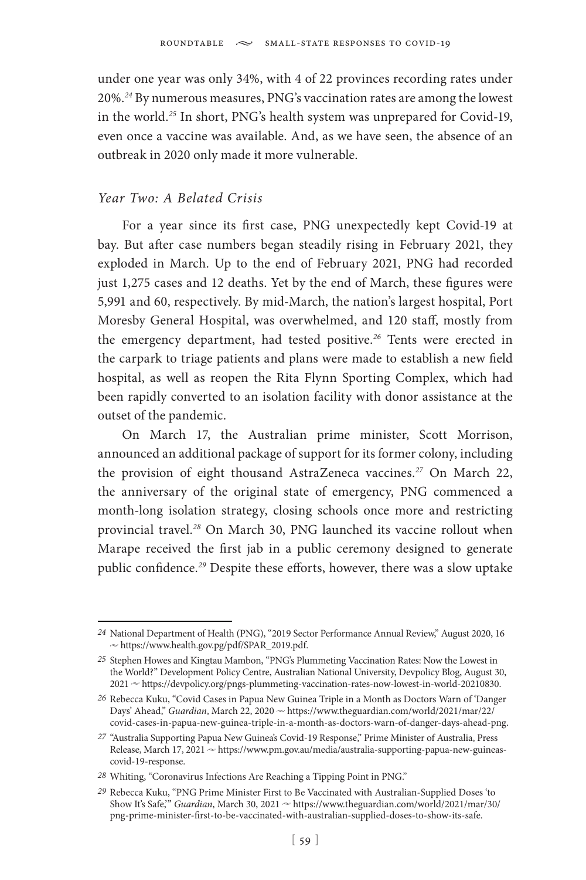under one year was only 34%, with 4 of 22 provinces recording rates under 20%.[24] By numerous measures, PNG's vaccination rates are among the lowest in the world.[25] In short, PNG's health system was unprepared for Covid-19, even once a vaccine was available. And, as we have seen, the absence of an outbreak in 2020 only made it more vulnerable.

### *Year Two: A Belated Crisis*

For a year since its first case, PNG unexpectedly kept Covid-19 at bay. But after case numbers began steadily rising in February 2021, they exploded in March. Up to the end of February 2021, PNG had recorded just 1,275 cases and 12 deaths. Yet by the end of March, these figures were 5,991 and 60, respectively. By mid-March, the nation's largest hospital, Port Moresby General Hospital, was overwhelmed, and 120 staff, mostly from the emergency department, had tested positive.[26] Tents were erected in the carpark to triage patients and plans were made to establish a new field hospital, as well as reopen the Rita Flynn Sporting Complex, which had been rapidly converted to an isolation facility with donor assistance at the outset of the pandemic.

On March 17, the Australian prime minister, Scott Morrison, announced an additional package of support for its former colony, including the provision of eight thousand AstraZeneca vaccines.[27] On March 22, the anniversary of the original state of emergency, PNG commenced a month-long isolation strategy, closing schools once more and restricting provincial travel.[28] On March 30, PNG launched its vaccine rollout when Marape received the first jab in a public ceremony designed to generate public confidence.[29] Despite these efforts, however, there was a slow uptake

---

*24* National Department of Health (PNG), "2019 Sector Performance Annual Review," August 2020, 16 ~ https://www.health.gov.pg/pdf/SPAR_2019.pdf.

*25* Stephen Howes and Kingtau Mambon, "PNG's Plummeting Vaccination Rates: Now the Lowest in the World?" Development Policy Centre, Australian National University, Devpolicy Blog, August 30, 2021 ~ https://devpolicy.org/pngs-plummeting-vaccination-rates-now-lowest-in-world-20210830.

*26* Rebecca Kuku, "Covid Cases in Papua New Guinea Triple in a Month as Doctors Warn of 'Danger Days' Ahead," *Guardian*, March 22, 2020 ~ https://www.theguardian.com/world/2021/mar/22/covid-cases-in-papua-new-guinea-triple-in-a-month-as-doctors-warn-of-danger-days-ahead-png.

*27* "Australia Supporting Papua New Guinea's Covid-19 Response," Prime Minister of Australia, Press Release, March 17, 2021 ~ https://www.pm.gov.au/media/australia-supporting-papua-new-guineas-covid-19-response.

*28* Whiting, "Coronavirus Infections Are Reaching a Tipping Point in PNG."

*29* Rebecca Kuku, "PNG Prime Minister First to Be Vaccinated with Australian-Supplied Doses 'to Show It's Safe,'" *Guardian*, March 30, 2021 ~ https://www.theguardian.com/world/2021/mar/30/png-prime-minister-first-to-be-vaccinated-with-australian-supplied-doses-to-show-its-safe.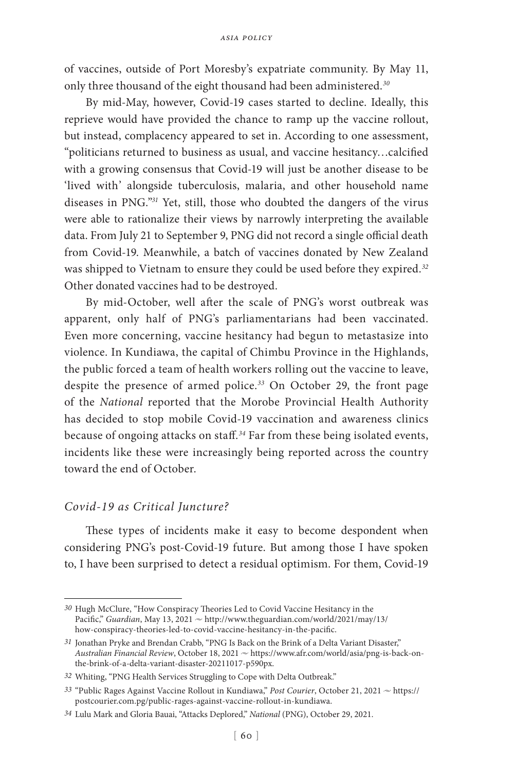of vaccines, outside of Port Moresby's expatriate community. By May 11, only three thousand of the eight thousand had been administered.[30]

By mid-May, however, Covid-19 cases started to decline. Ideally, this reprieve would have provided the chance to ramp up the vaccine rollout, but instead, complacency appeared to set in. According to one assessment, "politicians returned to business as usual, and vaccine hesitancy…calcified with a growing consensus that Covid-19 will just be another disease to be 'lived with' alongside tuberculosis, malaria, and other household name diseases in PNG."[31] Yet, still, those who doubted the dangers of the virus were able to rationalize their views by narrowly interpreting the available data. From July 21 to September 9, PNG did not record a single official death from Covid-19. Meanwhile, a batch of vaccines donated by New Zealand was shipped to Vietnam to ensure they could be used before they expired.[32] Other donated vaccines had to be destroyed.

By mid-October, well after the scale of PNG's worst outbreak was apparent, only half of PNG's parliamentarians had been vaccinated. Even more concerning, vaccine hesitancy had begun to metastasize into violence. In Kundiawa, the capital of Chimbu Province in the Highlands, the public forced a team of health workers rolling out the vaccine to leave, despite the presence of armed police.[33] On October 29, the front page of the *National* reported that the Morobe Provincial Health Authority has decided to stop mobile Covid-19 vaccination and awareness clinics because of ongoing attacks on staff.[34] Far from these being isolated events, incidents like these were increasingly being reported across the country toward the end of October.

### *Covid-19 as Critical Juncture?*

These types of incidents make it easy to become despondent when considering PNG's post-Covid-19 future. But among those I have spoken to, I have been surprised to detect a residual optimism. For them, Covid-19

---

[30] Hugh McClure, "How Conspiracy Theories Led to Covid Vaccine Hesitancy in the Pacific," *Guardian*, May 13, 2021 ~ http://www.theguardian.com/world/2021/may/13/how-conspiracy-theories-led-to-covid-vaccine-hesitancy-in-the-pacific.

[31] Jonathan Pryke and Brendan Crabb, "PNG Is Back on the Brink of a Delta Variant Disaster," *Australian Financial Review*, October 18, 2021 ~ https://www.afr.com/world/asia/png-is-back-on-the-brink-of-a-delta-variant-disaster-20211017-p590px.

[32] Whiting, "PNG Health Services Struggling to Cope with Delta Outbreak."

[33] "Public Rages Against Vaccine Rollout in Kundiawa," *Post Courier*, October 21, 2021 ~ https://postcourier.com.pg/public-rages-against-vaccine-rollout-in-kundiawa.

[34] Lulu Mark and Gloria Bauai, "Attacks Deplored," *National* (PNG), October 29, 2021.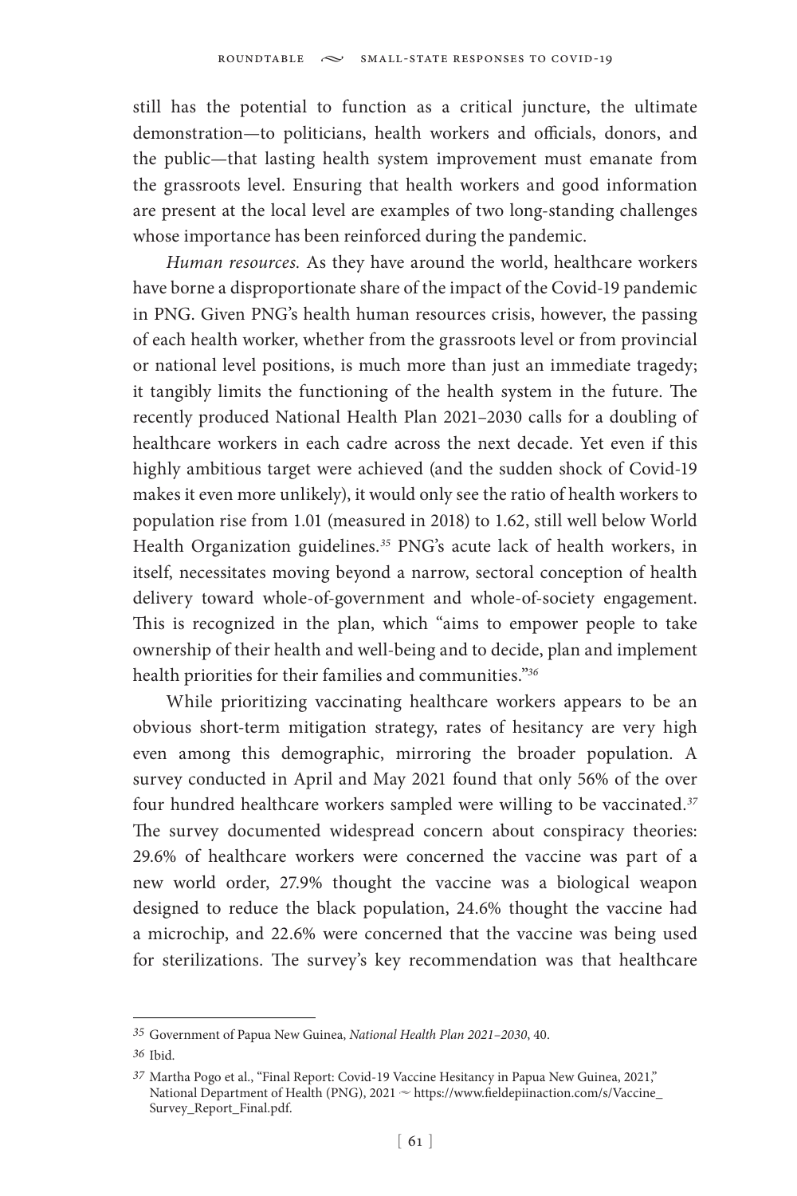still has the potential to function as a critical juncture, the ultimate demonstration—to politicians, health workers and officials, donors, and the public—that lasting health system improvement must emanate from the grassroots level. Ensuring that health workers and good information are present at the local level are examples of two long-standing challenges whose importance has been reinforced during the pandemic.

*Human resources.* As they have around the world, healthcare workers have borne a disproportionate share of the impact of the Covid-19 pandemic in PNG. Given PNG's health human resources crisis, however, the passing of each health worker, whether from the grassroots level or from provincial or national level positions, is much more than just an immediate tragedy; it tangibly limits the functioning of the health system in the future. The recently produced National Health Plan 2021–2030 calls for a doubling of healthcare workers in each cadre across the next decade. Yet even if this highly ambitious target were achieved (and the sudden shock of Covid-19 makes it even more unlikely), it would only see the ratio of health workers to population rise from 1.01 (measured in 2018) to 1.62, still well below World Health Organization guidelines.[35] PNG's acute lack of health workers, in itself, necessitates moving beyond a narrow, sectoral conception of health delivery toward whole-of-government and whole-of-society engagement. This is recognized in the plan, which "aims to empower people to take ownership of their health and well-being and to decide, plan and implement health priorities for their families and communities."[36]

While prioritizing vaccinating healthcare workers appears to be an obvious short-term mitigation strategy, rates of hesitancy are very high even among this demographic, mirroring the broader population. A survey conducted in April and May 2021 found that only 56% of the over four hundred healthcare workers sampled were willing to be vaccinated.[37] The survey documented widespread concern about conspiracy theories: 29.6% of healthcare workers were concerned the vaccine was part of a new world order, 27.9% thought the vaccine was a biological weapon designed to reduce the black population, 24.6% thought the vaccine had a microchip, and 22.6% were concerned that the vaccine was being used for sterilizations. The survey's key recommendation was that healthcare

---

[35] Government of Papua New Guinea, *National Health Plan 2021–2030*, 40.

[36] Ibid.

[37] Martha Pogo et al., "Final Report: Covid-19 Vaccine Hesitancy in Papua New Guinea, 2021," National Department of Health (PNG), 2021 ~ https://www.fieldepiinaction.com/s/Vaccine_Survey_Report_Final.pdf.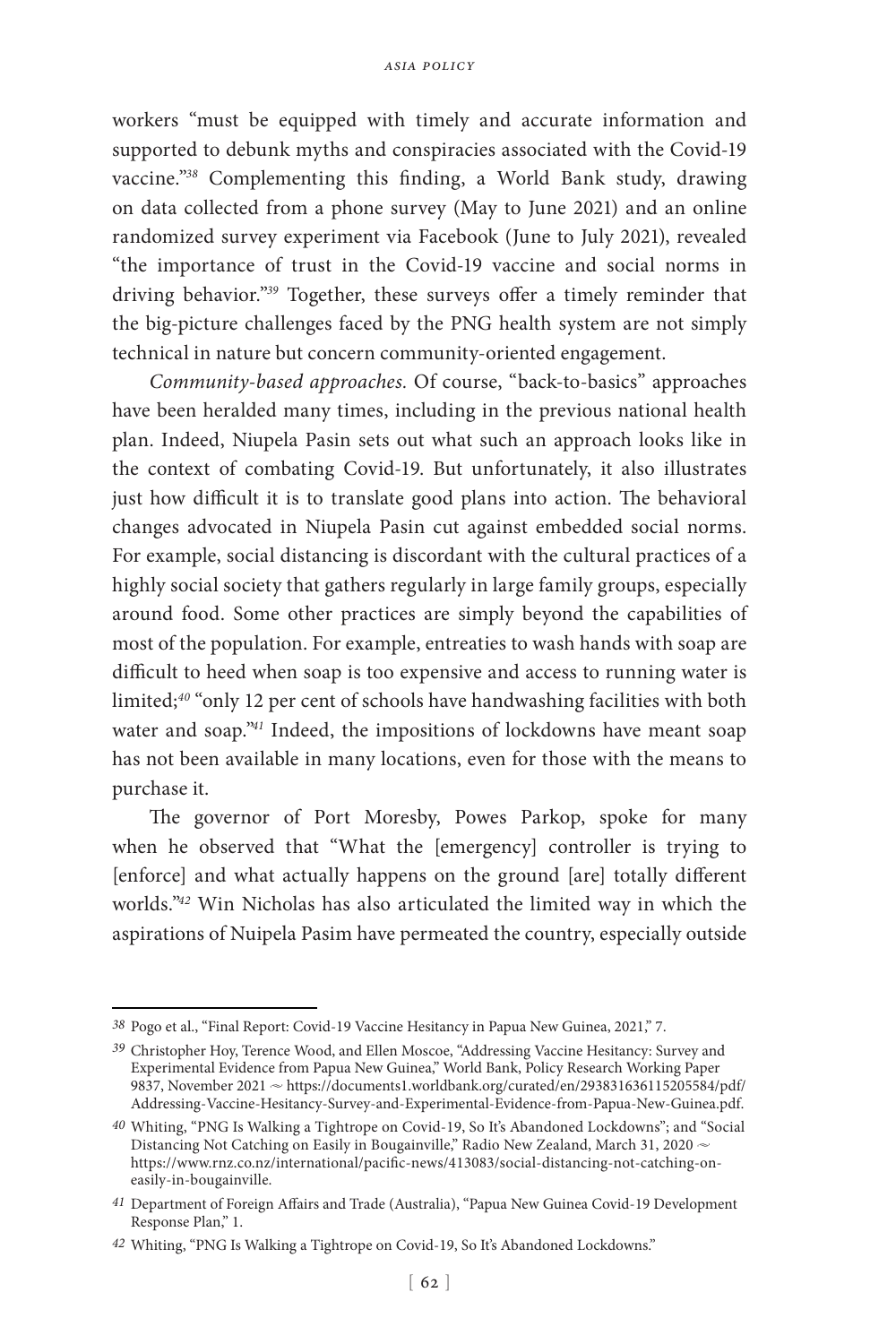workers "must be equipped with timely and accurate information and supported to debunk myths and conspiracies associated with the Covid-19 vaccine."[38] Complementing this finding, a World Bank study, drawing on data collected from a phone survey (May to June 2021) and an online randomized survey experiment via Facebook (June to July 2021), revealed "the importance of trust in the Covid-19 vaccine and social norms in driving behavior."[39] Together, these surveys offer a timely reminder that the big-picture challenges faced by the PNG health system are not simply technical in nature but concern community-oriented engagement.

*Community-based approaches.* Of course, "back-to-basics" approaches have been heralded many times, including in the previous national health plan. Indeed, Niupela Pasin sets out what such an approach looks like in the context of combating Covid-19. But unfortunately, it also illustrates just how difficult it is to translate good plans into action. The behavioral changes advocated in Niupela Pasin cut against embedded social norms. For example, social distancing is discordant with the cultural practices of a highly social society that gathers regularly in large family groups, especially around food. Some other practices are simply beyond the capabilities of most of the population. For example, entreaties to wash hands with soap are difficult to heed when soap is too expensive and access to running water is limited;[40] "only 12 per cent of schools have handwashing facilities with both water and soap."[41] Indeed, the impositions of lockdowns have meant soap has not been available in many locations, even for those with the means to purchase it.

The governor of Port Moresby, Powes Parkop, spoke for many when he observed that "What the [emergency] controller is trying to [enforce] and what actually happens on the ground [are] totally different worlds."[42] Win Nicholas has also articulated the limited way in which the aspirations of Nuipela Pasim have permeated the country, especially outside

---

38 Pogo et al., "Final Report: Covid-19 Vaccine Hesitancy in Papua New Guinea, 2021," 7.

39 Christopher Hoy, Terence Wood, and Ellen Moscoe, "Addressing Vaccine Hesitancy: Survey and Experimental Evidence from Papua New Guinea," World Bank, Policy Research Working Paper 9837, November 2021 ~ https://documents1.worldbank.org/curated/en/293831636115205584/pdf/Addressing-Vaccine-Hesitancy-Survey-and-Experimental-Evidence-from-Papua-New-Guinea.pdf.

40 Whiting, "PNG Is Walking a Tightrope on Covid-19, So It's Abandoned Lockdowns"; and "Social Distancing Not Catching on Easily in Bougainville," Radio New Zealand, March 31, 2020 ~ https://www.rnz.co.nz/international/pacific-news/413083/social-distancing-not-catching-on-easily-in-bougainville.

41 Department of Foreign Affairs and Trade (Australia), "Papua New Guinea Covid-19 Development Response Plan," 1.

42 Whiting, "PNG Is Walking a Tightrope on Covid-19, So It's Abandoned Lockdowns."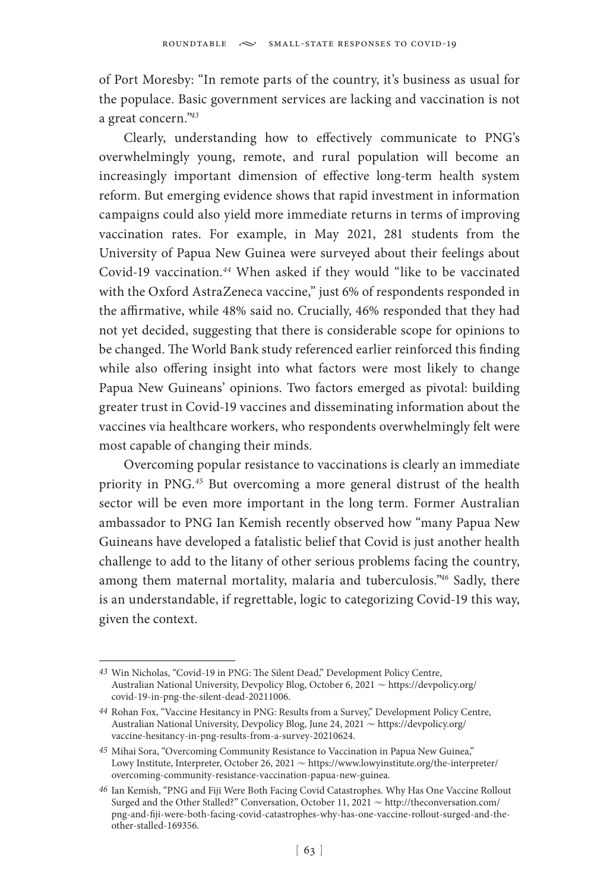of Port Moresby: "In remote parts of the country, it's business as usual for the populace. Basic government services are lacking and vaccination is not a great concern."[43]

Clearly, understanding how to effectively communicate to PNG's overwhelmingly young, remote, and rural population will become an increasingly important dimension of effective long-term health system reform. But emerging evidence shows that rapid investment in information campaigns could also yield more immediate returns in terms of improving vaccination rates. For example, in May 2021, 281 students from the University of Papua New Guinea were surveyed about their feelings about Covid-19 vaccination.[44] When asked if they would "like to be vaccinated with the Oxford AstraZeneca vaccine," just 6% of respondents responded in the affirmative, while 48% said no. Crucially, 46% responded that they had not yet decided, suggesting that there is considerable scope for opinions to be changed. The World Bank study referenced earlier reinforced this finding while also offering insight into what factors were most likely to change Papua New Guineans' opinions. Two factors emerged as pivotal: building greater trust in Covid-19 vaccines and disseminating information about the vaccines via healthcare workers, who respondents overwhelmingly felt were most capable of changing their minds.

Overcoming popular resistance to vaccinations is clearly an immediate priority in PNG.[45] But overcoming a more general distrust of the health sector will be even more important in the long term. Former Australian ambassador to PNG Ian Kemish recently observed how "many Papua New Guineans have developed a fatalistic belief that Covid is just another health challenge to add to the litany of other serious problems facing the country, among them maternal mortality, malaria and tuberculosis."[46] Sadly, there is an understandable, if regrettable, logic to categorizing Covid-19 this way, given the context.

---

43 Win Nicholas, "Covid-19 in PNG: The Silent Dead," Development Policy Centre, Australian National University, Devpolicy Blog, October 6, 2021 ~ https://devpolicy.org/covid-19-in-png-the-silent-dead-20211006.

44 Rohan Fox, "Vaccine Hesitancy in PNG: Results from a Survey," Development Policy Centre, Australian National University, Devpolicy Blog, June 24, 2021 ~ https://devpolicy.org/vaccine-hesitancy-in-png-results-from-a-survey-20210624.

45 Mihai Sora, "Overcoming Community Resistance to Vaccination in Papua New Guinea," Lowy Institute, Interpreter, October 26, 2021 ~ https://www.lowyinstitute.org/the-interpreter/overcoming-community-resistance-vaccination-papua-new-guinea.

46 Ian Kemish, "PNG and Fiji Were Both Facing Covid Catastrophes. Why Has One Vaccine Rollout Surged and the Other Stalled?" Conversation, October 11, 2021 ~ http://theconversation.com/png-and-fiji-were-both-facing-covid-catastrophes-why-has-one-vaccine-rollout-surged-and-the-other-stalled-169356.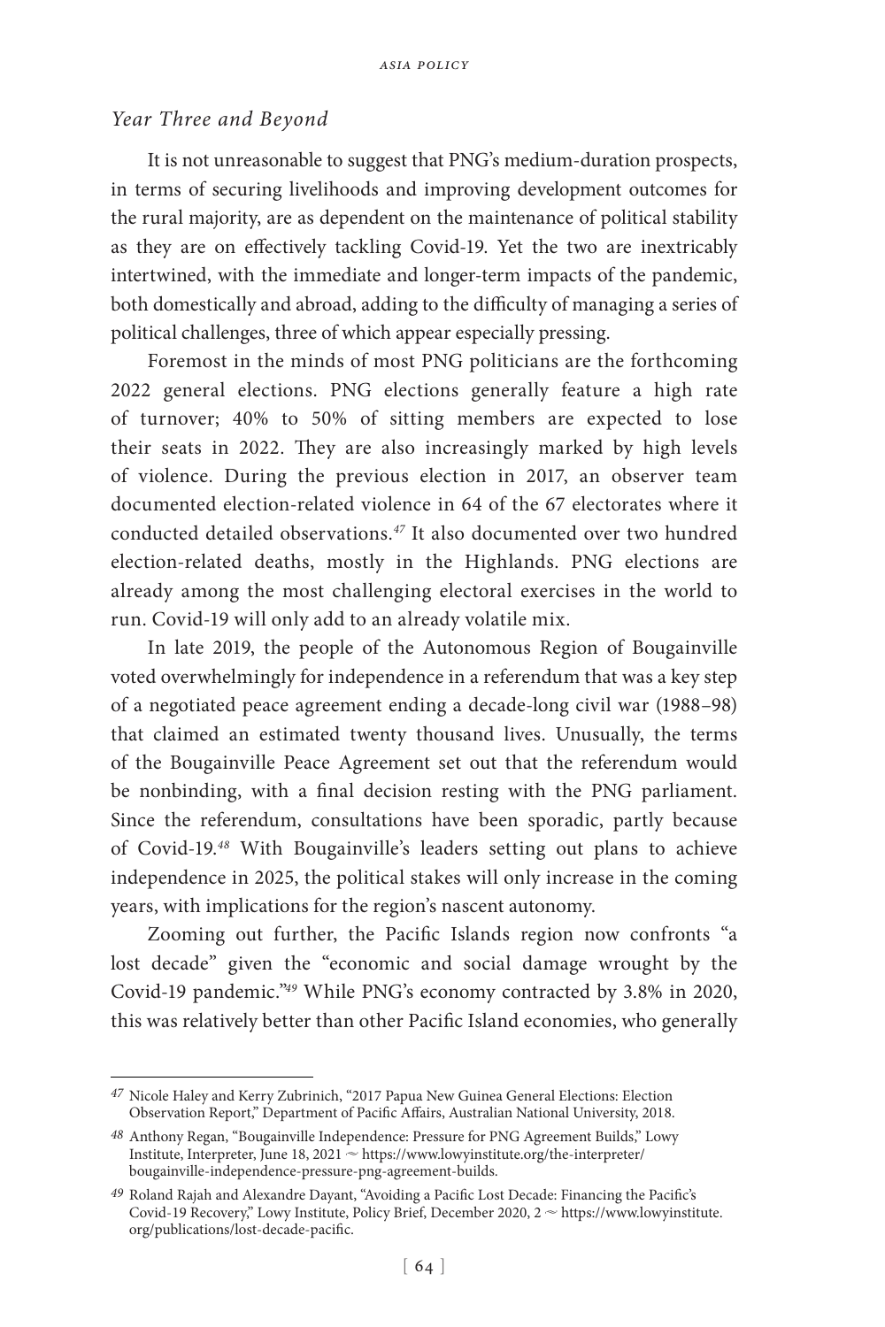### *Year Three and Beyond*

It is not unreasonable to suggest that PNG's medium-duration prospects, in terms of securing livelihoods and improving development outcomes for the rural majority, are as dependent on the maintenance of political stability as they are on effectively tackling Covid-19. Yet the two are inextricably intertwined, with the immediate and longer-term impacts of the pandemic, both domestically and abroad, adding to the difficulty of managing a series of political challenges, three of which appear especially pressing.

Foremost in the minds of most PNG politicians are the forthcoming 2022 general elections. PNG elections generally feature a high rate of turnover; 40% to 50% of sitting members are expected to lose their seats in 2022. They are also increasingly marked by high levels of violence. During the previous election in 2017, an observer team documented election-related violence in 64 of the 67 electorates where it conducted detailed observations.[47] It also documented over two hundred election-related deaths, mostly in the Highlands. PNG elections are already among the most challenging electoral exercises in the world to run. Covid-19 will only add to an already volatile mix.

In late 2019, the people of the Autonomous Region of Bougainville voted overwhelmingly for independence in a referendum that was a key step of a negotiated peace agreement ending a decade-long civil war (1988–98) that claimed an estimated twenty thousand lives. Unusually, the terms of the Bougainville Peace Agreement set out that the referendum would be nonbinding, with a final decision resting with the PNG parliament. Since the referendum, consultations have been sporadic, partly because of Covid-19.[48] With Bougainville's leaders setting out plans to achieve independence in 2025, the political stakes will only increase in the coming years, with implications for the region's nascent autonomy.

Zooming out further, the Pacific Islands region now confronts "a lost decade" given the "economic and social damage wrought by the Covid-19 pandemic."[49] While PNG's economy contracted by 3.8% in 2020, this was relatively better than other Pacific Island economies, who generally

---

[47] Nicole Haley and Kerry Zubrinich, "2017 Papua New Guinea General Elections: Election Observation Report," Department of Pacific Affairs, Australian National University, 2018.

[48] Anthony Regan, "Bougainville Independence: Pressure for PNG Agreement Builds," Lowy Institute, Interpreter, June 18, 2021 ~ https://www.lowyinstitute.org/the-interpreter/bougainville-independence-pressure-png-agreement-builds.

[49] Roland Rajah and Alexandre Dayant, "Avoiding a Pacific Lost Decade: Financing the Pacific's Covid-19 Recovery," Lowy Institute, Policy Brief, December 2020, 2 ~ https://www.lowyinstitute.org/publications/lost-decade-pacific.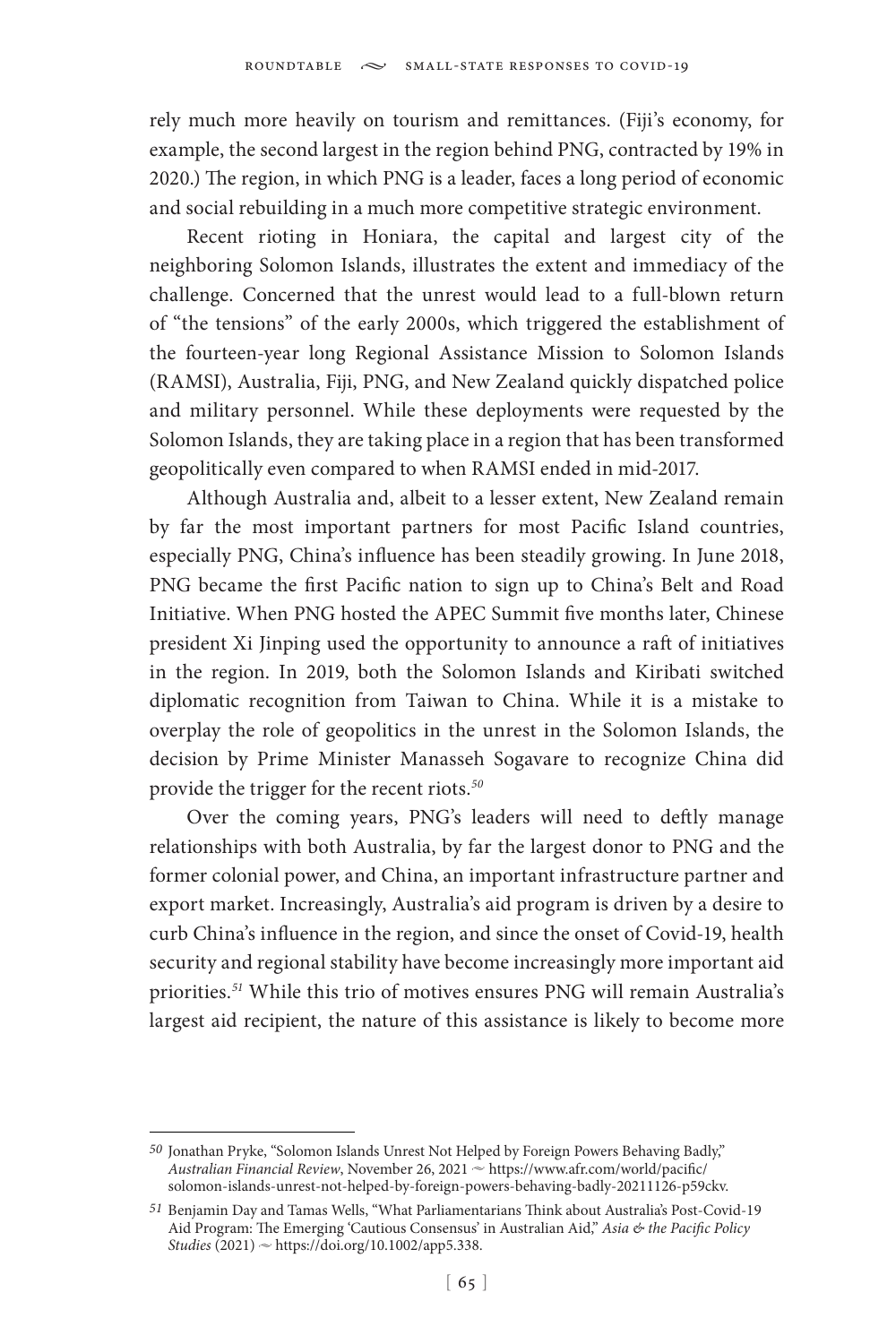rely much more heavily on tourism and remittances. (Fiji's economy, for example, the second largest in the region behind PNG, contracted by 19% in 2020.) The region, in which PNG is a leader, faces a long period of economic and social rebuilding in a much more competitive strategic environment.

Recent rioting in Honiara, the capital and largest city of the neighboring Solomon Islands, illustrates the extent and immediacy of the challenge. Concerned that the unrest would lead to a full-blown return of "the tensions" of the early 2000s, which triggered the establishment of the fourteen-year long Regional Assistance Mission to Solomon Islands (RAMSI), Australia, Fiji, PNG, and New Zealand quickly dispatched police and military personnel. While these deployments were requested by the Solomon Islands, they are taking place in a region that has been transformed geopolitically even compared to when RAMSI ended in mid-2017.

Although Australia and, albeit to a lesser extent, New Zealand remain by far the most important partners for most Pacific Island countries, especially PNG, China's influence has been steadily growing. In June 2018, PNG became the first Pacific nation to sign up to China's Belt and Road Initiative. When PNG hosted the APEC Summit five months later, Chinese president Xi Jinping used the opportunity to announce a raft of initiatives in the region. In 2019, both the Solomon Islands and Kiribati switched diplomatic recognition from Taiwan to China. While it is a mistake to overplay the role of geopolitics in the unrest in the Solomon Islands, the decision by Prime Minister Manasseh Sogavare to recognize China did provide the trigger for the recent riots.[50]

Over the coming years, PNG's leaders will need to deftly manage relationships with both Australia, by far the largest donor to PNG and the former colonial power, and China, an important infrastructure partner and export market. Increasingly, Australia's aid program is driven by a desire to curb China's influence in the region, and since the onset of Covid-19, health security and regional stability have become increasingly more important aid priorities.[51] While this trio of motives ensures PNG will remain Australia's largest aid recipient, the nature of this assistance is likely to become more

---

[50] Jonathan Pryke, "Solomon Islands Unrest Not Helped by Foreign Powers Behaving Badly," *Australian Financial Review*, November 26, 2021 ~ https://www.afr.com/world/pacific/solomon-islands-unrest-not-helped-by-foreign-powers-behaving-badly-20211126-p59ckv.

[51] Benjamin Day and Tamas Wells, "What Parliamentarians Think about Australia's Post-Covid-19 Aid Program: The Emerging 'Cautious Consensus' in Australian Aid," *Asia & the Pacific Policy Studies* (2021) ~ https://doi.org/10.1002/app5.338.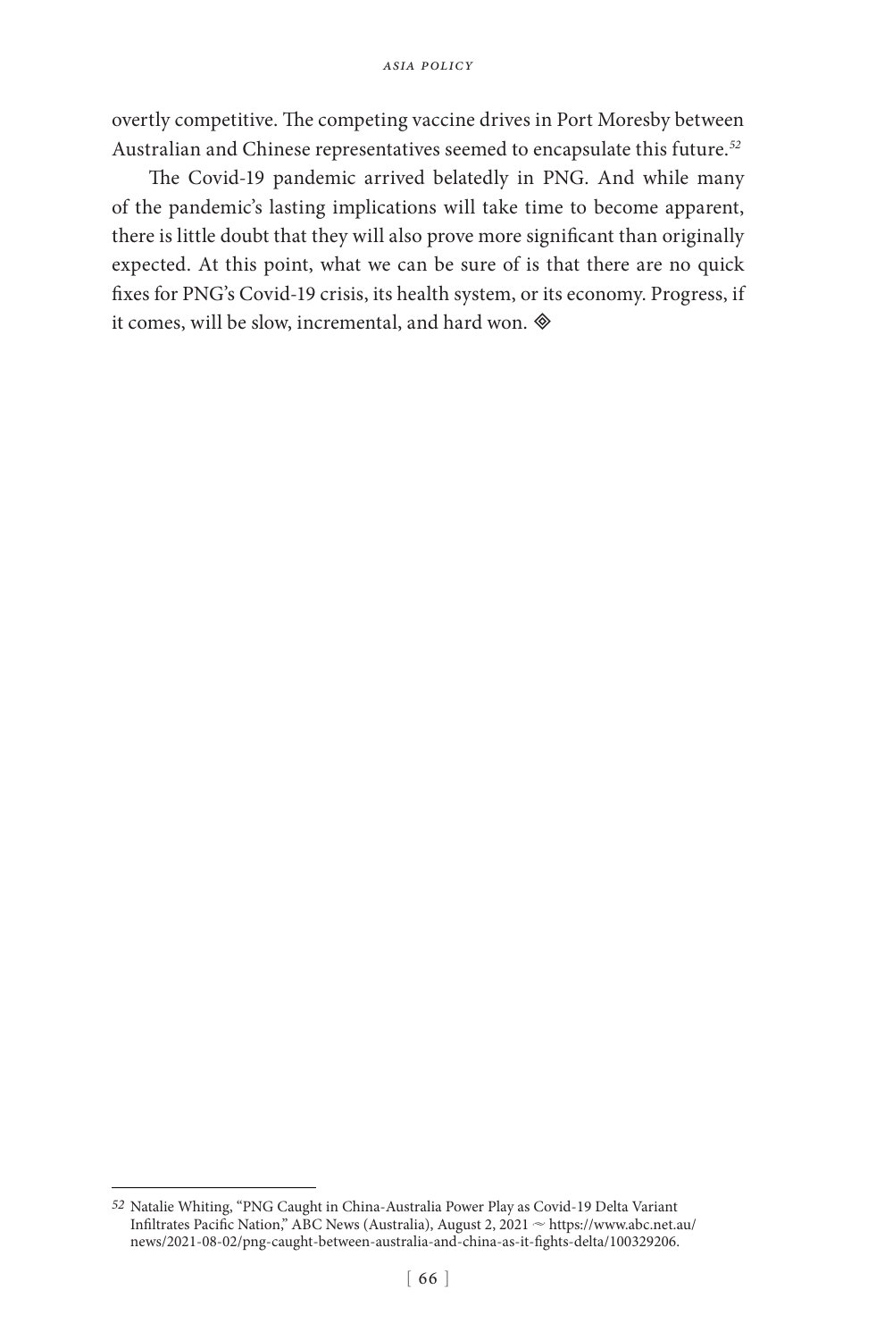overtly competitive. The competing vaccine drives in Port Moresby between Australian and Chinese representatives seemed to encapsulate this future.[52]

The Covid-19 pandemic arrived belatedly in PNG. And while many of the pandemic's lasting implications will take time to become apparent, there is little doubt that they will also prove more significant than originally expected. At this point, what we can be sure of is that there are no quick fixes for PNG's Covid-19 crisis, its health system, or its economy. Progress, if it comes, will be slow, incremental, and hard won. ◈

---

[52] Natalie Whiting, "PNG Caught in China-Australia Power Play as Covid-19 Delta Variant Infiltrates Pacific Nation," ABC News (Australia), August 2, 2021 ≈ https://www.abc.net.au/news/2021-08-02/png-caught-between-australia-and-china-as-it-fights-delta/100329206.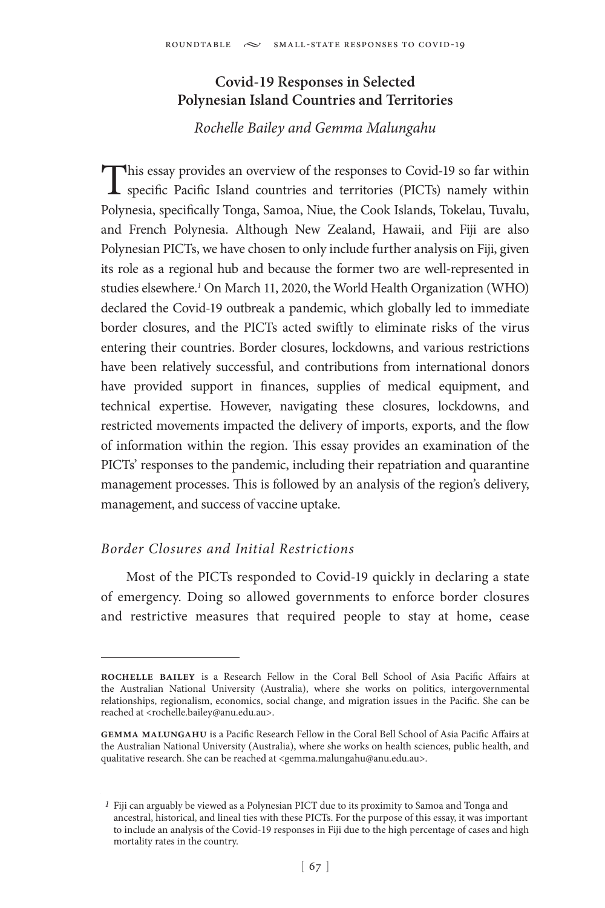## Covid-19 Responses in Selected Polynesian Island Countries and Territories

*Rochelle Bailey and Gemma Malungahu*

This essay provides an overview of the responses to Covid-19 so far within specific Pacific Island countries and territories (PICTs) namely within Polynesia, specifically Tonga, Samoa, Niue, the Cook Islands, Tokelau, Tuvalu, and French Polynesia. Although New Zealand, Hawaii, and Fiji are also Polynesian PICTs, we have chosen to only include further analysis on Fiji, given its role as a regional hub and because the former two are well-represented in studies elsewhere.[1] On March 11, 2020, the World Health Organization (WHO) declared the Covid-19 outbreak a pandemic, which globally led to immediate border closures, and the PICTs acted swiftly to eliminate risks of the virus entering their countries. Border closures, lockdowns, and various restrictions have been relatively successful, and contributions from international donors have provided support in finances, supplies of medical equipment, and technical expertise. However, navigating these closures, lockdowns, and restricted movements impacted the delivery of imports, exports, and the flow of information within the region. This essay provides an examination of the PICTs' responses to the pandemic, including their repatriation and quarantine management processes. This is followed by an analysis of the region's delivery, management, and success of vaccine uptake.

### *Border Closures and Initial Restrictions*

Most of the PICTs responded to Covid-19 quickly in declaring a state of emergency. Doing so allowed governments to enforce border closures and restrictive measures that required people to stay at home, cease

---

**ROCHELLE BAILEY** is a Research Fellow in the Coral Bell School of Asia Pacific Affairs at the Australian National University (Australia), where she works on politics, intergovernmental relationships, regionalism, economics, social change, and migration issues in the Pacific. She can be reached at <rochelle.bailey@anu.edu.au>.

**GEMMA MALUNGAHU** is a Pacific Research Fellow in the Coral Bell School of Asia Pacific Affairs at the Australian National University (Australia), where she works on health sciences, public health, and qualitative research. She can be reached at <gemma.malungahu@anu.edu.au>.

[1] Fiji can arguably be viewed as a Polynesian PICT due to its proximity to Samoa and Tonga and ancestral, historical, and lineal ties with these PICTs. For the purpose of this essay, it was important to include an analysis of the Covid-19 responses in Fiji due to the high percentage of cases and high mortality rates in the country.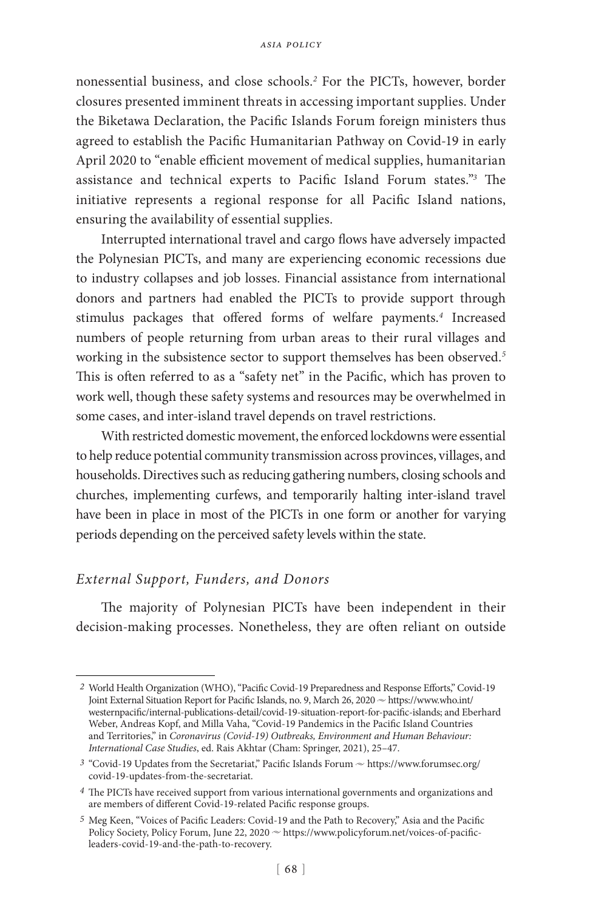nonessential business, and close schools.[2] For the PICTs, however, border closures presented imminent threats in accessing important supplies. Under the Biketawa Declaration, the Pacific Islands Forum foreign ministers thus agreed to establish the Pacific Humanitarian Pathway on Covid-19 in early April 2020 to "enable efficient movement of medical supplies, humanitarian assistance and technical experts to Pacific Island Forum states."[3] The initiative represents a regional response for all Pacific Island nations, ensuring the availability of essential supplies.

Interrupted international travel and cargo flows have adversely impacted the Polynesian PICTs, and many are experiencing economic recessions due to industry collapses and job losses. Financial assistance from international donors and partners had enabled the PICTs to provide support through stimulus packages that offered forms of welfare payments.[4] Increased numbers of people returning from urban areas to their rural villages and working in the subsistence sector to support themselves has been observed.[5] This is often referred to as a "safety net" in the Pacific, which has proven to work well, though these safety systems and resources may be overwhelmed in some cases, and inter-island travel depends on travel restrictions.

With restricted domestic movement, the enforced lockdowns were essential to help reduce potential community transmission across provinces, villages, and households. Directives such as reducing gathering numbers, closing schools and churches, implementing curfews, and temporarily halting inter-island travel have been in place in most of the PICTs in one form or another for varying periods depending on the perceived safety levels within the state.

### *External Support, Funders, and Donors*

The majority of Polynesian PICTs have been independent in their decision-making processes. Nonetheless, they are often reliant on outside

---

[2] World Health Organization (WHO), "Pacific Covid-19 Preparedness and Response Efforts," Covid-19 Joint External Situation Report for Pacific Islands, no. 9, March 26, 2020 ~ https://www.who.int/westernpacific/internal-publications-detail/covid-19-situation-report-for-pacific-islands; and Eberhard Weber, Andreas Kopf, and Milla Vaha, "Covid-19 Pandemics in the Pacific Island Countries and Territories," in *Coronavirus (Covid-19) Outbreaks, Environment and Human Behaviour: International Case Studies*, ed. Rais Akhtar (Cham: Springer, 2021), 25–47.

[3] "Covid-19 Updates from the Secretariat," Pacific Islands Forum ~ https://www.forumsec.org/covid-19-updates-from-the-secretariat.

[4] The PICTs have received support from various international governments and organizations and are members of different Covid-19-related Pacific response groups.

[5] Meg Keen, "Voices of Pacific Leaders: Covid-19 and the Path to Recovery," Asia and the Pacific Policy Society, Policy Forum, June 22, 2020 ~ https://www.policyforum.net/voices-of-pacific-leaders-covid-19-and-the-path-to-recovery.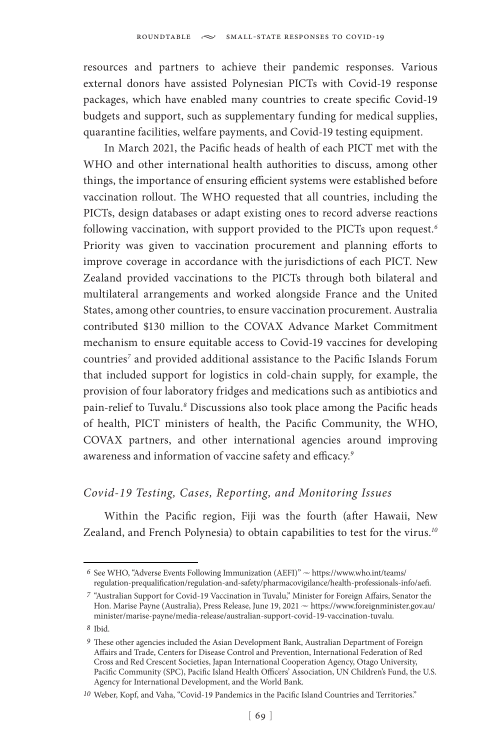resources and partners to achieve their pandemic responses. Various external donors have assisted Polynesian PICTs with Covid-19 response packages, which have enabled many countries to create specific Covid-19 budgets and support, such as supplementary funding for medical supplies, quarantine facilities, welfare payments, and Covid-19 testing equipment.

In March 2021, the Pacific heads of health of each PICT met with the WHO and other international health authorities to discuss, among other things, the importance of ensuring efficient systems were established before vaccination rollout. The WHO requested that all countries, including the PICTs, design databases or adapt existing ones to record adverse reactions following vaccination, with support provided to the PICTs upon request.[6] Priority was given to vaccination procurement and planning efforts to improve coverage in accordance with the jurisdictions of each PICT. New Zealand provided vaccinations to the PICTs through both bilateral and multilateral arrangements and worked alongside France and the United States, among other countries, to ensure vaccination procurement. Australia contributed $130 million to the COVAX Advance Market Commitment mechanism to ensure equitable access to Covid-19 vaccines for developing countries[7] and provided additional assistance to the Pacific Islands Forum that included support for logistics in cold-chain supply, for example, the provision of four laboratory fridges and medications such as antibiotics and pain-relief to Tuvalu.[8] Discussions also took place among the Pacific heads of health, PICT ministers of health, the Pacific Community, the WHO, COVAX partners, and other international agencies around improving awareness and information of vaccine safety and efficacy.[9]

### *Covid-19 Testing, Cases, Reporting, and Monitoring Issues*

Within the Pacific region, Fiji was the fourth (after Hawaii, New Zealand, and French Polynesia) to obtain capabilities to test for the virus.[10]

---

6 See WHO, "Adverse Events Following Immunization (AEFI)" ~ https://www.who.int/teams/regulation-prequalification/regulation-and-safety/pharmacovigilance/health-professionals-info/aefi.

7 "Australian Support for Covid-19 Vaccination in Tuvalu," Minister for Foreign Affairs, Senator the Hon. Marise Payne (Australia), Press Release, June 19, 2021 ~ https://www.foreignminister.gov.au/minister/marise-payne/media-release/australian-support-covid-19-vaccination-tuvalu.

8 Ibid.

9 These other agencies included the Asian Development Bank, Australian Department of Foreign Affairs and Trade, Centers for Disease Control and Prevention, International Federation of Red Cross and Red Crescent Societies, Japan International Cooperation Agency, Otago University, Pacific Community (SPC), Pacific Island Health Officers' Association, UN Children's Fund, the U.S. Agency for International Development, and the World Bank.

10 Weber, Kopf, and Vaha, "Covid-19 Pandemics in the Pacific Island Countries and Territories."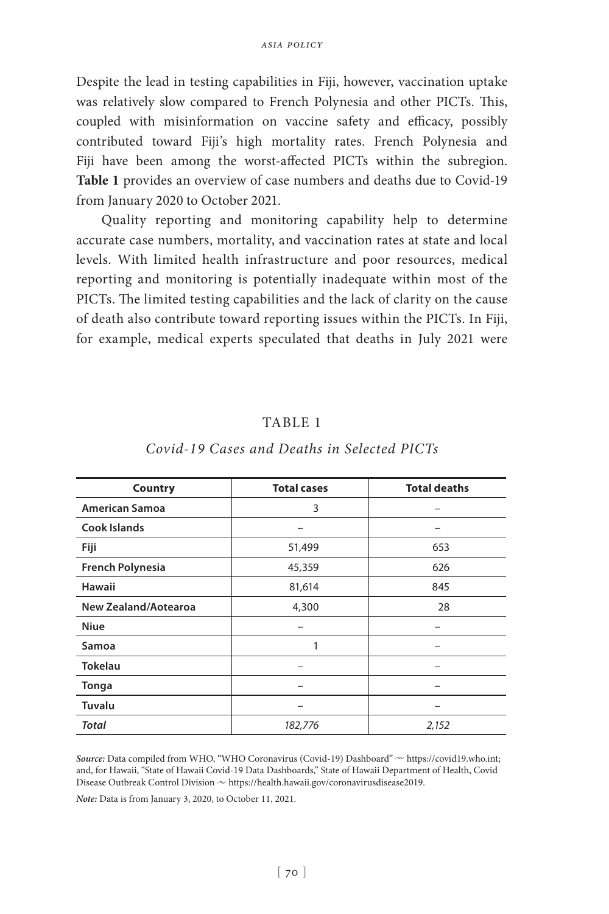Despite the lead in testing capabilities in Fiji, however, vaccination uptake was relatively slow compared to French Polynesia and other PICTs. This, coupled with misinformation on vaccine safety and efficacy, possibly contributed toward Fiji's high mortality rates. French Polynesia and Fiji have been among the worst-affected PICTs within the subregion. **Table 1** provides an overview of case numbers and deaths due to Covid-19 from January 2020 to October 2021.

Quality reporting and monitoring capability help to determine accurate case numbers, mortality, and vaccination rates at state and local levels. With limited health infrastructure and poor resources, medical reporting and monitoring is potentially inadequate within most of the PICTs. The limited testing capabilities and the lack of clarity on the cause of death also contribute toward reporting issues within the PICTs. In Fiji, for example, medical experts speculated that deaths in July 2021 were

TABLE 1

*Covid-19 Cases and Deaths in Selected PICTs*

| Country | Total cases | Total deaths |
|---|---|---|
| **American Samoa** | 3 | – |
| **Cook Islands** | – | – |
| **Fiji** | 51,499 | 653 |
| **French Polynesia** | 45,359 | 626 |
| **Hawaii** | 81,614 | 845 |
| **New Zealand/Aotearoa** | 4,300 | 28 |
| **Niue** | – | – |
| **Samoa** | 1 | – |
| **Tokelau** | – | – |
| **Tonga** | – | – |
| **Tuvalu** | – | – |
| ***Total*** | *182,776* | *2,152* |

***Source:*** Data compiled from WHO, "WHO Coronavirus (Covid-19) Dashboard" ~ https://covid19.who.int; and, for Hawaii, "State of Hawaii Covid-19 Data Dashboards," State of Hawaii Department of Health, Covid Disease Outbreak Control Division ~ https://health.hawaii.gov/coronavirusdisease2019.

***Note:*** Data is from January 3, 2020, to October 11, 2021.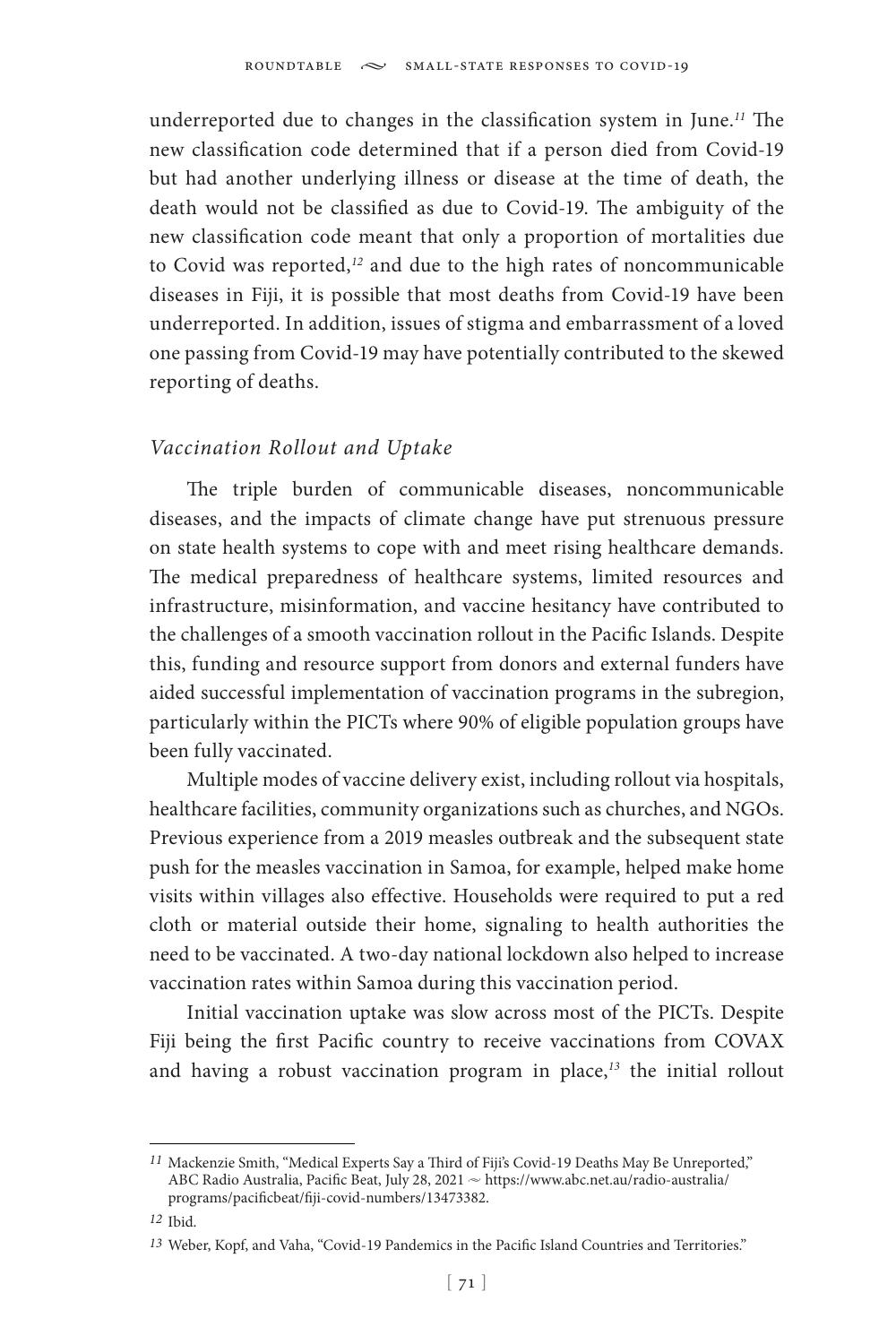underreported due to changes in the classification system in June.[11] The new classification code determined that if a person died from Covid-19 but had another underlying illness or disease at the time of death, the death would not be classified as due to Covid-19. The ambiguity of the new classification code meant that only a proportion of mortalities due to Covid was reported,[12] and due to the high rates of noncommunicable diseases in Fiji, it is possible that most deaths from Covid-19 have been underreported. In addition, issues of stigma and embarrassment of a loved one passing from Covid-19 may have potentially contributed to the skewed reporting of deaths.

### *Vaccination Rollout and Uptake*

The triple burden of communicable diseases, noncommunicable diseases, and the impacts of climate change have put strenuous pressure on state health systems to cope with and meet rising healthcare demands. The medical preparedness of healthcare systems, limited resources and infrastructure, misinformation, and vaccine hesitancy have contributed to the challenges of a smooth vaccination rollout in the Pacific Islands. Despite this, funding and resource support from donors and external funders have aided successful implementation of vaccination programs in the subregion, particularly within the PICTs where 90% of eligible population groups have been fully vaccinated.

Multiple modes of vaccine delivery exist, including rollout via hospitals, healthcare facilities, community organizations such as churches, and NGOs. Previous experience from a 2019 measles outbreak and the subsequent state push for the measles vaccination in Samoa, for example, helped make home visits within villages also effective. Households were required to put a red cloth or material outside their home, signaling to health authorities the need to be vaccinated. A two-day national lockdown also helped to increase vaccination rates within Samoa during this vaccination period.

Initial vaccination uptake was slow across most of the PICTs. Despite Fiji being the first Pacific country to receive vaccinations from COVAX and having a robust vaccination program in place,[13] the initial rollout

---

[11] Mackenzie Smith, "Medical Experts Say a Third of Fiji's Covid-19 Deaths May Be Unreported," ABC Radio Australia, Pacific Beat, July 28, 2021 ~ https://www.abc.net.au/radio-australia/programs/pacificbeat/fiji-covid-numbers/13473382.

[12] Ibid.

[13] Weber, Kopf, and Vaha, "Covid-19 Pandemics in the Pacific Island Countries and Territories."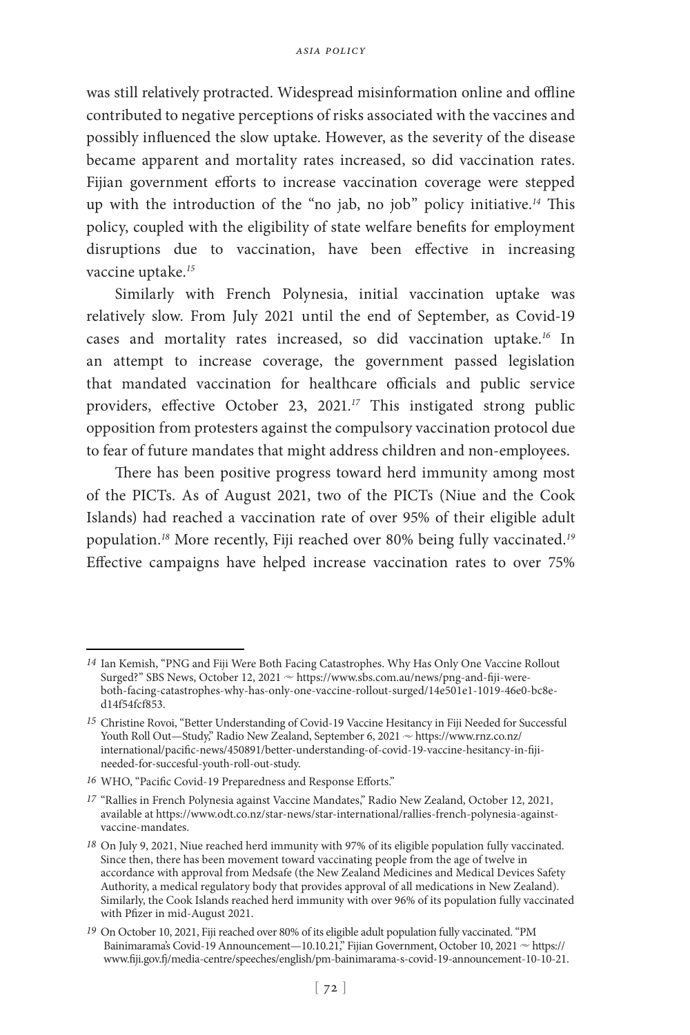was still relatively protracted. Widespread misinformation online and offline contributed to negative perceptions of risks associated with the vaccines and possibly influenced the slow uptake. However, as the severity of the disease became apparent and mortality rates increased, so did vaccination rates. Fijian government efforts to increase vaccination coverage were stepped up with the introduction of the "no jab, no job" policy initiative.[14] This policy, coupled with the eligibility of state welfare benefits for employment disruptions due to vaccination, have been effective in increasing vaccine uptake.[15]

Similarly with French Polynesia, initial vaccination uptake was relatively slow. From July 2021 until the end of September, as Covid-19 cases and mortality rates increased, so did vaccination uptake.[16] In an attempt to increase coverage, the government passed legislation that mandated vaccination for healthcare officials and public service providers, effective October 23, 2021.[17] This instigated strong public opposition from protesters against the compulsory vaccination protocol due to fear of future mandates that might address children and non-employees.

There has been positive progress toward herd immunity among most of the PICTs. As of August 2021, two of the PICTs (Niue and the Cook Islands) had reached a vaccination rate of over 95% of their eligible adult population.[18] More recently, Fiji reached over 80% being fully vaccinated.[19] Effective campaigns have helped increase vaccination rates to over 75%

---

14 Ian Kemish, "PNG and Fiji Were Both Facing Catastrophes. Why Has Only One Vaccine Rollout Surged?" SBS News, October 12, 2021 ~ https://www.sbs.com.au/news/png-and-fiji-were-both-facing-catastrophes-why-has-only-one-vaccine-rollout-surged/14e501e1-1019-46e0-bc8e-d14f54fcf853.

15 Christine Rovoi, "Better Understanding of Covid-19 Vaccine Hesitancy in Fiji Needed for Successful Youth Roll Out—Study," Radio New Zealand, September 6, 2021 ~ https://www.rnz.co.nz/international/pacific-news/450891/better-understanding-of-covid-19-vaccine-hesitancy-in-fiji-needed-for-succesful-youth-roll-out-study.

16 WHO, "Pacific Covid-19 Preparedness and Response Efforts."

17 "Rallies in French Polynesia against Vaccine Mandates," Radio New Zealand, October 12, 2021, available at https://www.odt.co.nz/star-news/star-international/rallies-french-polynesia-against-vaccine-mandates.

18 On July 9, 2021, Niue reached herd immunity with 97% of its eligible population fully vaccinated. Since then, there has been movement toward vaccinating people from the age of twelve in accordance with approval from Medsafe (the New Zealand Medicines and Medical Devices Safety Authority, a medical regulatory body that provides approval of all medications in New Zealand). Similarly, the Cook Islands reached herd immunity with over 96% of its population fully vaccinated with Pfizer in mid-August 2021.

19 On October 10, 2021, Fiji reached over 80% of its eligible adult population fully vaccinated. "PM Bainimarama's Covid-19 Announcement—10.10.21," Fijian Government, October 10, 2021 ~ https://www.fiji.gov.fj/media-centre/speeches/english/pm-bainimarama-s-covid-19-announcement-10-10-21.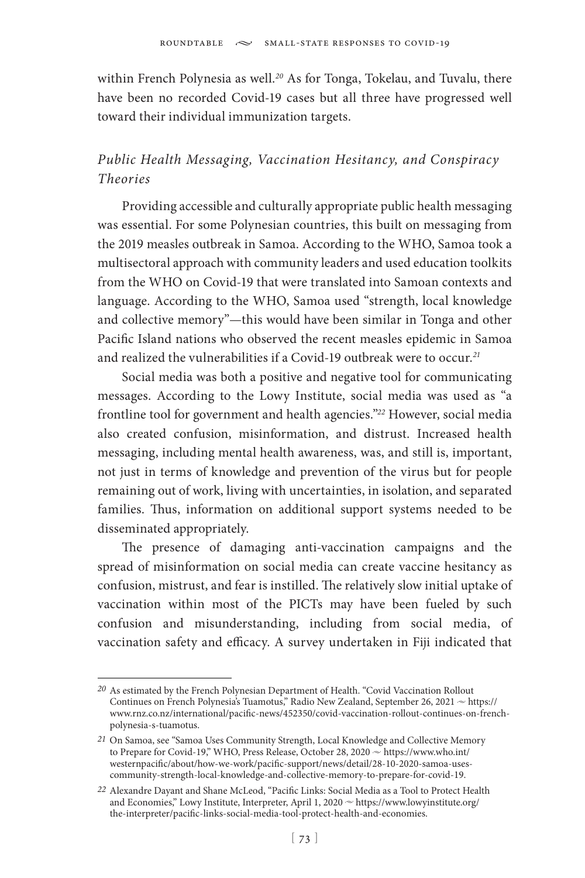within French Polynesia as well.[20] As for Tonga, Tokelau, and Tuvalu, there have been no recorded Covid-19 cases but all three have progressed well toward their individual immunization targets.

### *Public Health Messaging, Vaccination Hesitancy, and Conspiracy Theories*

Providing accessible and culturally appropriate public health messaging was essential. For some Polynesian countries, this built on messaging from the 2019 measles outbreak in Samoa. According to the WHO, Samoa took a multisectoral approach with community leaders and used education toolkits from the WHO on Covid-19 that were translated into Samoan contexts and language. According to the WHO, Samoa used "strength, local knowledge and collective memory"—this would have been similar in Tonga and other Pacific Island nations who observed the recent measles epidemic in Samoa and realized the vulnerabilities if a Covid-19 outbreak were to occur.[21]

Social media was both a positive and negative tool for communicating messages. According to the Lowy Institute, social media was used as "a frontline tool for government and health agencies."[22] However, social media also created confusion, misinformation, and distrust. Increased health messaging, including mental health awareness, was, and still is, important, not just in terms of knowledge and prevention of the virus but for people remaining out of work, living with uncertainties, in isolation, and separated families. Thus, information on additional support systems needed to be disseminated appropriately.

The presence of damaging anti-vaccination campaigns and the spread of misinformation on social media can create vaccine hesitancy as confusion, mistrust, and fear is instilled. The relatively slow initial uptake of vaccination within most of the PICTs may have been fueled by such confusion and misunderstanding, including from social media, of vaccination safety and efficacy. A survey undertaken in Fiji indicated that

---

20 As estimated by the French Polynesian Department of Health. "Covid Vaccination Rollout Continues on French Polynesia's Tuamotus," Radio New Zealand, September 26, 2021 ~ https://www.rnz.co.nz/international/pacific-news/452350/covid-vaccination-rollout-continues-on-french-polynesia-s-tuamotus.

21 On Samoa, see "Samoa Uses Community Strength, Local Knowledge and Collective Memory to Prepare for Covid-19," WHO, Press Release, October 28, 2020 ~ https://www.who.int/westernpacific/about/how-we-work/pacific-support/news/detail/28-10-2020-samoa-uses-community-strength-local-knowledge-and-collective-memory-to-prepare-for-covid-19.

22 Alexandre Dayant and Shane McLeod, "Pacific Links: Social Media as a Tool to Protect Health and Economies," Lowy Institute, Interpreter, April 1, 2020 ~ https://www.lowyinstitute.org/the-interpreter/pacific-links-social-media-tool-protect-health-and-economies.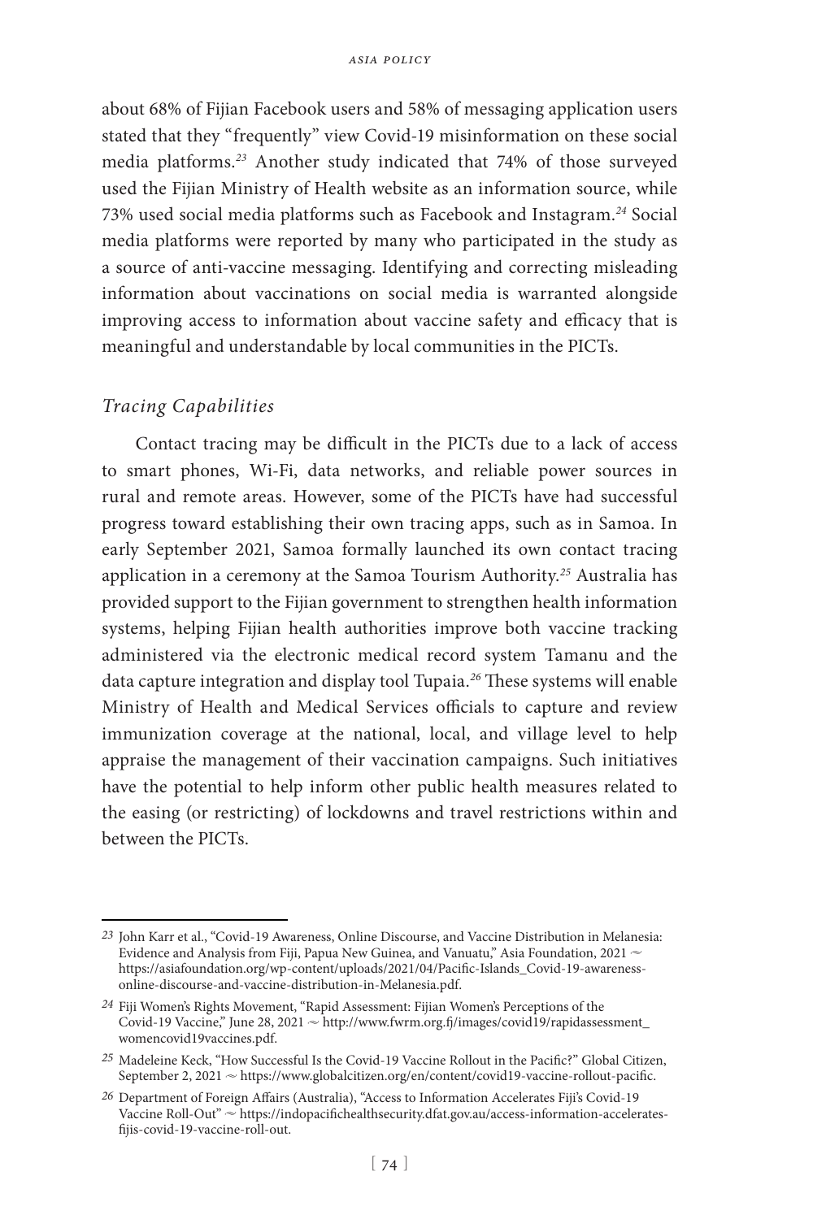about 68% of Fijian Facebook users and 58% of messaging application users stated that they "frequently" view Covid-19 misinformation on these social media platforms.[23] Another study indicated that 74% of those surveyed used the Fijian Ministry of Health website as an information source, while 73% used social media platforms such as Facebook and Instagram.[24] Social media platforms were reported by many who participated in the study as a source of anti-vaccine messaging. Identifying and correcting misleading information about vaccinations on social media is warranted alongside improving access to information about vaccine safety and efficacy that is meaningful and understandable by local communities in the PICTs.

### *Tracing Capabilities*

Contact tracing may be difficult in the PICTs due to a lack of access to smart phones, Wi-Fi, data networks, and reliable power sources in rural and remote areas. However, some of the PICTs have had successful progress toward establishing their own tracing apps, such as in Samoa. In early September 2021, Samoa formally launched its own contact tracing application in a ceremony at the Samoa Tourism Authority.[25] Australia has provided support to the Fijian government to strengthen health information systems, helping Fijian health authorities improve both vaccine tracking administered via the electronic medical record system Tamanu and the data capture integration and display tool Tupaia.[26] These systems will enable Ministry of Health and Medical Services officials to capture and review immunization coverage at the national, local, and village level to help appraise the management of their vaccination campaigns. Such initiatives have the potential to help inform other public health measures related to the easing (or restricting) of lockdowns and travel restrictions within and between the PICTs.

---

23 John Karr et al., "Covid-19 Awareness, Online Discourse, and Vaccine Distribution in Melanesia: Evidence and Analysis from Fiji, Papua New Guinea, and Vanuatu," Asia Foundation, 2021 ~ https://asiafoundation.org/wp-content/uploads/2021/04/Pacific-Islands_Covid-19-awareness-online-discourse-and-vaccine-distribution-in-Melanesia.pdf.

24 Fiji Women's Rights Movement, "Rapid Assessment: Fijian Women's Perceptions of the Covid-19 Vaccine," June 28, 2021 ~ http://www.fwrm.org.fj/images/covid19/rapidassessment_womencovid19vaccines.pdf.

25 Madeleine Keck, "How Successful Is the Covid-19 Vaccine Rollout in the Pacific?" Global Citizen, September 2, 2021 ~ https://www.globalcitizen.org/en/content/covid19-vaccine-rollout-pacific.

26 Department of Foreign Affairs (Australia), "Access to Information Accelerates Fiji's Covid-19 Vaccine Roll-Out" ~ https://indopacifichealthsecurity.dfat.gov.au/access-information-accelerates-fijis-covid-19-vaccine-roll-out.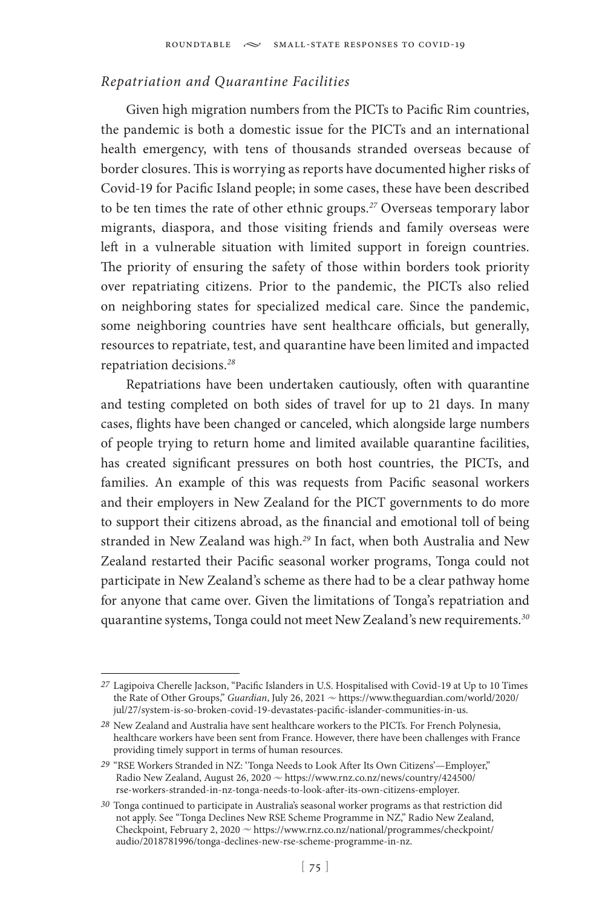### *Repatriation and Quarantine Facilities*

Given high migration numbers from the PICTs to Pacific Rim countries, the pandemic is both a domestic issue for the PICTs and an international health emergency, with tens of thousands stranded overseas because of border closures. This is worrying as reports have documented higher risks of Covid-19 for Pacific Island people; in some cases, these have been described to be ten times the rate of other ethnic groups.[27] Overseas temporary labor migrants, diaspora, and those visiting friends and family overseas were left in a vulnerable situation with limited support in foreign countries. The priority of ensuring the safety of those within borders took priority over repatriating citizens. Prior to the pandemic, the PICTs also relied on neighboring states for specialized medical care. Since the pandemic, some neighboring countries have sent healthcare officials, but generally, resources to repatriate, test, and quarantine have been limited and impacted repatriation decisions.[28]

Repatriations have been undertaken cautiously, often with quarantine and testing completed on both sides of travel for up to 21 days. In many cases, flights have been changed or canceled, which alongside large numbers of people trying to return home and limited available quarantine facilities, has created significant pressures on both host countries, the PICTs, and families. An example of this was requests from Pacific seasonal workers and their employers in New Zealand for the PICT governments to do more to support their citizens abroad, as the financial and emotional toll of being stranded in New Zealand was high.[29] In fact, when both Australia and New Zealand restarted their Pacific seasonal worker programs, Tonga could not participate in New Zealand's scheme as there had to be a clear pathway home for anyone that came over. Given the limitations of Tonga's repatriation and quarantine systems, Tonga could not meet New Zealand's new requirements.[30]

---

27 Lagipoiva Cherelle Jackson, "Pacific Islanders in U.S. Hospitalised with Covid-19 at Up to 10 Times the Rate of Other Groups," *Guardian*, July 26, 2021 ~ https://www.theguardian.com/world/2020/jul/27/system-is-so-broken-covid-19-devastates-pacific-islander-communities-in-us.

28 New Zealand and Australia have sent healthcare workers to the PICTs. For French Polynesia, healthcare workers have been sent from France. However, there have been challenges with France providing timely support in terms of human resources.

29 "RSE Workers Stranded in NZ: 'Tonga Needs to Look After Its Own Citizens'—Employer," Radio New Zealand, August 26, 2020 ~ https://www.rnz.co.nz/news/country/424500/rse-workers-stranded-in-nz-tonga-needs-to-look-after-its-own-citizens-employer.

30 Tonga continued to participate in Australia's seasonal worker programs as that restriction did not apply. See "Tonga Declines New RSE Scheme Programme in NZ," Radio New Zealand, Checkpoint, February 2, 2020 ~ https://www.rnz.co.nz/national/programmes/checkpoint/audio/2018781996/tonga-declines-new-rse-scheme-programme-in-nz.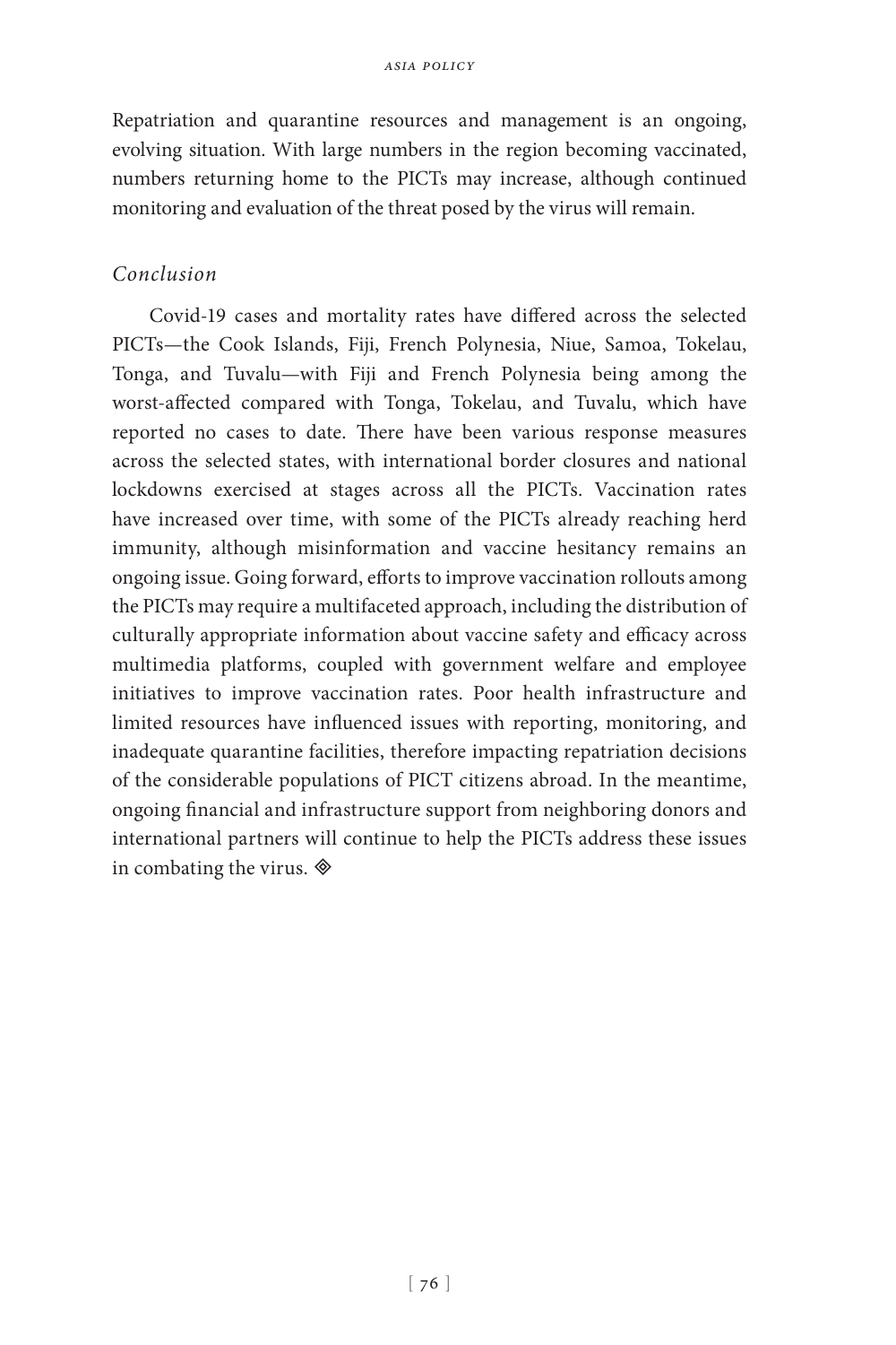Repatriation and quarantine resources and management is an ongoing, evolving situation. With large numbers in the region becoming vaccinated, numbers returning home to the PICTs may increase, although continued monitoring and evaluation of the threat posed by the virus will remain.

### *Conclusion*

Covid-19 cases and mortality rates have differed across the selected PICTs—the Cook Islands, Fiji, French Polynesia, Niue, Samoa, Tokelau, Tonga, and Tuvalu—with Fiji and French Polynesia being among the worst-affected compared with Tonga, Tokelau, and Tuvalu, which have reported no cases to date. There have been various response measures across the selected states, with international border closures and national lockdowns exercised at stages across all the PICTs. Vaccination rates have increased over time, with some of the PICTs already reaching herd immunity, although misinformation and vaccine hesitancy remains an ongoing issue. Going forward, efforts to improve vaccination rollouts among the PICTs may require a multifaceted approach, including the distribution of culturally appropriate information about vaccine safety and efficacy across multimedia platforms, coupled with government welfare and employee initiatives to improve vaccination rates. Poor health infrastructure and limited resources have influenced issues with reporting, monitoring, and inadequate quarantine facilities, therefore impacting repatriation decisions of the considerable populations of PICT citizens abroad. In the meantime, ongoing financial and infrastructure support from neighboring donors and international partners will continue to help the PICTs address these issues in combating the virus. ◈